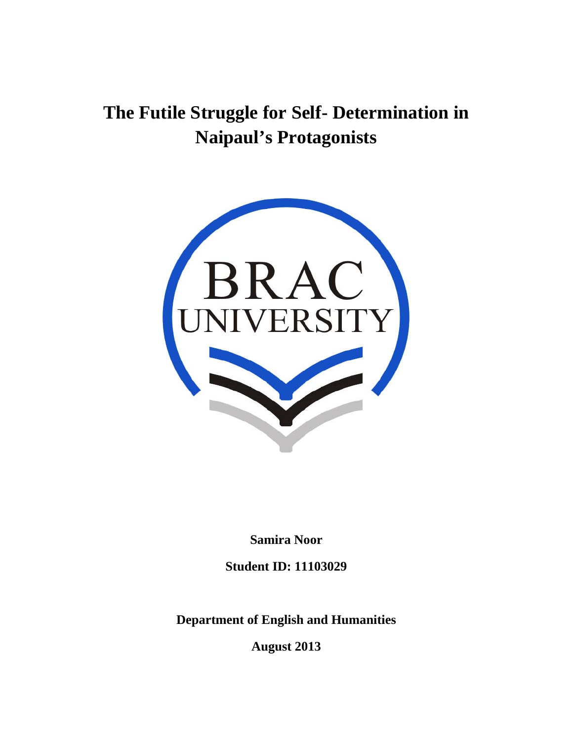# The Futile Struggle for Self- Determination in Naipaul's Protagonists

BRAC UNIVERSITY

**Samira Noor**

**Student ID: 11103029**

**Department of English and Humanities**

**August 2013**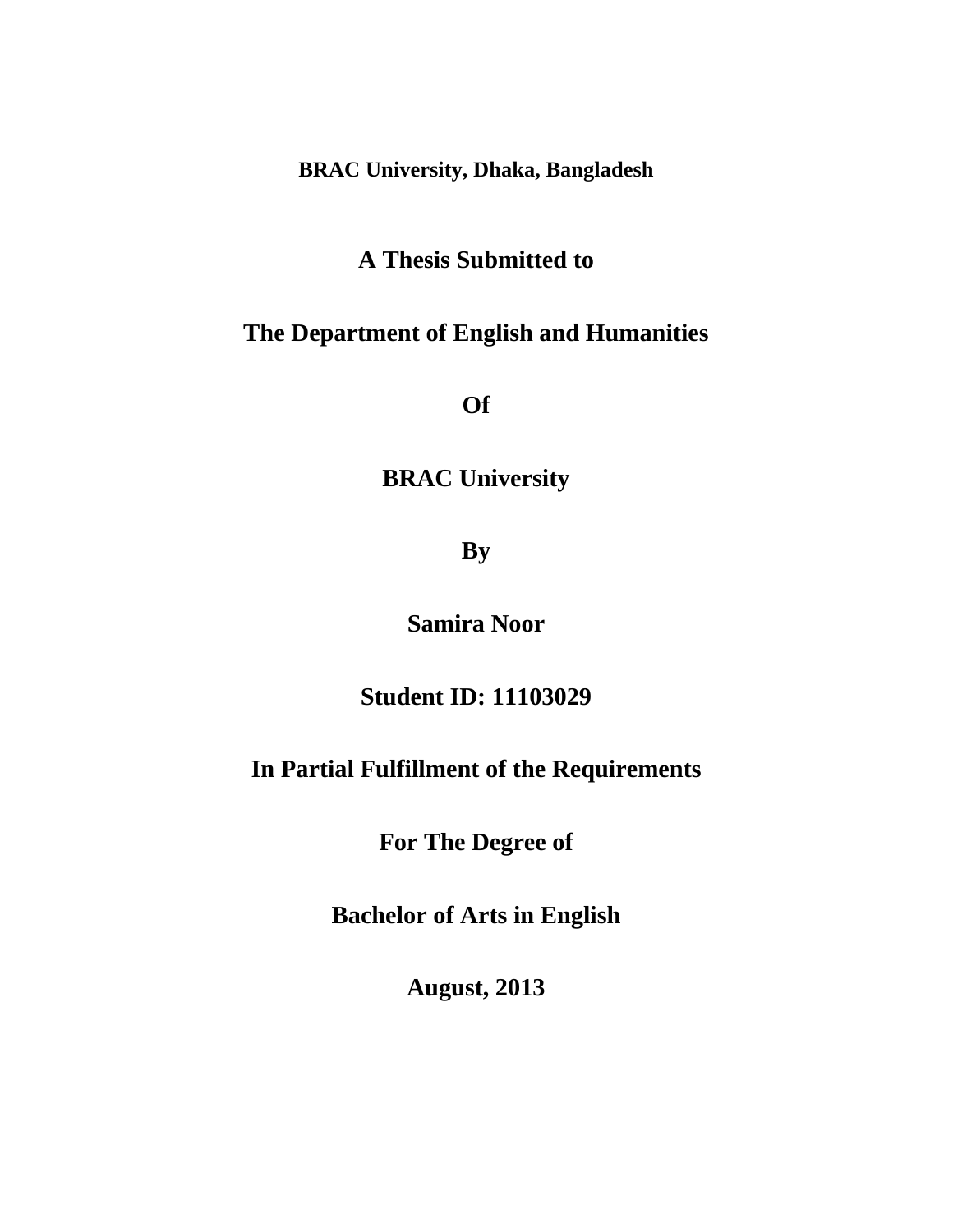**BRAC University, Dhaka, Bangladesh**

**A Thesis Submitted to**

**The Department of English and Humanities**

**Of**

**BRAC University**

**By**

**Samira Noor**

**Student ID: 11103029**

**In Partial Fulfillment of the Requirements**

**For The Degree of**

**Bachelor of Arts in English**

**August, 2013**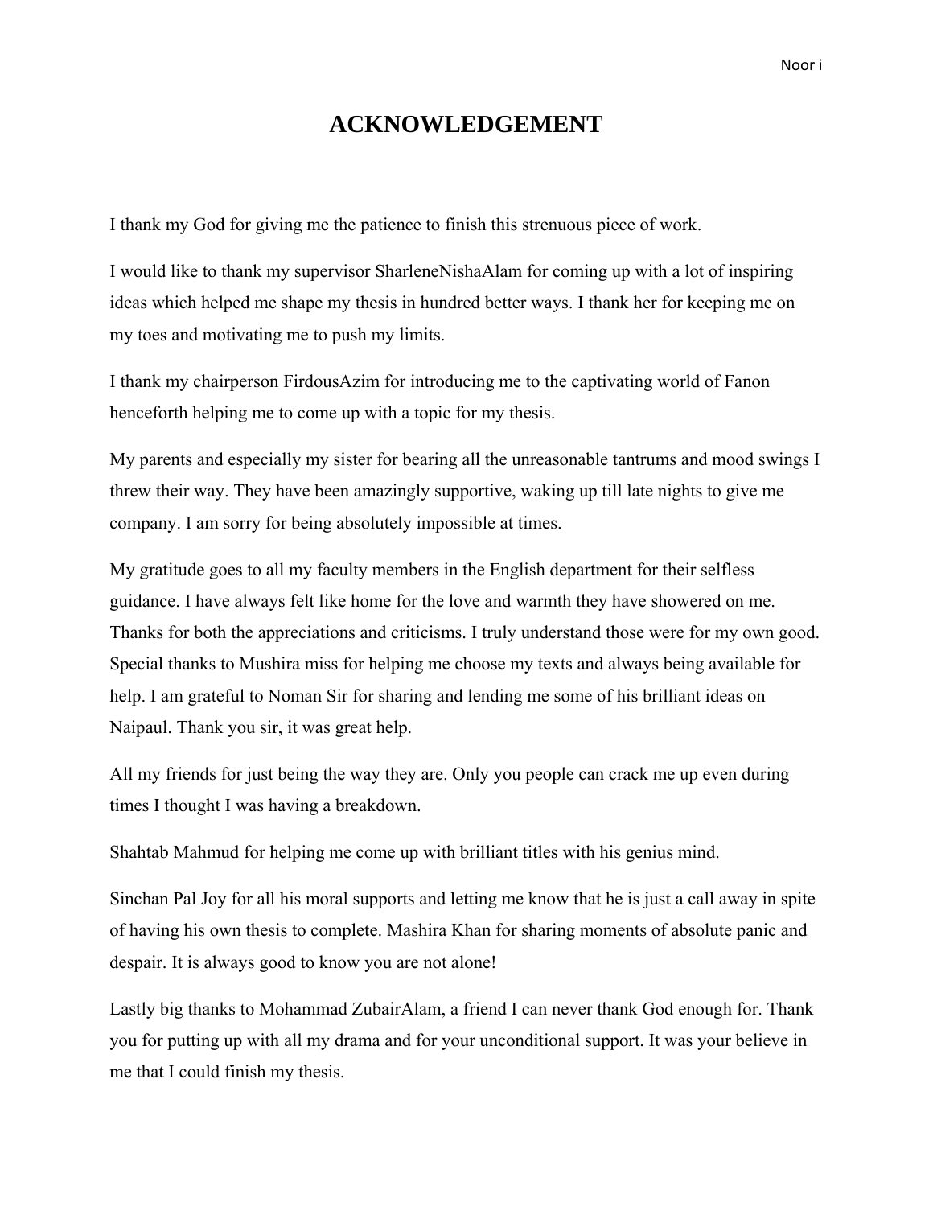# ACKNOWLEDGEMENT

I thank my God for giving me the patience to finish this strenuous piece of work.

I would like to thank my supervisor SharleneNishaAlam for coming up with a lot of inspiring ideas which helped me shape my thesis in hundred better ways. I thank her for keeping me on my toes and motivating me to push my limits.

I thank my chairperson FirdousAzim for introducing me to the captivating world of Fanon henceforth helping me to come up with a topic for my thesis.

My parents and especially my sister for bearing all the unreasonable tantrums and mood swings I threw their way. They have been amazingly supportive, waking up till late nights to give me company. I am sorry for being absolutely impossible at times.

My gratitude goes to all my faculty members in the English department for their selfless guidance. I have always felt like home for the love and warmth they have showered on me. Thanks for both the appreciations and criticisms. I truly understand those were for my own good. Special thanks to Mushira miss for helping me choose my texts and always being available for help. I am grateful to Noman Sir for sharing and lending me some of his brilliant ideas on Naipaul. Thank you sir, it was great help.

All my friends for just being the way they are. Only you people can crack me up even during times I thought I was having a breakdown.

Shahtab Mahmud for helping me come up with brilliant titles with his genius mind.

Sinchan Pal Joy for all his moral supports and letting me know that he is just a call away in spite of having his own thesis to complete. Mashira Khan for sharing moments of absolute panic and despair. It is always good to know you are not alone!

Lastly big thanks to Mohammad ZubairAlam, a friend I can never thank God enough for. Thank you for putting up with all my drama and for your unconditional support. It was your believe in me that I could finish my thesis.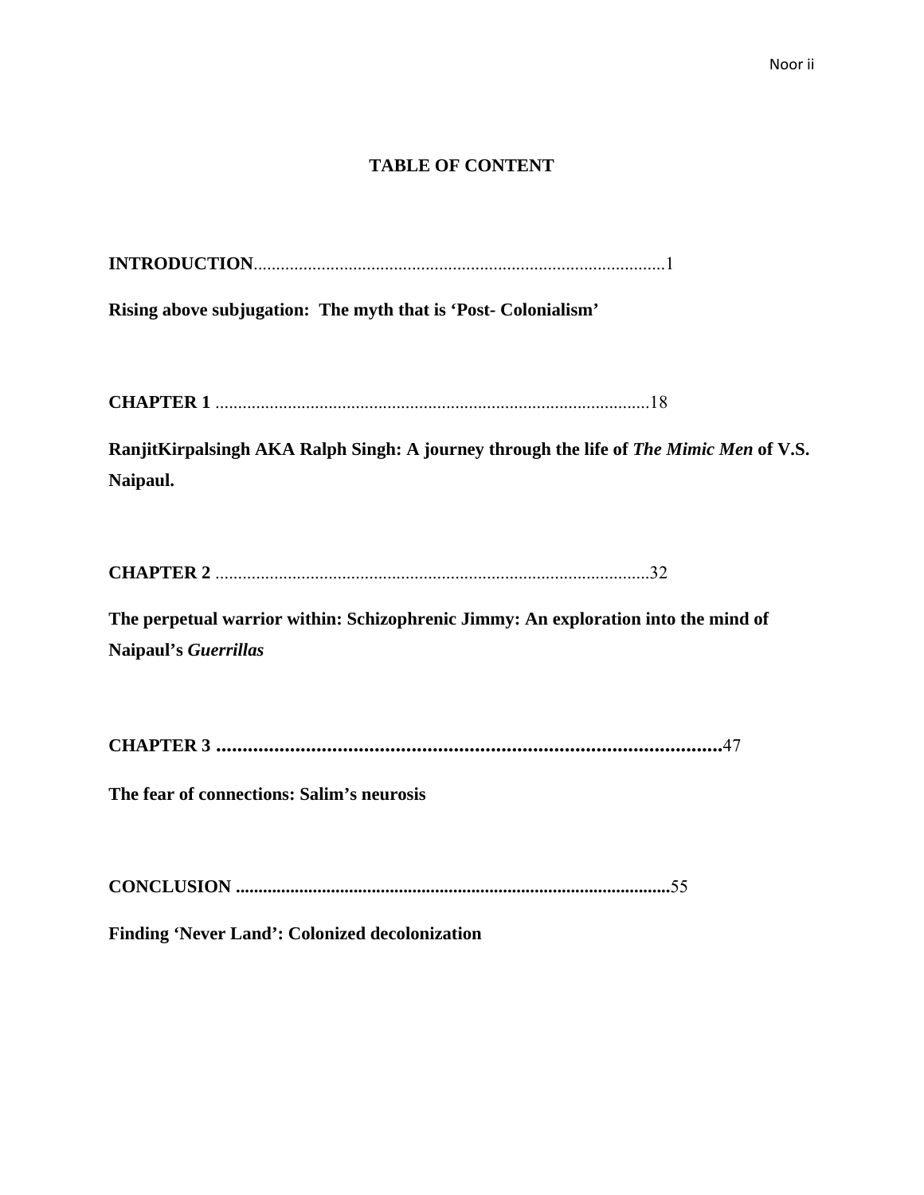# TABLE OF CONTENT

**INTRODUCTION**..........................................................................................1

**Rising above subjugation: The myth that is 'Post- Colonialism'**

**CHAPTER 1** ................................................................................................18

**RanjitKirpalsingh AKA Ralph Singh: A journey through the life of *The Mimic Men* of V.S. Naipaul.**

**CHAPTER 2** ................................................................................................32

**The perpetual warrior within: Schizophrenic Jimmy: An exploration into the mind of Naipaul's *Guerrillas***

**CHAPTER 3** ................................................................................................47

**The fear of connections: Salim's neurosis**

**CONCLUSION** ..............................................................................................55

**Finding 'Never Land': Colonized decolonization**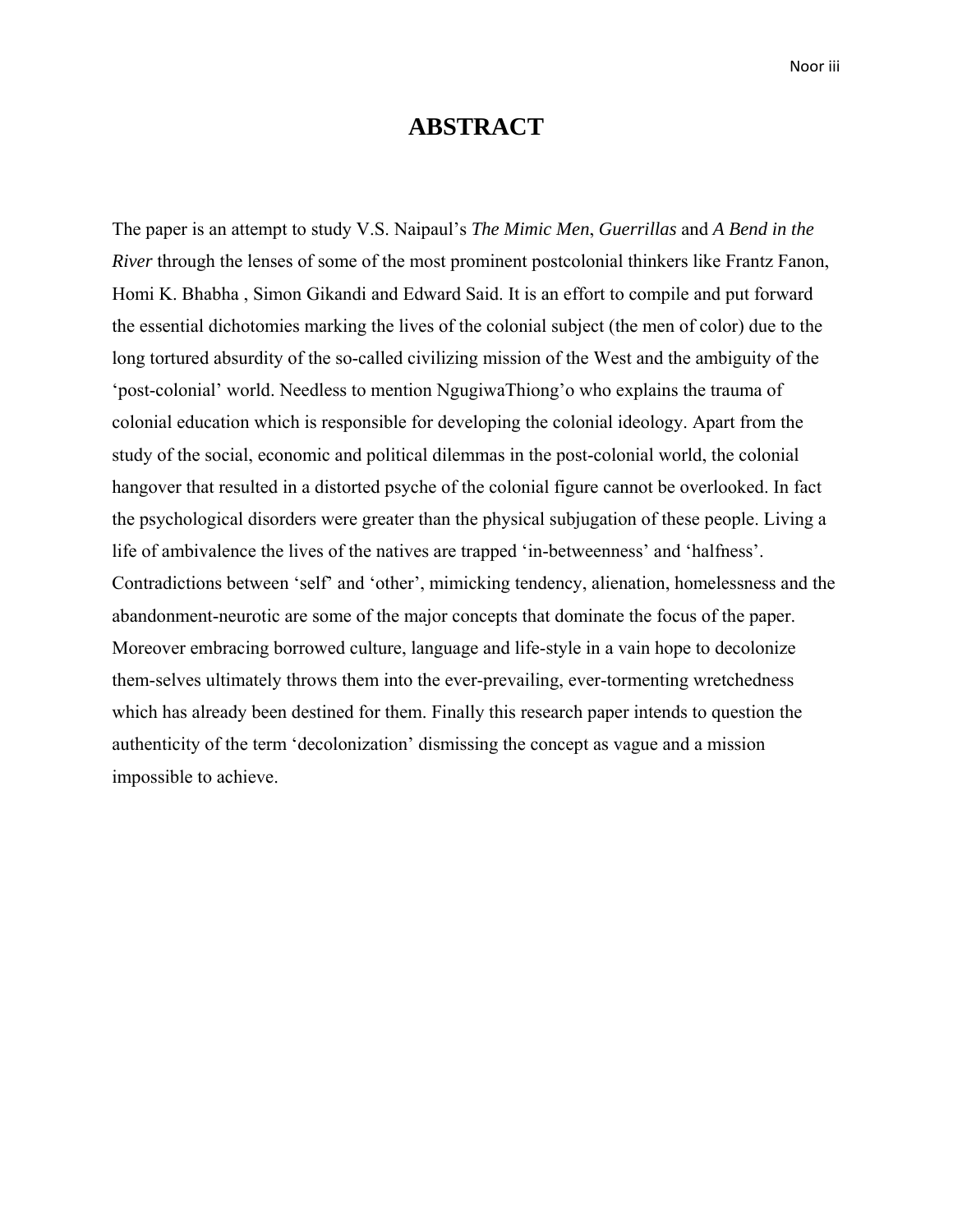# ABSTRACT

The paper is an attempt to study V.S. Naipaul's *The Mimic Men*, *Guerrillas* and *A Bend in the River* through the lenses of some of the most prominent postcolonial thinkers like Frantz Fanon, Homi K. Bhabha , Simon Gikandi and Edward Said. It is an effort to compile and put forward the essential dichotomies marking the lives of the colonial subject (the men of color) due to the long tortured absurdity of the so-called civilizing mission of the West and the ambiguity of the 'post-colonial' world. Needless to mention NgugiwaThiong'o who explains the trauma of colonial education which is responsible for developing the colonial ideology. Apart from the study of the social, economic and political dilemmas in the post-colonial world, the colonial hangover that resulted in a distorted psyche of the colonial figure cannot be overlooked. In fact the psychological disorders were greater than the physical subjugation of these people. Living a life of ambivalence the lives of the natives are trapped 'in-betweenness' and 'halfness'. Contradictions between 'self' and 'other', mimicking tendency, alienation, homelessness and the abandonment-neurotic are some of the major concepts that dominate the focus of the paper. Moreover embracing borrowed culture, language and life-style in a vain hope to decolonize them-selves ultimately throws them into the ever-prevailing, ever-tormenting wretchedness which has already been destined for them. Finally this research paper intends to question the authenticity of the term 'decolonization' dismissing the concept as vague and a mission impossible to achieve.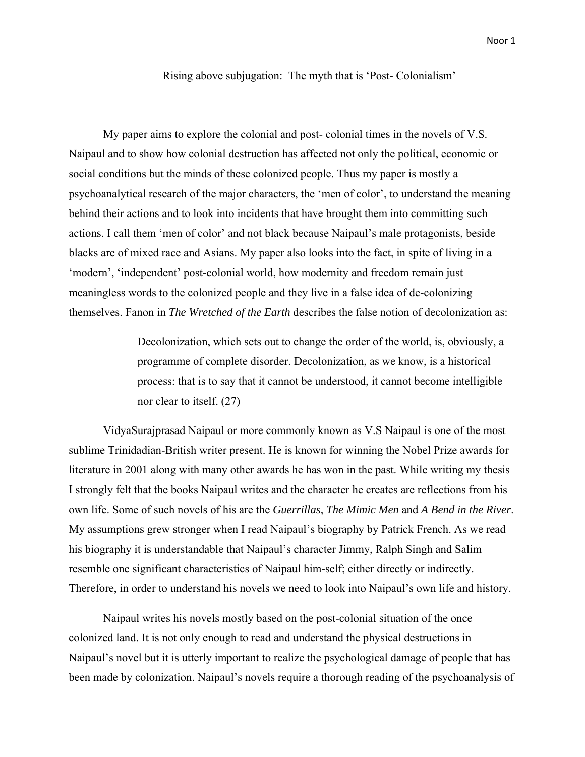Rising above subjugation: The myth that is 'Post- Colonialism'

My paper aims to explore the colonial and post- colonial times in the novels of V.S. Naipaul and to show how colonial destruction has affected not only the political, economic or social conditions but the minds of these colonized people. Thus my paper is mostly a psychoanalytical research of the major characters, the 'men of color', to understand the meaning behind their actions and to look into incidents that have brought them into committing such actions. I call them 'men of color' and not black because Naipaul's male protagonists, beside blacks are of mixed race and Asians. My paper also looks into the fact, in spite of living in a 'modern', 'independent' post-colonial world, how modernity and freedom remain just meaningless words to the colonized people and they live in a false idea of de-colonizing themselves. Fanon in *The Wretched of the Earth* describes the false notion of decolonization as:

> Decolonization, which sets out to change the order of the world, is, obviously, a programme of complete disorder. Decolonization, as we know, is a historical process: that is to say that it cannot be understood, it cannot become intelligible nor clear to itself. (27)

VidyaSurajprasad Naipaul or more commonly known as V.S Naipaul is one of the most sublime Trinidadian-British writer present. He is known for winning the Nobel Prize awards for literature in 2001 along with many other awards he has won in the past. While writing my thesis I strongly felt that the books Naipaul writes and the character he creates are reflections from his own life. Some of such novels of his are the *Guerrillas*, *The Mimic Men* and *A Bend in the River*. My assumptions grew stronger when I read Naipaul's biography by Patrick French. As we read his biography it is understandable that Naipaul's character Jimmy, Ralph Singh and Salim resemble one significant characteristics of Naipaul him-self; either directly or indirectly. Therefore, in order to understand his novels we need to look into Naipaul's own life and history.

Naipaul writes his novels mostly based on the post-colonial situation of the once colonized land. It is not only enough to read and understand the physical destructions in Naipaul's novel but it is utterly important to realize the psychological damage of people that has been made by colonization. Naipaul's novels require a thorough reading of the psychoanalysis of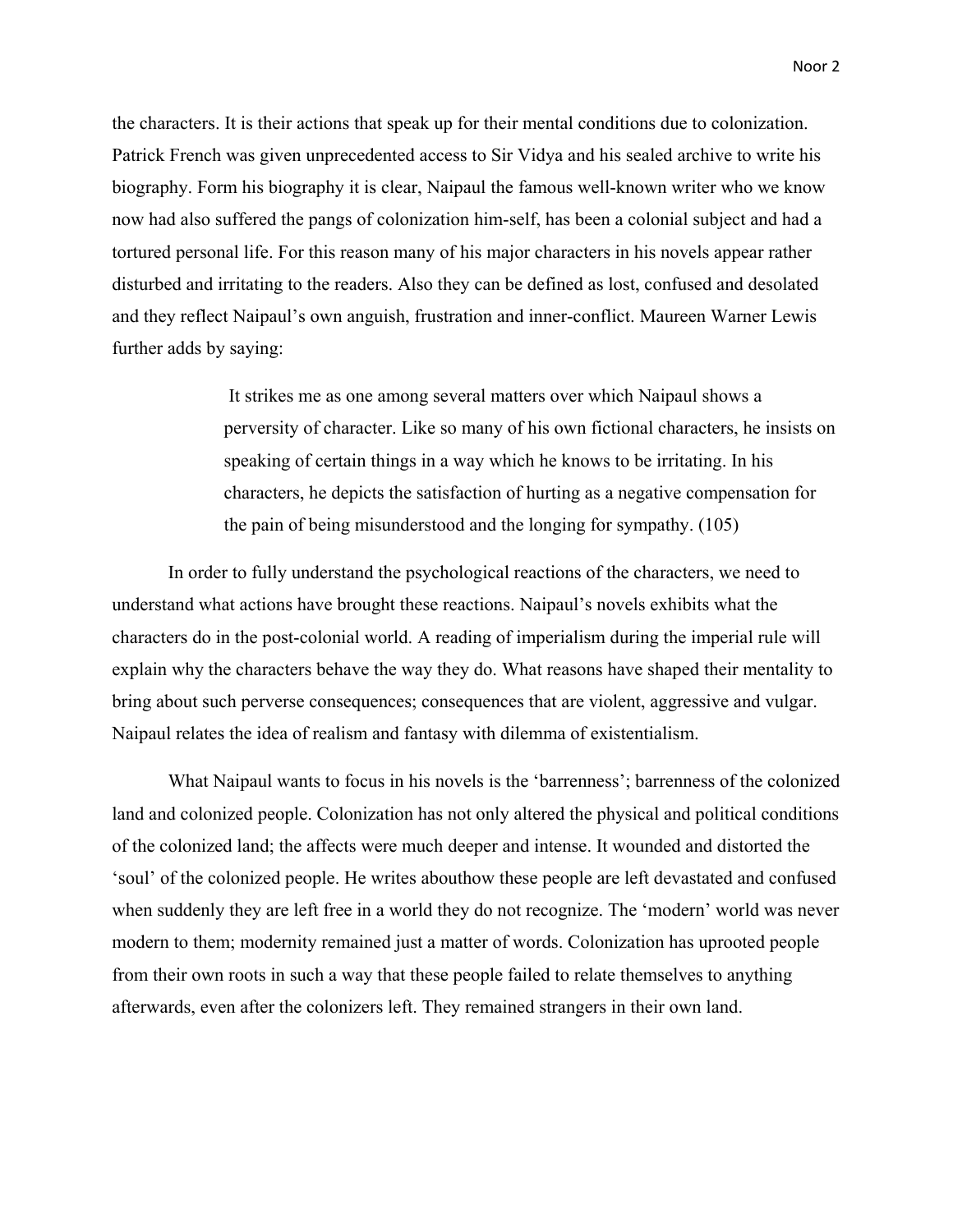the characters. It is their actions that speak up for their mental conditions due to colonization. Patrick French was given unprecedented access to Sir Vidya and his sealed archive to write his biography. Form his biography it is clear, Naipaul the famous well-known writer who we know now had also suffered the pangs of colonization him-self, has been a colonial subject and had a tortured personal life. For this reason many of his major characters in his novels appear rather disturbed and irritating to the readers. Also they can be defined as lost, confused and desolated and they reflect Naipaul's own anguish, frustration and inner-conflict. Maureen Warner Lewis further adds by saying:

> It strikes me as one among several matters over which Naipaul shows a perversity of character. Like so many of his own fictional characters, he insists on speaking of certain things in a way which he knows to be irritating. In his characters, he depicts the satisfaction of hurting as a negative compensation for the pain of being misunderstood and the longing for sympathy. (105)

In order to fully understand the psychological reactions of the characters, we need to understand what actions have brought these reactions. Naipaul's novels exhibits what the characters do in the post-colonial world. A reading of imperialism during the imperial rule will explain why the characters behave the way they do. What reasons have shaped their mentality to bring about such perverse consequences; consequences that are violent, aggressive and vulgar. Naipaul relates the idea of realism and fantasy with dilemma of existentialism.

What Naipaul wants to focus in his novels is the 'barrenness'; barrenness of the colonized land and colonized people. Colonization has not only altered the physical and political conditions of the colonized land; the affects were much deeper and intense. It wounded and distorted the 'soul' of the colonized people. He writes abouthow these people are left devastated and confused when suddenly they are left free in a world they do not recognize. The 'modern' world was never modern to them; modernity remained just a matter of words. Colonization has uprooted people from their own roots in such a way that these people failed to relate themselves to anything afterwards, even after the colonizers left. They remained strangers in their own land.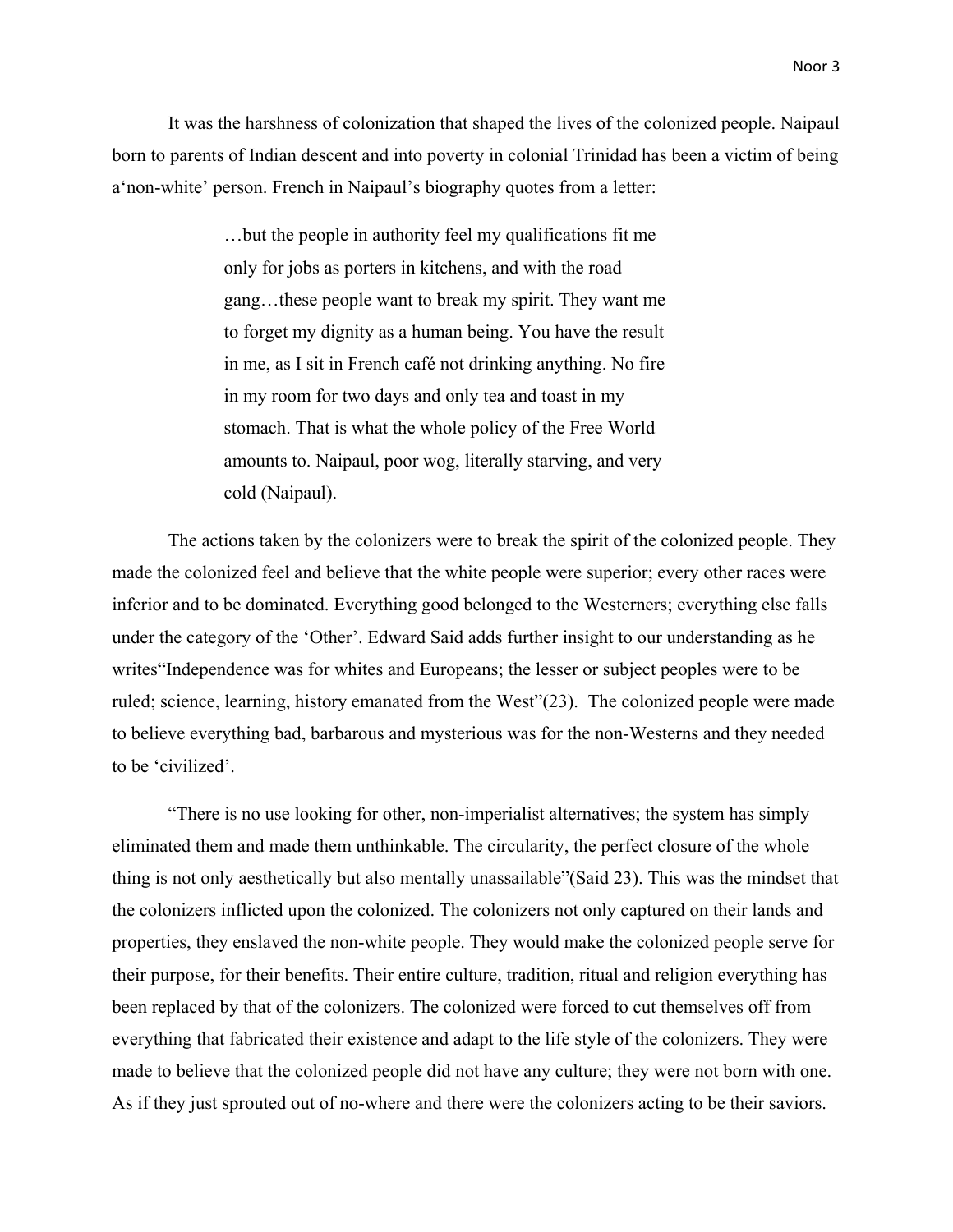It was the harshness of colonization that shaped the lives of the colonized people. Naipaul born to parents of Indian descent and into poverty in colonial Trinidad has been a victim of being a'non-white' person. French in Naipaul's biography quotes from a letter:

> …but the people in authority feel my qualifications fit me only for jobs as porters in kitchens, and with the road gang…these people want to break my spirit. They want me to forget my dignity as a human being. You have the result in me, as I sit in French café not drinking anything. No fire in my room for two days and only tea and toast in my stomach. That is what the whole policy of the Free World amounts to. Naipaul, poor wog, literally starving, and very cold (Naipaul).

The actions taken by the colonizers were to break the spirit of the colonized people. They made the colonized feel and believe that the white people were superior; every other races were inferior and to be dominated. Everything good belonged to the Westerners; everything else falls under the category of the 'Other'. Edward Said adds further insight to our understanding as he writes"Independence was for whites and Europeans; the lesser or subject peoples were to be ruled; science, learning, history emanated from the West"(23). The colonized people were made to believe everything bad, barbarous and mysterious was for the non-Westerns and they needed to be 'civilized'.

"There is no use looking for other, non-imperialist alternatives; the system has simply eliminated them and made them unthinkable. The circularity, the perfect closure of the whole thing is not only aesthetically but also mentally unassailable"(Said 23). This was the mindset that the colonizers inflicted upon the colonized. The colonizers not only captured on their lands and properties, they enslaved the non-white people. They would make the colonized people serve for their purpose, for their benefits. Their entire culture, tradition, ritual and religion everything has been replaced by that of the colonizers. The colonized were forced to cut themselves off from everything that fabricated their existence and adapt to the life style of the colonizers. They were made to believe that the colonized people did not have any culture; they were not born with one. As if they just sprouted out of no-where and there were the colonizers acting to be their saviors.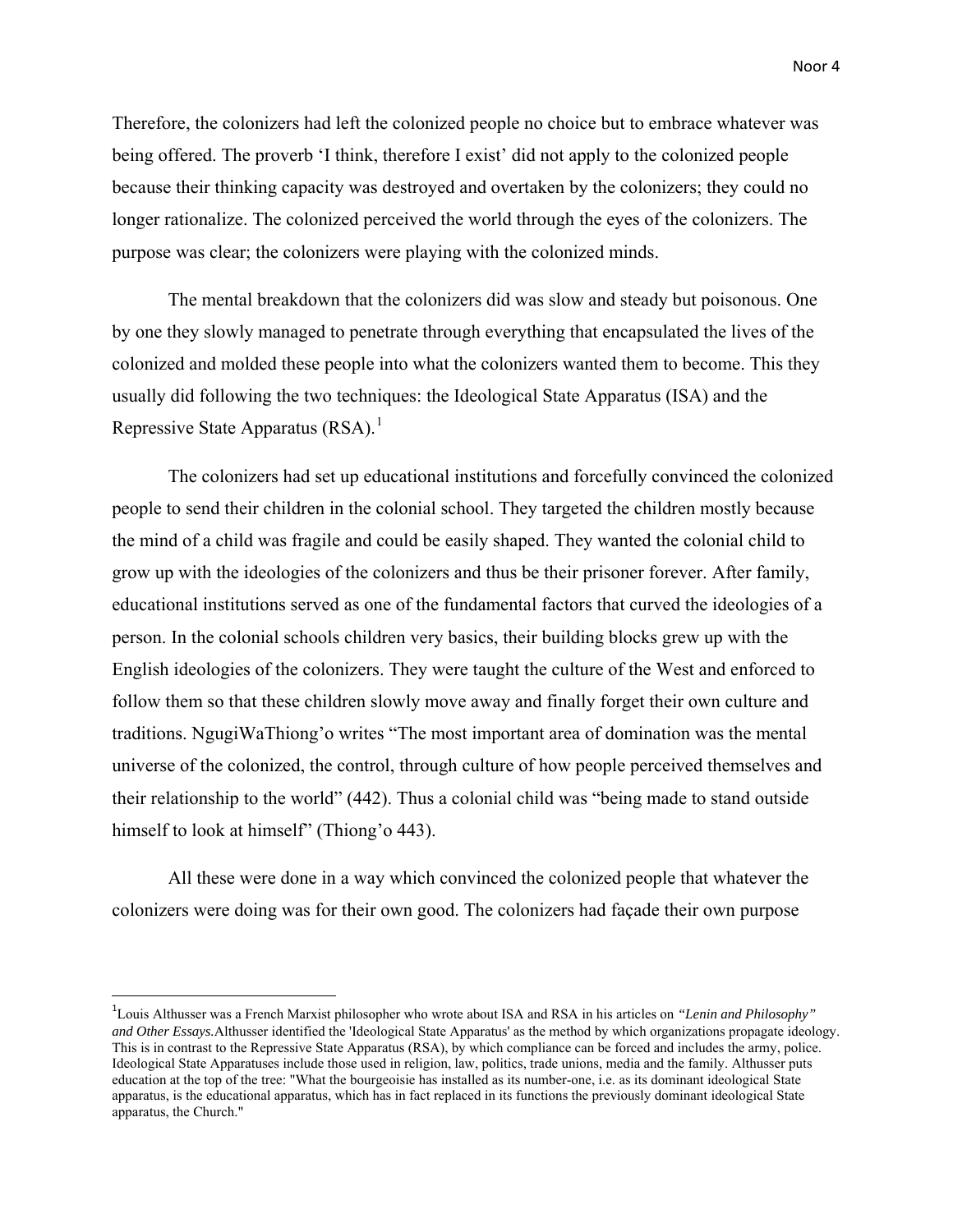Therefore, the colonizers had left the colonized people no choice but to embrace whatever was being offered. The proverb 'I think, therefore I exist' did not apply to the colonized people because their thinking capacity was destroyed and overtaken by the colonizers; they could no longer rationalize. The colonized perceived the world through the eyes of the colonizers. The purpose was clear; the colonizers were playing with the colonized minds.

The mental breakdown that the colonizers did was slow and steady but poisonous. One by one they slowly managed to penetrate through everything that encapsulated the lives of the colonized and molded these people into what the colonizers wanted them to become. This they usually did following the two techniques: the Ideological State Apparatus (ISA) and the Repressive State Apparatus (RSA).[1]

The colonizers had set up educational institutions and forcefully convinced the colonized people to send their children in the colonial school. They targeted the children mostly because the mind of a child was fragile and could be easily shaped. They wanted the colonial child to grow up with the ideologies of the colonizers and thus be their prisoner forever. After family, educational institutions served as one of the fundamental factors that curved the ideologies of a person. In the colonial schools children very basics, their building blocks grew up with the English ideologies of the colonizers. They were taught the culture of the West and enforced to follow them so that these children slowly move away and finally forget their own culture and traditions. NgugiWaThiong'o writes "The most important area of domination was the mental universe of the colonized, the control, through culture of how people perceived themselves and their relationship to the world" (442). Thus a colonial child was "being made to stand outside himself to look at himself" (Thiong'o 443).

All these were done in a way which convinced the colonized people that whatever the colonizers were doing was for their own good. The colonizers had façade their own purpose

---

[1] Louis Althusser was a French Marxist philosopher who wrote about ISA and RSA in his articles on *"Lenin and Philosophy" and Other Essays.*Althusser identified the 'Ideological State Apparatus' as the method by which organizations propagate ideology. This is in contrast to the Repressive State Apparatus (RSA), by which compliance can be forced and includes the army, police. Ideological State Apparatuses include those used in religion, law, politics, trade unions, media and the family. Althusser puts education at the top of the tree: "What the bourgeoisie has installed as its number-one, i.e. as its dominant ideological State apparatus, is the educational apparatus, which has in fact replaced in its functions the previously dominant ideological State apparatus, the Church."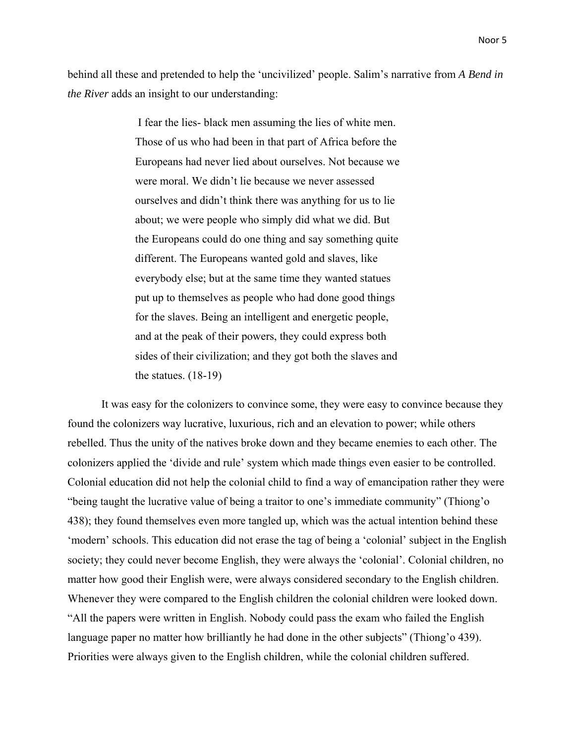behind all these and pretended to help the 'uncivilized' people. Salim's narrative from *A Bend in the River* adds an insight to our understanding:

> I fear the lies- black men assuming the lies of white men. Those of us who had been in that part of Africa before the Europeans had never lied about ourselves. Not because we were moral. We didn't lie because we never assessed ourselves and didn't think there was anything for us to lie about; we were people who simply did what we did. But the Europeans could do one thing and say something quite different. The Europeans wanted gold and slaves, like everybody else; but at the same time they wanted statues put up to themselves as people who had done good things for the slaves. Being an intelligent and energetic people, and at the peak of their powers, they could express both sides of their civilization; and they got both the slaves and the statues. (18-19)

It was easy for the colonizers to convince some, they were easy to convince because they found the colonizers way lucrative, luxurious, rich and an elevation to power; while others rebelled. Thus the unity of the natives broke down and they became enemies to each other. The colonizers applied the 'divide and rule' system which made things even easier to be controlled. Colonial education did not help the colonial child to find a way of emancipation rather they were "being taught the lucrative value of being a traitor to one's immediate community" (Thiong'o 438); they found themselves even more tangled up, which was the actual intention behind these 'modern' schools. This education did not erase the tag of being a 'colonial' subject in the English society; they could never become English, they were always the 'colonial'. Colonial children, no matter how good their English were, were always considered secondary to the English children. Whenever they were compared to the English children the colonial children were looked down. "All the papers were written in English. Nobody could pass the exam who failed the English language paper no matter how brilliantly he had done in the other subjects" (Thiong'o 439). Priorities were always given to the English children, while the colonial children suffered.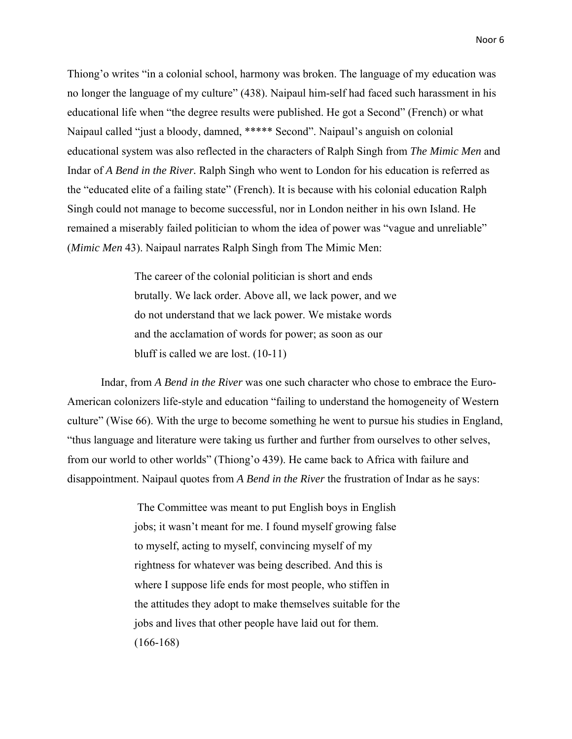Thiong'o writes "in a colonial school, harmony was broken. The language of my education was no longer the language of my culture" (438). Naipaul him-self had faced such harassment in his educational life when "the degree results were published. He got a Second" (French) or what Naipaul called "just a bloody, damned, ***** Second". Naipaul's anguish on colonial educational system was also reflected in the characters of Ralph Singh from *The Mimic Men* and Indar of *A Bend in the River.* Ralph Singh who went to London for his education is referred as the "educated elite of a failing state" (French). It is because with his colonial education Ralph Singh could not manage to become successful, nor in London neither in his own Island. He remained a miserably failed politician to whom the idea of power was "vague and unreliable" (*Mimic Men* 43). Naipaul narrates Ralph Singh from The Mimic Men:

> The career of the colonial politician is short and ends brutally. We lack order. Above all, we lack power, and we do not understand that we lack power. We mistake words and the acclamation of words for power; as soon as our bluff is called we are lost. (10-11)

Indar, from *A Bend in the River* was one such character who chose to embrace the Euro-American colonizers life-style and education "failing to understand the homogeneity of Western culture" (Wise 66). With the urge to become something he went to pursue his studies in England, "thus language and literature were taking us further and further from ourselves to other selves, from our world to other worlds" (Thiong'o 439). He came back to Africa with failure and disappointment. Naipaul quotes from *A Bend in the River* the frustration of Indar as he says:

> The Committee was meant to put English boys in English jobs; it wasn't meant for me. I found myself growing false to myself, acting to myself, convincing myself of my rightness for whatever was being described. And this is where I suppose life ends for most people, who stiffen in the attitudes they adopt to make themselves suitable for the jobs and lives that other people have laid out for them. (166-168)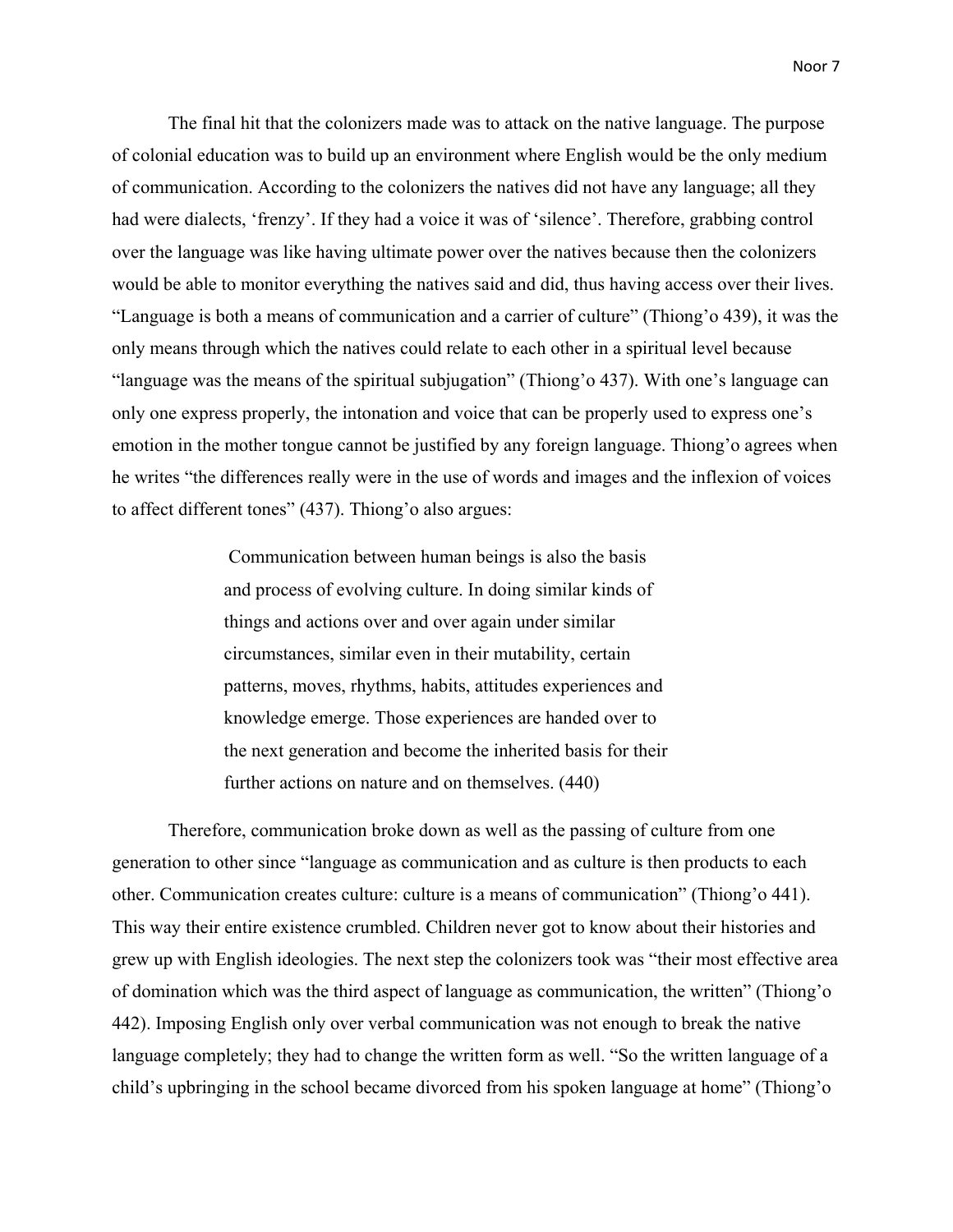The final hit that the colonizers made was to attack on the native language. The purpose of colonial education was to build up an environment where English would be the only medium of communication. According to the colonizers the natives did not have any language; all they had were dialects, 'frenzy'. If they had a voice it was of 'silence'. Therefore, grabbing control over the language was like having ultimate power over the natives because then the colonizers would be able to monitor everything the natives said and did, thus having access over their lives. "Language is both a means of communication and a carrier of culture" (Thiong'o 439), it was the only means through which the natives could relate to each other in a spiritual level because "language was the means of the spiritual subjugation" (Thiong'o 437). With one's language can only one express properly, the intonation and voice that can be properly used to express one's emotion in the mother tongue cannot be justified by any foreign language. Thiong'o agrees when he writes "the differences really were in the use of words and images and the inflexion of voices to affect different tones" (437). Thiong'o also argues:

> Communication between human beings is also the basis and process of evolving culture. In doing similar kinds of things and actions over and over again under similar circumstances, similar even in their mutability, certain patterns, moves, rhythms, habits, attitudes experiences and knowledge emerge. Those experiences are handed over to the next generation and become the inherited basis for their further actions on nature and on themselves. (440)

Therefore, communication broke down as well as the passing of culture from one generation to other since "language as communication and as culture is then products to each other. Communication creates culture: culture is a means of communication" (Thiong'o 441). This way their entire existence crumbled. Children never got to know about their histories and grew up with English ideologies. The next step the colonizers took was "their most effective area of domination which was the third aspect of language as communication, the written" (Thiong'o 442). Imposing English only over verbal communication was not enough to break the native language completely; they had to change the written form as well. "So the written language of a child's upbringing in the school became divorced from his spoken language at home" (Thiong'o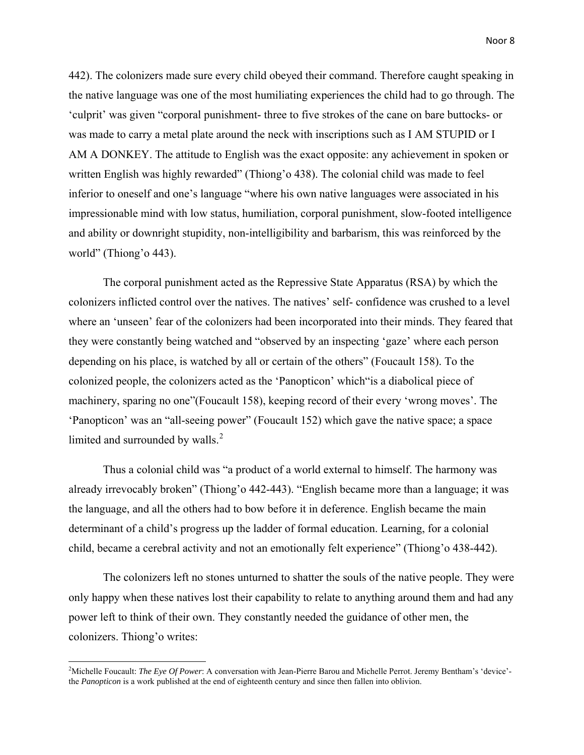442). The colonizers made sure every child obeyed their command. Therefore caught speaking in the native language was one of the most humiliating experiences the child had to go through. The 'culprit' was given "corporal punishment- three to five strokes of the cane on bare buttocks- or was made to carry a metal plate around the neck with inscriptions such as I AM STUPID or I AM A DONKEY. The attitude to English was the exact opposite: any achievement in spoken or written English was highly rewarded" (Thiong'o 438). The colonial child was made to feel inferior to oneself and one's language "where his own native languages were associated in his impressionable mind with low status, humiliation, corporal punishment, slow-footed intelligence and ability or downright stupidity, non-intelligibility and barbarism, this was reinforced by the world" (Thiong'o 443).

The corporal punishment acted as the Repressive State Apparatus (RSA) by which the colonizers inflicted control over the natives. The natives' self- confidence was crushed to a level where an 'unseen' fear of the colonizers had been incorporated into their minds. They feared that they were constantly being watched and "observed by an inspecting 'gaze' where each person depending on his place, is watched by all or certain of the others" (Foucault 158). To the colonized people, the colonizers acted as the 'Panopticon' which"is a diabolical piece of machinery, sparing no one"(Foucault 158), keeping record of their every 'wrong moves'. The 'Panopticon' was an "all-seeing power" (Foucault 152) which gave the native space; a space limited and surrounded by walls.[2]

Thus a colonial child was "a product of a world external to himself. The harmony was already irrevocably broken" (Thiong'o 442-443). "English became more than a language; it was the language, and all the others had to bow before it in deference. English became the main determinant of a child's progress up the ladder of formal education. Learning, for a colonial child, became a cerebral activity and not an emotionally felt experience" (Thiong'o 438-442).

The colonizers left no stones unturned to shatter the souls of the native people. They were only happy when these natives lost their capability to relate to anything around them and had any power left to think of their own. They constantly needed the guidance of other men, the colonizers. Thiong'o writes:

---

[2]Michelle Foucault: *The Eye Of Power*: A conversation with Jean-Pierre Barou and Michelle Perrot. Jeremy Bentham's 'device'- the *Panopticon* is a work published at the end of eighteenth century and since then fallen into oblivion.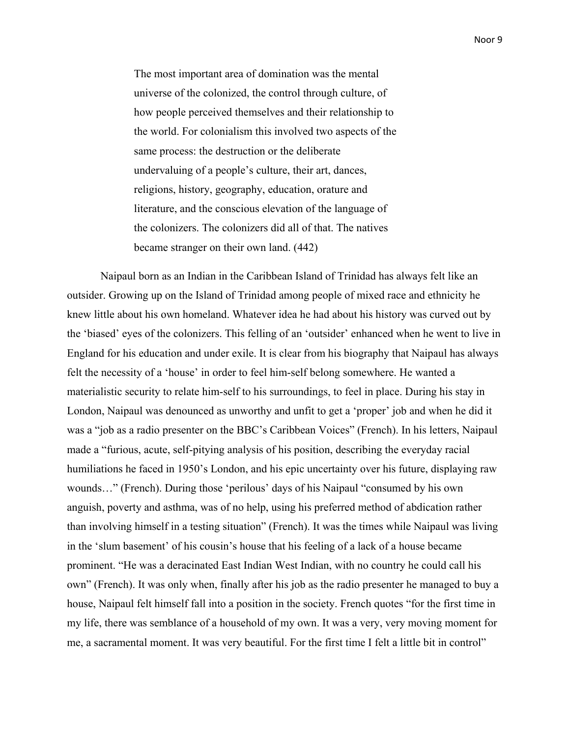> The most important area of domination was the mental universe of the colonized, the control through culture, of how people perceived themselves and their relationship to the world. For colonialism this involved two aspects of the same process: the destruction or the deliberate undervaluing of a people's culture, their art, dances, religions, history, geography, education, orature and literature, and the conscious elevation of the language of the colonizers. The colonizers did all of that. The natives became stranger on their own land. (442)

Naipaul born as an Indian in the Caribbean Island of Trinidad has always felt like an outsider. Growing up on the Island of Trinidad among people of mixed race and ethnicity he knew little about his own homeland. Whatever idea he had about his history was curved out by the 'biased' eyes of the colonizers. This felling of an 'outsider' enhanced when he went to live in England for his education and under exile. It is clear from his biography that Naipaul has always felt the necessity of a 'house' in order to feel him-self belong somewhere. He wanted a materialistic security to relate him-self to his surroundings, to feel in place. During his stay in London, Naipaul was denounced as unworthy and unfit to get a 'proper' job and when he did it was a "job as a radio presenter on the BBC's Caribbean Voices" (French). In his letters, Naipaul made a "furious, acute, self-pitying analysis of his position, describing the everyday racial humiliations he faced in 1950's London, and his epic uncertainty over his future, displaying raw wounds…" (French). During those 'perilous' days of his Naipaul "consumed by his own anguish, poverty and asthma, was of no help, using his preferred method of abdication rather than involving himself in a testing situation" (French). It was the times while Naipaul was living in the 'slum basement' of his cousin's house that his feeling of a lack of a house became prominent. "He was a deracinated East Indian West Indian, with no country he could call his own" (French). It was only when, finally after his job as the radio presenter he managed to buy a house, Naipaul felt himself fall into a position in the society. French quotes "for the first time in my life, there was semblance of a household of my own. It was a very, very moving moment for me, a sacramental moment. It was very beautiful. For the first time I felt a little bit in control"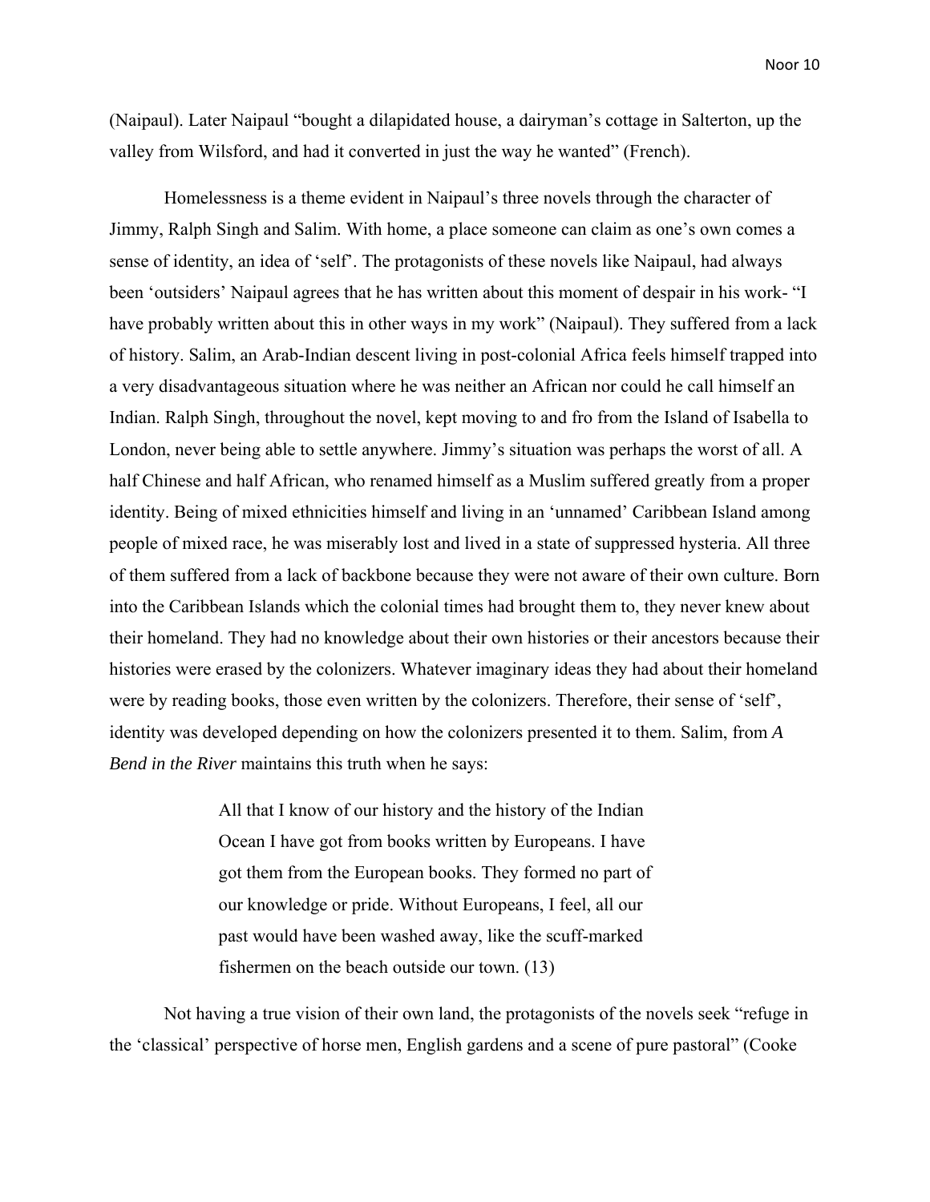(Naipaul). Later Naipaul "bought a dilapidated house, a dairyman's cottage in Salterton, up the valley from Wilsford, and had it converted in just the way he wanted" (French).

Homelessness is a theme evident in Naipaul's three novels through the character of Jimmy, Ralph Singh and Salim. With home, a place someone can claim as one's own comes a sense of identity, an idea of 'self'. The protagonists of these novels like Naipaul, had always been 'outsiders' Naipaul agrees that he has written about this moment of despair in his work- "I have probably written about this in other ways in my work" (Naipaul). They suffered from a lack of history. Salim, an Arab-Indian descent living in post-colonial Africa feels himself trapped into a very disadvantageous situation where he was neither an African nor could he call himself an Indian. Ralph Singh, throughout the novel, kept moving to and fro from the Island of Isabella to London, never being able to settle anywhere. Jimmy's situation was perhaps the worst of all. A half Chinese and half African, who renamed himself as a Muslim suffered greatly from a proper identity. Being of mixed ethnicities himself and living in an 'unnamed' Caribbean Island among people of mixed race, he was miserably lost and lived in a state of suppressed hysteria. All three of them suffered from a lack of backbone because they were not aware of their own culture. Born into the Caribbean Islands which the colonial times had brought them to, they never knew about their homeland. They had no knowledge about their own histories or their ancestors because their histories were erased by the colonizers. Whatever imaginary ideas they had about their homeland were by reading books, those even written by the colonizers. Therefore, their sense of 'self', identity was developed depending on how the colonizers presented it to them. Salim, from *A Bend in the River* maintains this truth when he says:

> All that I know of our history and the history of the Indian Ocean I have got from books written by Europeans. I have got them from the European books. They formed no part of our knowledge or pride. Without Europeans, I feel, all our past would have been washed away, like the scuff-marked fishermen on the beach outside our town. (13)

Not having a true vision of their own land, the protagonists of the novels seek "refuge in the 'classical' perspective of horse men, English gardens and a scene of pure pastoral" (Cooke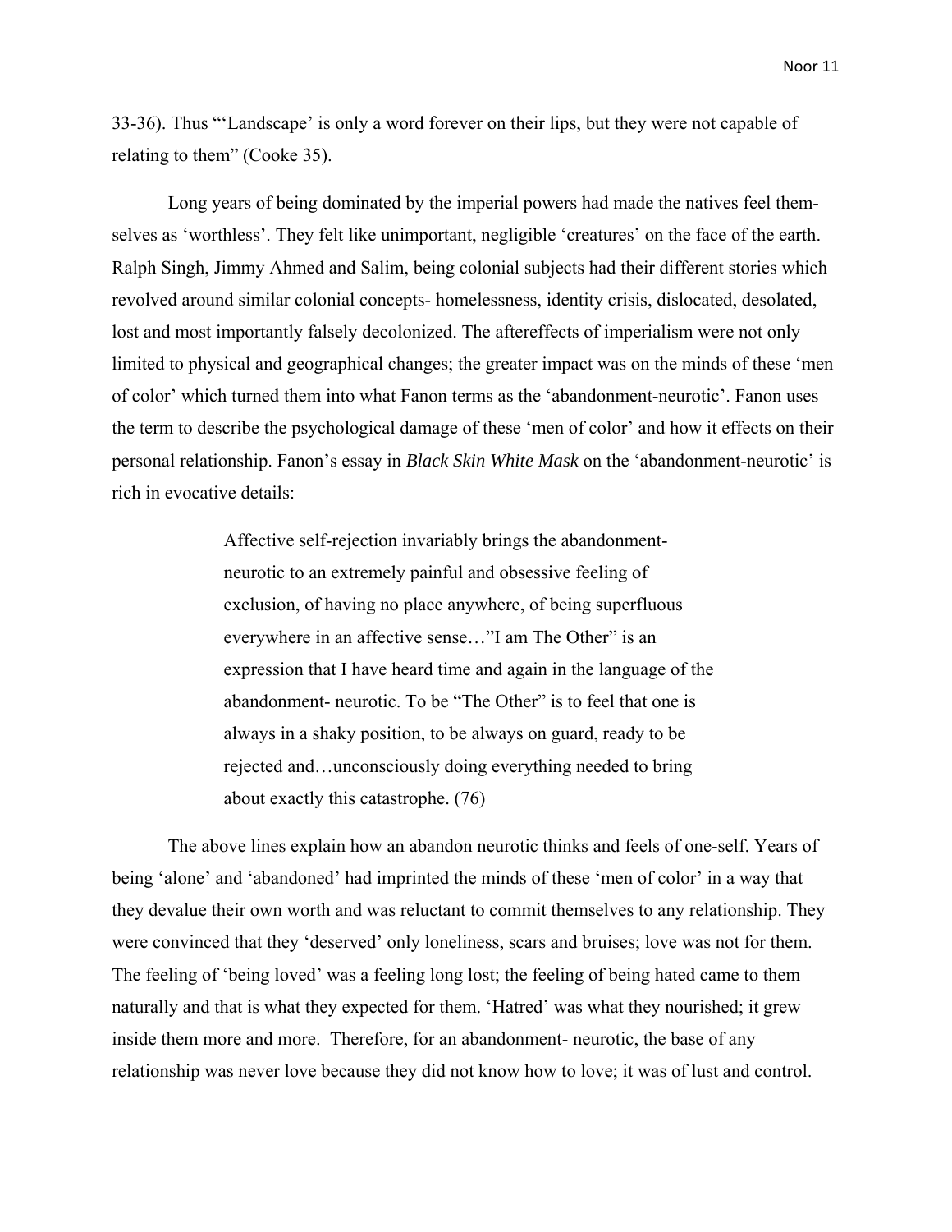33-36). Thus "'Landscape' is only a word forever on their lips, but they were not capable of relating to them" (Cooke 35).

Long years of being dominated by the imperial powers had made the natives feel them-selves as 'worthless'. They felt like unimportant, negligible 'creatures' on the face of the earth. Ralph Singh, Jimmy Ahmed and Salim, being colonial subjects had their different stories which revolved around similar colonial concepts- homelessness, identity crisis, dislocated, desolated, lost and most importantly falsely decolonized. The aftereffects of imperialism were not only limited to physical and geographical changes; the greater impact was on the minds of these 'men of color' which turned them into what Fanon terms as the 'abandonment-neurotic'. Fanon uses the term to describe the psychological damage of these 'men of color' and how it effects on their personal relationship. Fanon's essay in *Black Skin White Mask* on the 'abandonment-neurotic' is rich in evocative details:

> Affective self-rejection invariably brings the abandonment-neurotic to an extremely painful and obsessive feeling of exclusion, of having no place anywhere, of being superfluous everywhere in an affective sense…"I am The Other" is an expression that I have heard time and again in the language of the abandonment- neurotic. To be "The Other" is to feel that one is always in a shaky position, to be always on guard, ready to be rejected and…unconsciously doing everything needed to bring about exactly this catastrophe. (76)

The above lines explain how an abandon neurotic thinks and feels of one-self. Years of being 'alone' and 'abandoned' had imprinted the minds of these 'men of color' in a way that they devalue their own worth and was reluctant to commit themselves to any relationship. They were convinced that they 'deserved' only loneliness, scars and bruises; love was not for them. The feeling of 'being loved' was a feeling long lost; the feeling of being hated came to them naturally and that is what they expected for them. 'Hatred' was what they nourished; it grew inside them more and more. Therefore, for an abandonment- neurotic, the base of any relationship was never love because they did not know how to love; it was of lust and control.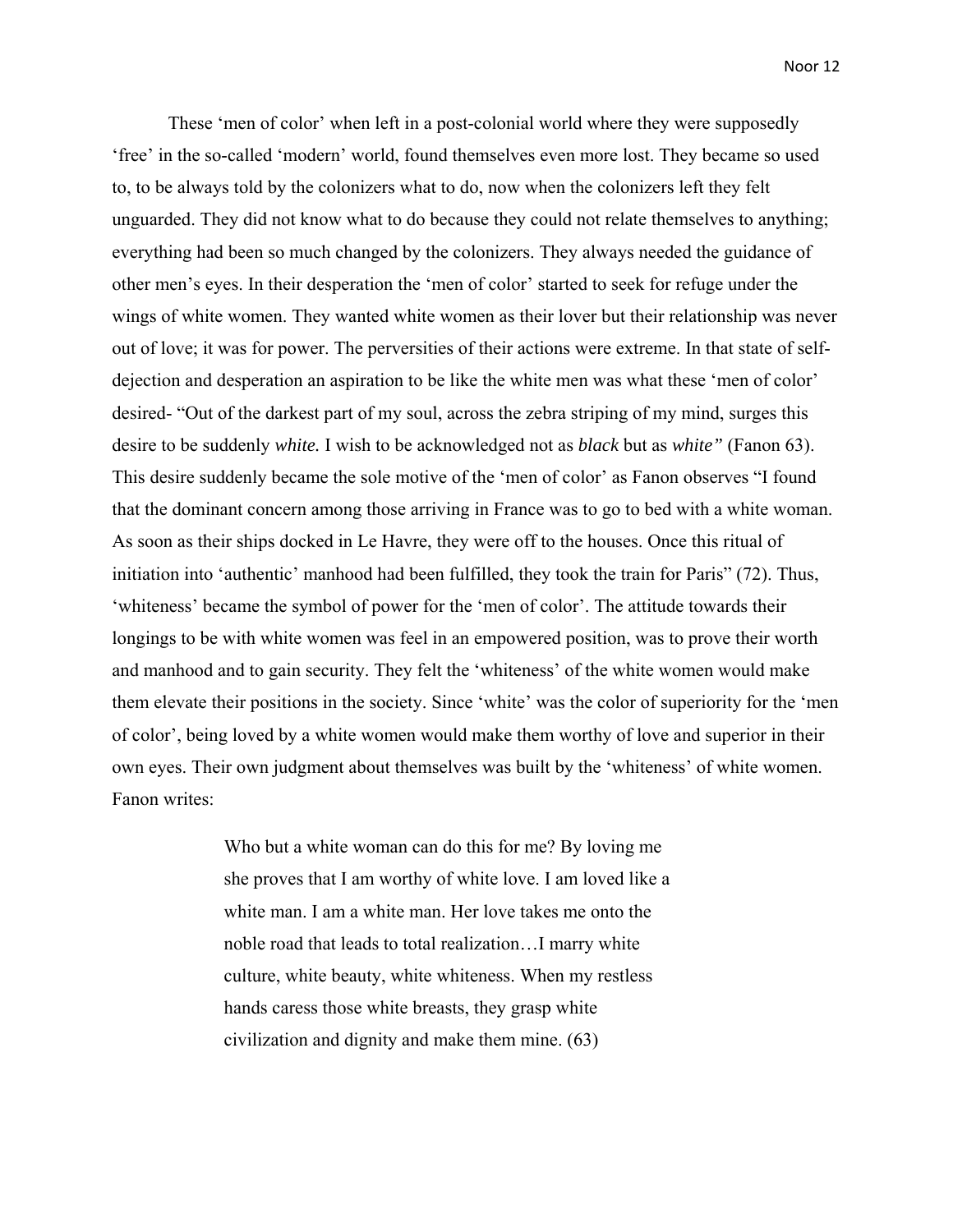These 'men of color' when left in a post-colonial world where they were supposedly 'free' in the so-called 'modern' world, found themselves even more lost. They became so used to, to be always told by the colonizers what to do, now when the colonizers left they felt unguarded. They did not know what to do because they could not relate themselves to anything; everything had been so much changed by the colonizers. They always needed the guidance of other men's eyes. In their desperation the 'men of color' started to seek for refuge under the wings of white women. They wanted white women as their lover but their relationship was never out of love; it was for power. The perversities of their actions were extreme. In that state of self-dejection and desperation an aspiration to be like the white men was what these 'men of color' desired- "Out of the darkest part of my soul, across the zebra striping of my mind, surges this desire to be suddenly *white.* I wish to be acknowledged not as *black* but as *white"* (Fanon 63). This desire suddenly became the sole motive of the 'men of color' as Fanon observes "I found that the dominant concern among those arriving in France was to go to bed with a white woman. As soon as their ships docked in Le Havre, they were off to the houses. Once this ritual of initiation into 'authentic' manhood had been fulfilled, they took the train for Paris" (72). Thus, 'whiteness' became the symbol of power for the 'men of color'. The attitude towards their longings to be with white women was feel in an empowered position, was to prove their worth and manhood and to gain security. They felt the 'whiteness' of the white women would make them elevate their positions in the society. Since 'white' was the color of superiority for the 'men of color', being loved by a white women would make them worthy of love and superior in their own eyes. Their own judgment about themselves was built by the 'whiteness' of white women. Fanon writes:

> Who but a white woman can do this for me? By loving me she proves that I am worthy of white love. I am loved like a white man. I am a white man. Her love takes me onto the noble road that leads to total realization…I marry white culture, white beauty, white whiteness. When my restless hands caress those white breasts, they grasp white civilization and dignity and make them mine. (63)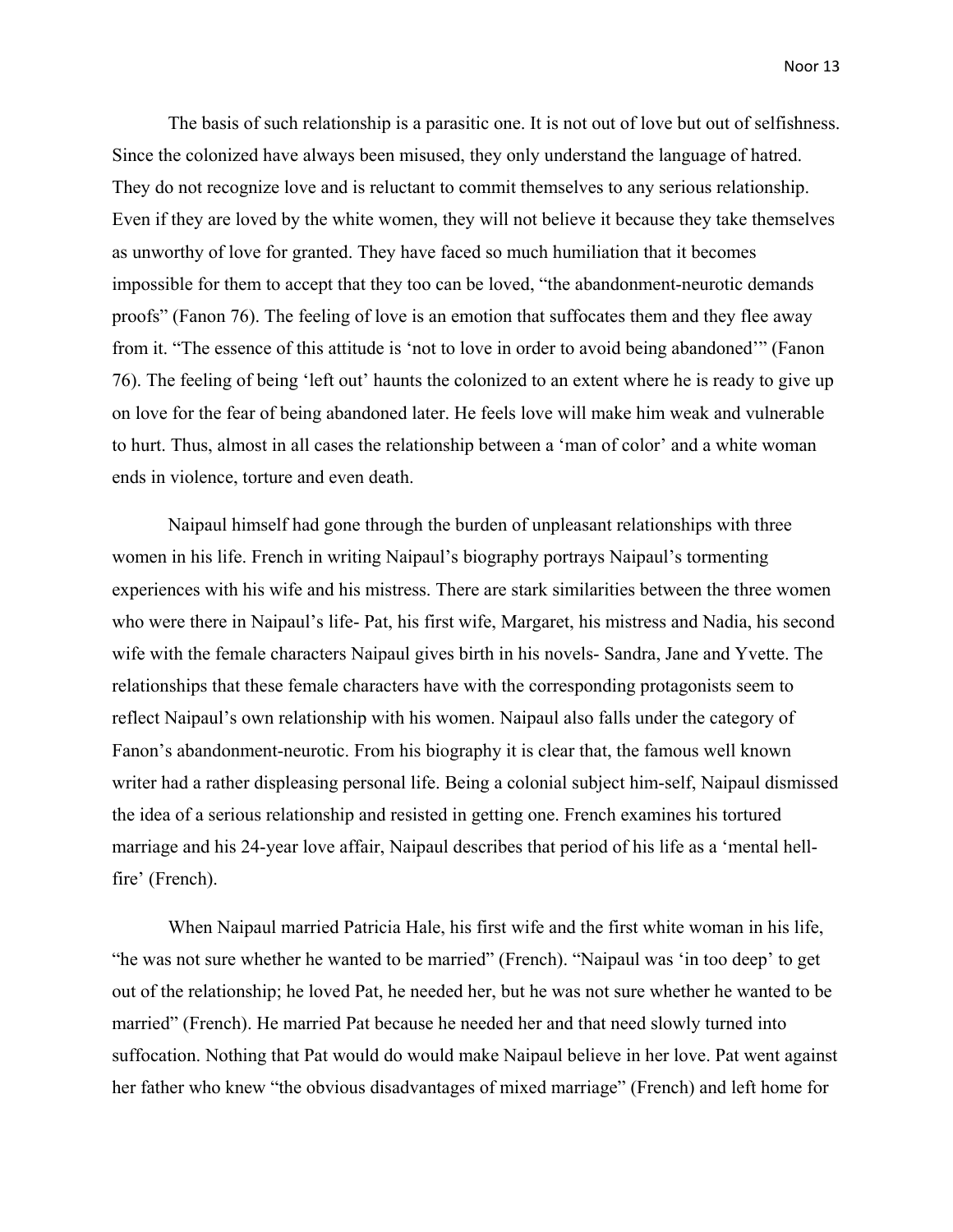The basis of such relationship is a parasitic one. It is not out of love but out of selfishness. Since the colonized have always been misused, they only understand the language of hatred. They do not recognize love and is reluctant to commit themselves to any serious relationship. Even if they are loved by the white women, they will not believe it because they take themselves as unworthy of love for granted. They have faced so much humiliation that it becomes impossible for them to accept that they too can be loved, "the abandonment-neurotic demands proofs" (Fanon 76). The feeling of love is an emotion that suffocates them and they flee away from it. "The essence of this attitude is 'not to love in order to avoid being abandoned'" (Fanon 76). The feeling of being 'left out' haunts the colonized to an extent where he is ready to give up on love for the fear of being abandoned later. He feels love will make him weak and vulnerable to hurt. Thus, almost in all cases the relationship between a 'man of color' and a white woman ends in violence, torture and even death.

Naipaul himself had gone through the burden of unpleasant relationships with three women in his life. French in writing Naipaul's biography portrays Naipaul's tormenting experiences with his wife and his mistress. There are stark similarities between the three women who were there in Naipaul's life- Pat, his first wife, Margaret, his mistress and Nadia, his second wife with the female characters Naipaul gives birth in his novels- Sandra, Jane and Yvette. The relationships that these female characters have with the corresponding protagonists seem to reflect Naipaul's own relationship with his women. Naipaul also falls under the category of Fanon's abandonment-neurotic. From his biography it is clear that, the famous well known writer had a rather displeasing personal life. Being a colonial subject him-self, Naipaul dismissed the idea of a serious relationship and resisted in getting one. French examines his tortured marriage and his 24-year love affair, Naipaul describes that period of his life as a 'mental hell-fire' (French).

When Naipaul married Patricia Hale, his first wife and the first white woman in his life, "he was not sure whether he wanted to be married" (French). "Naipaul was 'in too deep' to get out of the relationship; he loved Pat, he needed her, but he was not sure whether he wanted to be married" (French). He married Pat because he needed her and that need slowly turned into suffocation. Nothing that Pat would do would make Naipaul believe in her love. Pat went against her father who knew "the obvious disadvantages of mixed marriage" (French) and left home for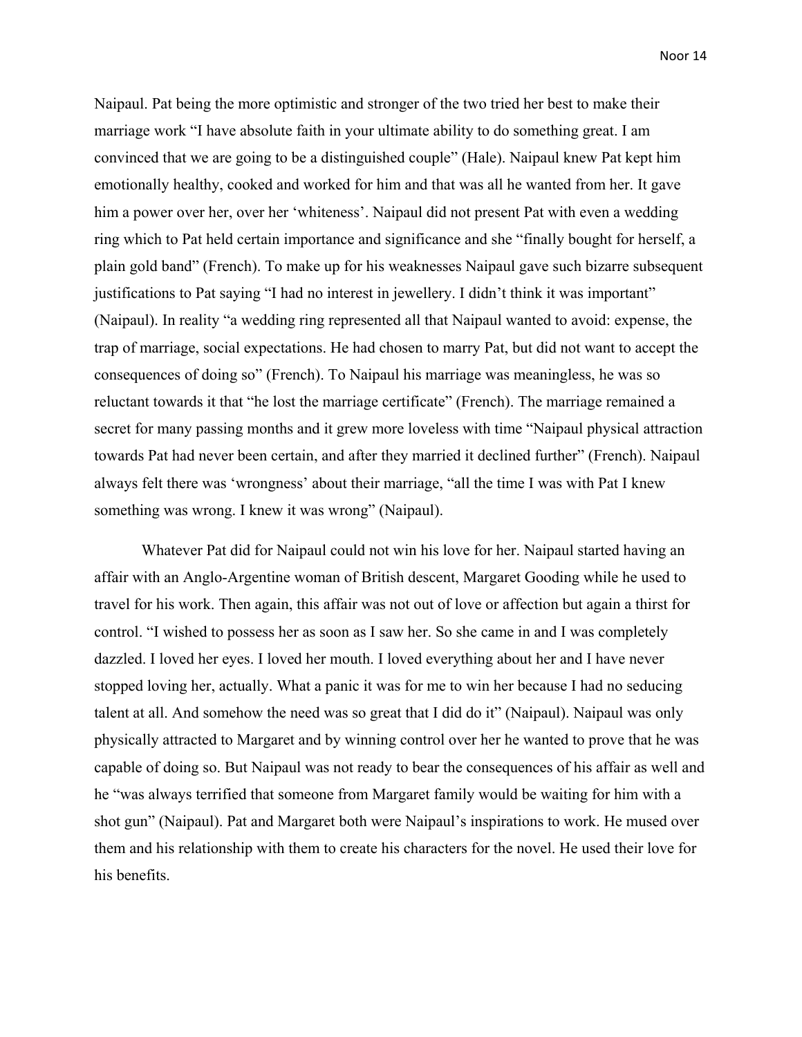Naipaul. Pat being the more optimistic and stronger of the two tried her best to make their marriage work "I have absolute faith in your ultimate ability to do something great. I am convinced that we are going to be a distinguished couple" (Hale). Naipaul knew Pat kept him emotionally healthy, cooked and worked for him and that was all he wanted from her. It gave him a power over her, over her 'whiteness'. Naipaul did not present Pat with even a wedding ring which to Pat held certain importance and significance and she "finally bought for herself, a plain gold band" (French). To make up for his weaknesses Naipaul gave such bizarre subsequent justifications to Pat saying "I had no interest in jewellery. I didn't think it was important" (Naipaul). In reality "a wedding ring represented all that Naipaul wanted to avoid: expense, the trap of marriage, social expectations. He had chosen to marry Pat, but did not want to accept the consequences of doing so" (French). To Naipaul his marriage was meaningless, he was so reluctant towards it that "he lost the marriage certificate" (French). The marriage remained a secret for many passing months and it grew more loveless with time "Naipaul physical attraction towards Pat had never been certain, and after they married it declined further" (French). Naipaul always felt there was 'wrongness' about their marriage, "all the time I was with Pat I knew something was wrong. I knew it was wrong" (Naipaul).

Whatever Pat did for Naipaul could not win his love for her. Naipaul started having an affair with an Anglo-Argentine woman of British descent, Margaret Gooding while he used to travel for his work. Then again, this affair was not out of love or affection but again a thirst for control. "I wished to possess her as soon as I saw her. So she came in and I was completely dazzled. I loved her eyes. I loved her mouth. I loved everything about her and I have never stopped loving her, actually. What a panic it was for me to win her because I had no seducing talent at all. And somehow the need was so great that I did do it" (Naipaul). Naipaul was only physically attracted to Margaret and by winning control over her he wanted to prove that he was capable of doing so. But Naipaul was not ready to bear the consequences of his affair as well and he "was always terrified that someone from Margaret family would be waiting for him with a shot gun" (Naipaul). Pat and Margaret both were Naipaul's inspirations to work. He mused over them and his relationship with them to create his characters for the novel. He used their love for his benefits.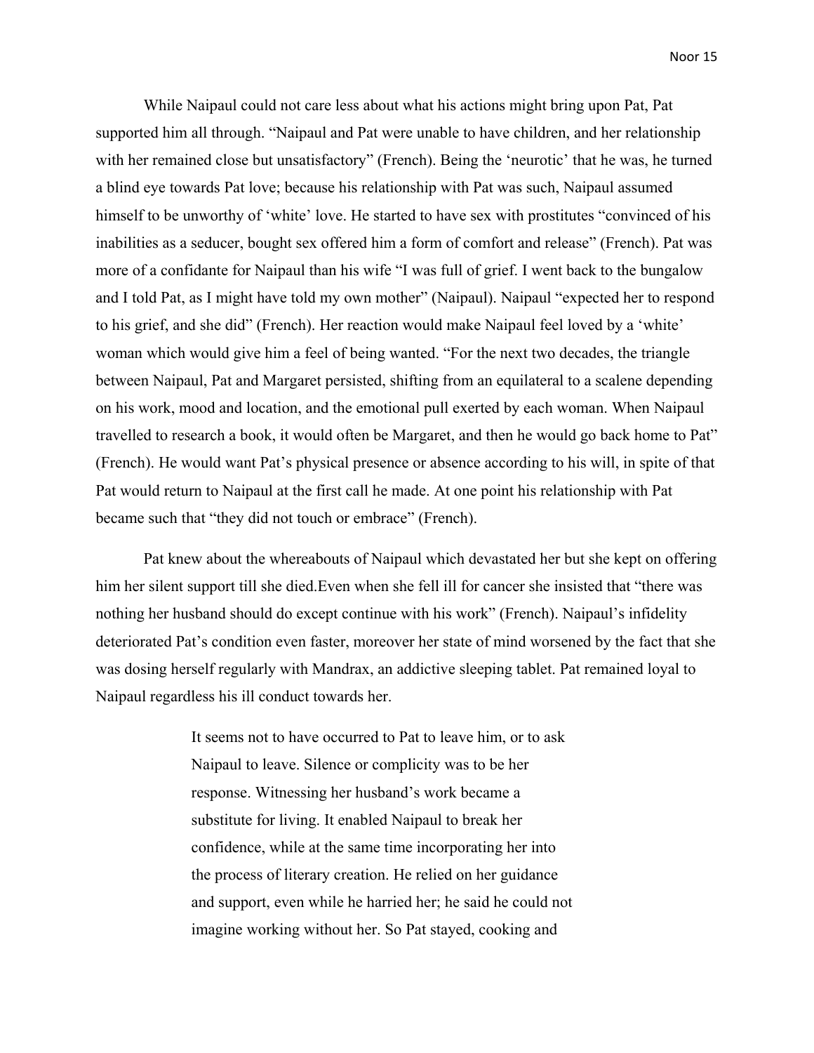While Naipaul could not care less about what his actions might bring upon Pat, Pat supported him all through. "Naipaul and Pat were unable to have children, and her relationship with her remained close but unsatisfactory" (French). Being the 'neurotic' that he was, he turned a blind eye towards Pat love; because his relationship with Pat was such, Naipaul assumed himself to be unworthy of 'white' love. He started to have sex with prostitutes "convinced of his inabilities as a seducer, bought sex offered him a form of comfort and release" (French). Pat was more of a confidante for Naipaul than his wife "I was full of grief. I went back to the bungalow and I told Pat, as I might have told my own mother" (Naipaul). Naipaul "expected her to respond to his grief, and she did" (French). Her reaction would make Naipaul feel loved by a 'white' woman which would give him a feel of being wanted. "For the next two decades, the triangle between Naipaul, Pat and Margaret persisted, shifting from an equilateral to a scalene depending on his work, mood and location, and the emotional pull exerted by each woman. When Naipaul travelled to research a book, it would often be Margaret, and then he would go back home to Pat" (French). He would want Pat's physical presence or absence according to his will, in spite of that Pat would return to Naipaul at the first call he made. At one point his relationship with Pat became such that "they did not touch or embrace" (French).

Pat knew about the whereabouts of Naipaul which devastated her but she kept on offering him her silent support till she died.Even when she fell ill for cancer she insisted that "there was nothing her husband should do except continue with his work" (French). Naipaul's infidelity deteriorated Pat's condition even faster, moreover her state of mind worsened by the fact that she was dosing herself regularly with Mandrax, an addictive sleeping tablet. Pat remained loyal to Naipaul regardless his ill conduct towards her.

> It seems not to have occurred to Pat to leave him, or to ask Naipaul to leave. Silence or complicity was to be her response. Witnessing her husband's work became a substitute for living. It enabled Naipaul to break her confidence, while at the same time incorporating her into the process of literary creation. He relied on her guidance and support, even while he harried her; he said he could not imagine working without her. So Pat stayed, cooking and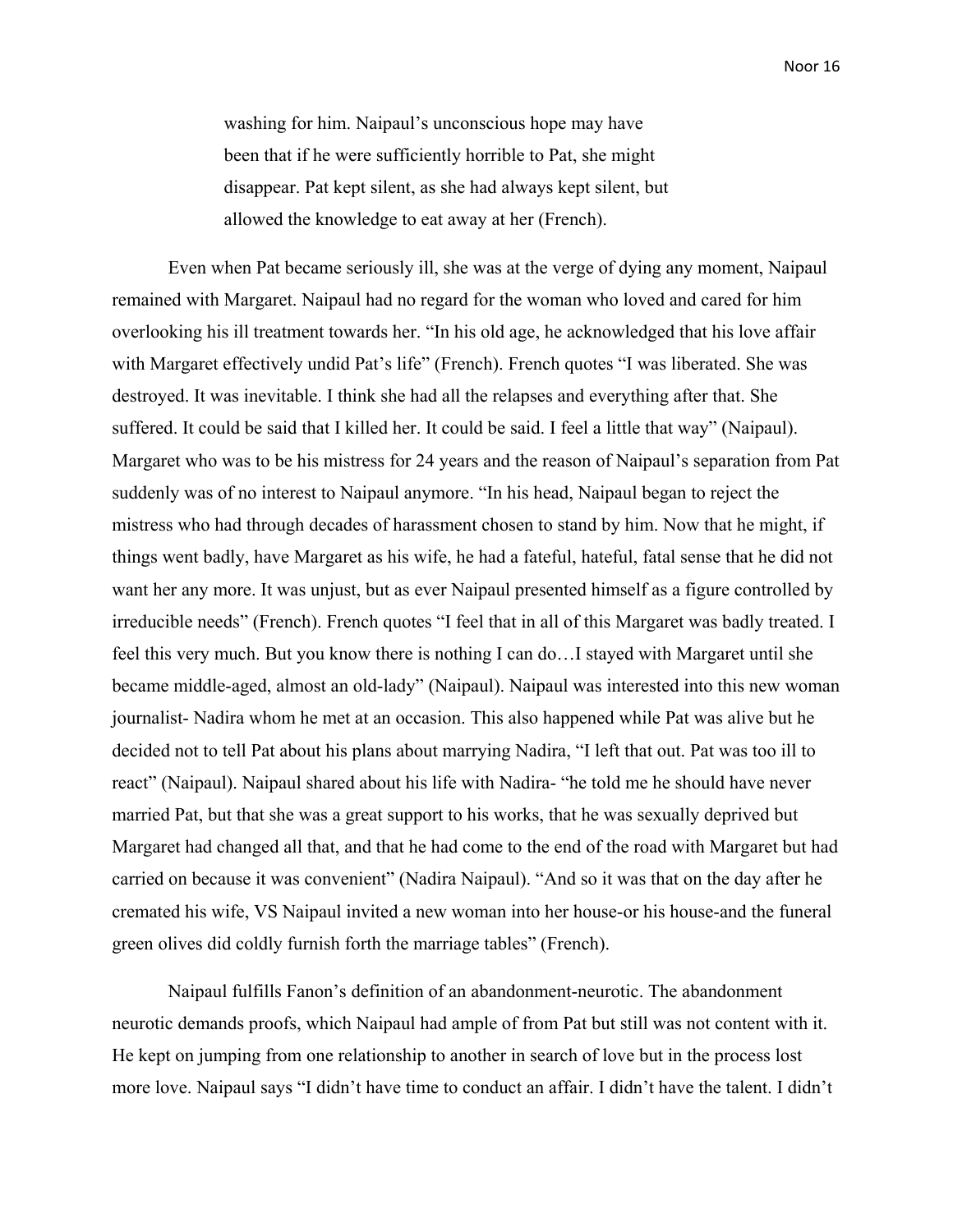> washing for him. Naipaul's unconscious hope may have been that if he were sufficiently horrible to Pat, she might disappear. Pat kept silent, as she had always kept silent, but allowed the knowledge to eat away at her (French).

Even when Pat became seriously ill, she was at the verge of dying any moment, Naipaul remained with Margaret. Naipaul had no regard for the woman who loved and cared for him overlooking his ill treatment towards her. "In his old age, he acknowledged that his love affair with Margaret effectively undid Pat's life" (French). French quotes "I was liberated. She was destroyed. It was inevitable. I think she had all the relapses and everything after that. She suffered. It could be said that I killed her. It could be said. I feel a little that way" (Naipaul). Margaret who was to be his mistress for 24 years and the reason of Naipaul's separation from Pat suddenly was of no interest to Naipaul anymore. "In his head, Naipaul began to reject the mistress who had through decades of harassment chosen to stand by him. Now that he might, if things went badly, have Margaret as his wife, he had a fateful, hateful, fatal sense that he did not want her any more. It was unjust, but as ever Naipaul presented himself as a figure controlled by irreducible needs" (French). French quotes "I feel that in all of this Margaret was badly treated. I feel this very much. But you know there is nothing I can do…I stayed with Margaret until she became middle-aged, almost an old-lady" (Naipaul). Naipaul was interested into this new woman journalist- Nadira whom he met at an occasion. This also happened while Pat was alive but he decided not to tell Pat about his plans about marrying Nadira, "I left that out. Pat was too ill to react" (Naipaul). Naipaul shared about his life with Nadira- "he told me he should have never married Pat, but that she was a great support to his works, that he was sexually deprived but Margaret had changed all that, and that he had come to the end of the road with Margaret but had carried on because it was convenient" (Nadira Naipaul). "And so it was that on the day after he cremated his wife, VS Naipaul invited a new woman into her house-or his house-and the funeral green olives did coldly furnish forth the marriage tables" (French).

Naipaul fulfills Fanon's definition of an abandonment-neurotic. The abandonment neurotic demands proofs, which Naipaul had ample of from Pat but still was not content with it. He kept on jumping from one relationship to another in search of love but in the process lost more love. Naipaul says "I didn't have time to conduct an affair. I didn't have the talent. I didn't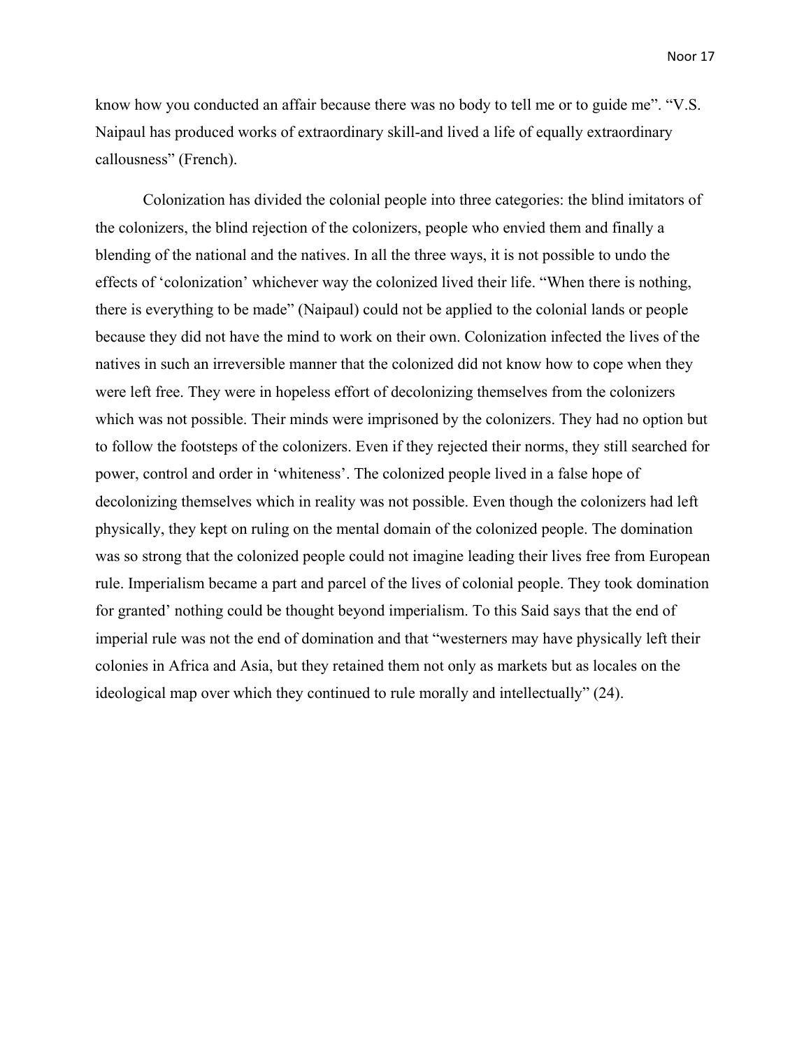know how you conducted an affair because there was no body to tell me or to guide me". "V.S. Naipaul has produced works of extraordinary skill-and lived a life of equally extraordinary callousness" (French).

Colonization has divided the colonial people into three categories: the blind imitators of the colonizers, the blind rejection of the colonizers, people who envied them and finally a blending of the national and the natives. In all the three ways, it is not possible to undo the effects of 'colonization' whichever way the colonized lived their life. "When there is nothing, there is everything to be made" (Naipaul) could not be applied to the colonial lands or people because they did not have the mind to work on their own. Colonization infected the lives of the natives in such an irreversible manner that the colonized did not know how to cope when they were left free. They were in hopeless effort of decolonizing themselves from the colonizers which was not possible. Their minds were imprisoned by the colonizers. They had no option but to follow the footsteps of the colonizers. Even if they rejected their norms, they still searched for power, control and order in 'whiteness'. The colonized people lived in a false hope of decolonizing themselves which in reality was not possible. Even though the colonizers had left physically, they kept on ruling on the mental domain of the colonized people. The domination was so strong that the colonized people could not imagine leading their lives free from European rule. Imperialism became a part and parcel of the lives of colonial people. They took domination for granted' nothing could be thought beyond imperialism. To this Said says that the end of imperial rule was not the end of domination and that "westerners may have physically left their colonies in Africa and Asia, but they retained them not only as markets but as locales on the ideological map over which they continued to rule morally and intellectually" (24).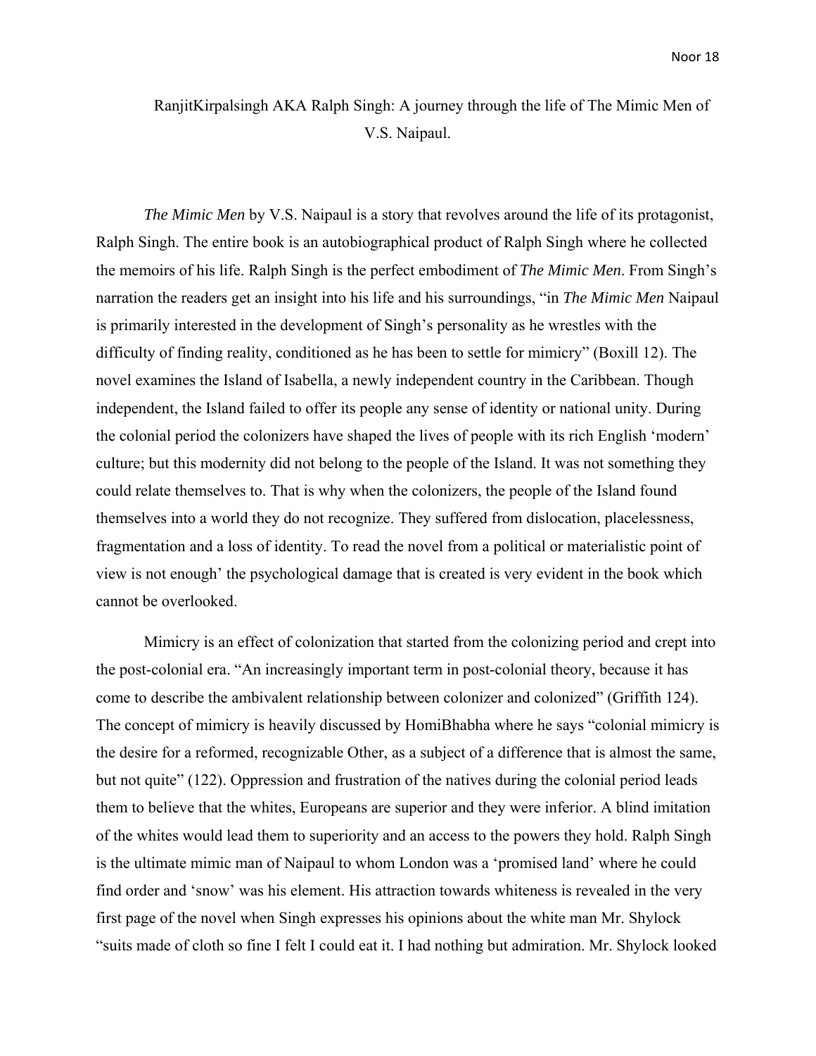# RanjitKirpalsingh AKA Ralph Singh: A journey through the life of The Mimic Men of V.S. Naipaul.

*The Mimic Men* by V.S. Naipaul is a story that revolves around the life of its protagonist, Ralph Singh. The entire book is an autobiographical product of Ralph Singh where he collected the memoirs of his life. Ralph Singh is the perfect embodiment of *The Mimic Men*. From Singh's narration the readers get an insight into his life and his surroundings, "in *The Mimic Men* Naipaul is primarily interested in the development of Singh's personality as he wrestles with the difficulty of finding reality, conditioned as he has been to settle for mimicry" (Boxill 12). The novel examines the Island of Isabella, a newly independent country in the Caribbean. Though independent, the Island failed to offer its people any sense of identity or national unity. During the colonial period the colonizers have shaped the lives of people with its rich English 'modern' culture; but this modernity did not belong to the people of the Island. It was not something they could relate themselves to. That is why when the colonizers, the people of the Island found themselves into a world they do not recognize. They suffered from dislocation, placelessness, fragmentation and a loss of identity. To read the novel from a political or materialistic point of view is not enough' the psychological damage that is created is very evident in the book which cannot be overlooked.

Mimicry is an effect of colonization that started from the colonizing period and crept into the post-colonial era. "An increasingly important term in post-colonial theory, because it has come to describe the ambivalent relationship between colonizer and colonized" (Griffith 124). The concept of mimicry is heavily discussed by HomiBhabha where he says "colonial mimicry is the desire for a reformed, recognizable Other, as a subject of a difference that is almost the same, but not quite" (122). Oppression and frustration of the natives during the colonial period leads them to believe that the whites, Europeans are superior and they were inferior. A blind imitation of the whites would lead them to superiority and an access to the powers they hold. Ralph Singh is the ultimate mimic man of Naipaul to whom London was a 'promised land' where he could find order and 'snow' was his element. His attraction towards whiteness is revealed in the very first page of the novel when Singh expresses his opinions about the white man Mr. Shylock "suits made of cloth so fine I felt I could eat it. I had nothing but admiration. Mr. Shylock looked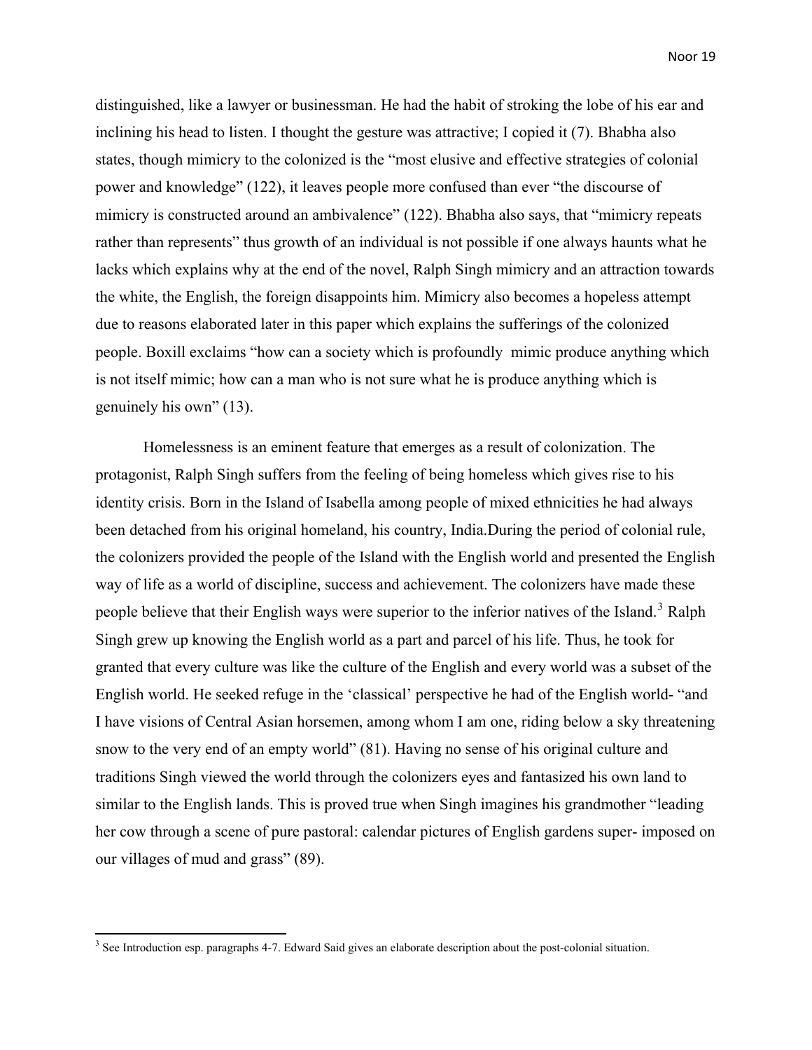distinguished, like a lawyer or businessman. He had the habit of stroking the lobe of his ear and inclining his head to listen. I thought the gesture was attractive; I copied it (7). Bhabha also states, though mimicry to the colonized is the "most elusive and effective strategies of colonial power and knowledge" (122), it leaves people more confused than ever "the discourse of mimicry is constructed around an ambivalence" (122). Bhabha also says, that "mimicry repeats rather than represents" thus growth of an individual is not possible if one always haunts what he lacks which explains why at the end of the novel, Ralph Singh mimicry and an attraction towards the white, the English, the foreign disappoints him. Mimicry also becomes a hopeless attempt due to reasons elaborated later in this paper which explains the sufferings of the colonized people. Boxill exclaims "how can a society which is profoundly mimic produce anything which is not itself mimic; how can a man who is not sure what he is produce anything which is genuinely his own" (13).

Homelessness is an eminent feature that emerges as a result of colonization. The protagonist, Ralph Singh suffers from the feeling of being homeless which gives rise to his identity crisis. Born in the Island of Isabella among people of mixed ethnicities he had always been detached from his original homeland, his country, India.During the period of colonial rule, the colonizers provided the people of the Island with the English world and presented the English way of life as a world of discipline, success and achievement. The colonizers have made these people believe that their English ways were superior to the inferior natives of the Island.[3] Ralph Singh grew up knowing the English world as a part and parcel of his life. Thus, he took for granted that every culture was like the culture of the English and every world was a subset of the English world. He seeked refuge in the 'classical' perspective he had of the English world- "and I have visions of Central Asian horsemen, among whom I am one, riding below a sky threatening snow to the very end of an empty world" (81). Having no sense of his original culture and traditions Singh viewed the world through the colonizers eyes and fantasized his own land to similar to the English lands. This is proved true when Singh imagines his grandmother "leading her cow through a scene of pure pastoral: calendar pictures of English gardens super- imposed on our villages of mud and grass" (89).

[3] See Introduction esp. paragraphs 4-7. Edward Said gives an elaborate description about the post-colonial situation.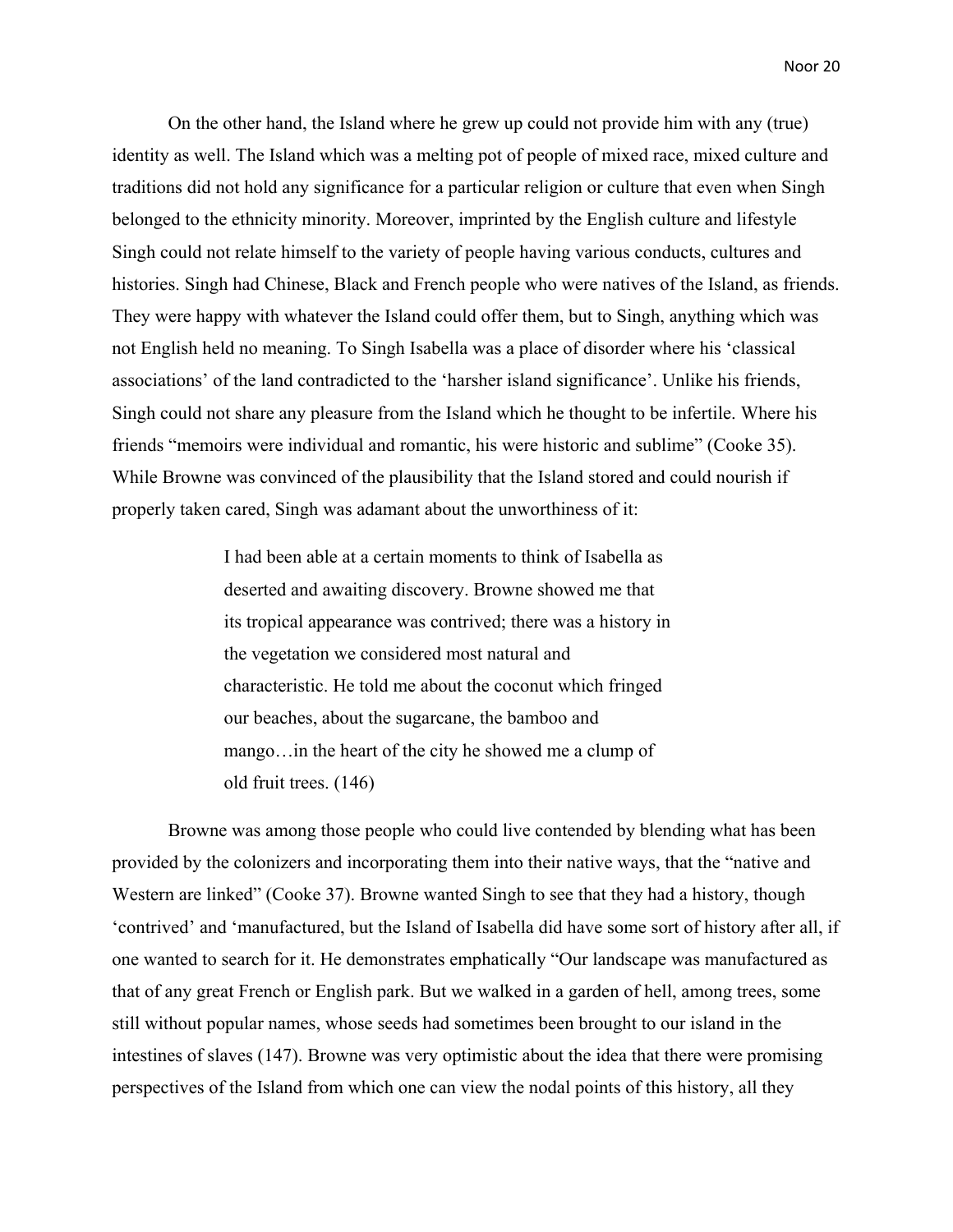On the other hand, the Island where he grew up could not provide him with any (true) identity as well. The Island which was a melting pot of people of mixed race, mixed culture and traditions did not hold any significance for a particular religion or culture that even when Singh belonged to the ethnicity minority. Moreover, imprinted by the English culture and lifestyle Singh could not relate himself to the variety of people having various conducts, cultures and histories. Singh had Chinese, Black and French people who were natives of the Island, as friends. They were happy with whatever the Island could offer them, but to Singh, anything which was not English held no meaning. To Singh Isabella was a place of disorder where his 'classical associations' of the land contradicted to the 'harsher island significance'. Unlike his friends, Singh could not share any pleasure from the Island which he thought to be infertile. Where his friends "memoirs were individual and romantic, his were historic and sublime" (Cooke 35). While Browne was convinced of the plausibility that the Island stored and could nourish if properly taken cared, Singh was adamant about the unworthiness of it:

> I had been able at a certain moments to think of Isabella as deserted and awaiting discovery. Browne showed me that its tropical appearance was contrived; there was a history in the vegetation we considered most natural and characteristic. He told me about the coconut which fringed our beaches, about the sugarcane, the bamboo and mango…in the heart of the city he showed me a clump of old fruit trees. (146)

Browne was among those people who could live contended by blending what has been provided by the colonizers and incorporating them into their native ways, that the "native and Western are linked" (Cooke 37). Browne wanted Singh to see that they had a history, though 'contrived' and 'manufactured, but the Island of Isabella did have some sort of history after all, if one wanted to search for it. He demonstrates emphatically "Our landscape was manufactured as that of any great French or English park. But we walked in a garden of hell, among trees, some still without popular names, whose seeds had sometimes been brought to our island in the intestines of slaves (147). Browne was very optimistic about the idea that there were promising perspectives of the Island from which one can view the nodal points of this history, all they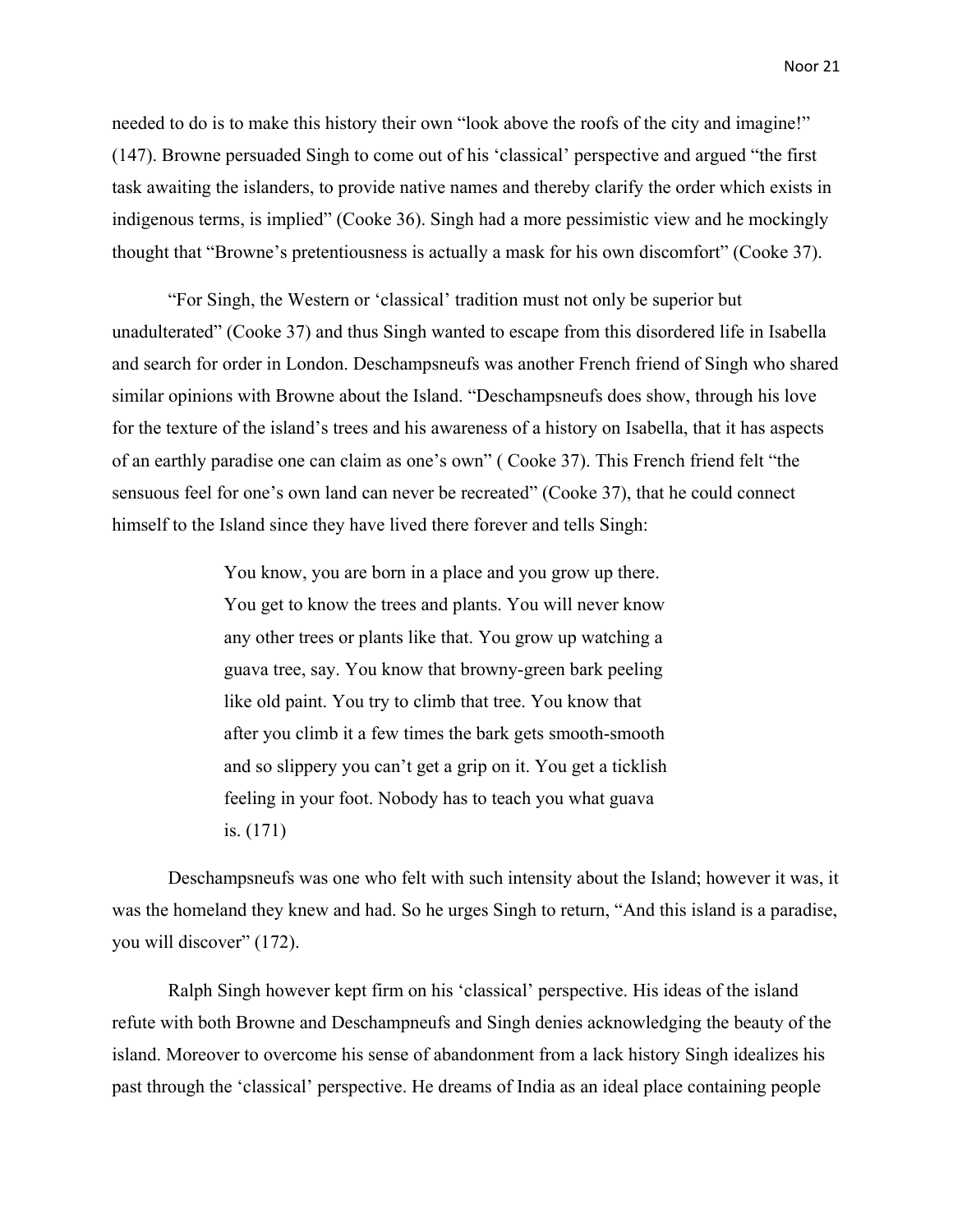needed to do is to make this history their own "look above the roofs of the city and imagine!" (147). Browne persuaded Singh to come out of his 'classical' perspective and argued "the first task awaiting the islanders, to provide native names and thereby clarify the order which exists in indigenous terms, is implied" (Cooke 36). Singh had a more pessimistic view and he mockingly thought that "Browne's pretentiousness is actually a mask for his own discomfort" (Cooke 37).

"For Singh, the Western or 'classical' tradition must not only be superior but unadulterated" (Cooke 37) and thus Singh wanted to escape from this disordered life in Isabella and search for order in London. Deschampsneufs was another French friend of Singh who shared similar opinions with Browne about the Island. "Deschampsneufs does show, through his love for the texture of the island's trees and his awareness of a history on Isabella, that it has aspects of an earthly paradise one can claim as one's own" ( Cooke 37). This French friend felt "the sensuous feel for one's own land can never be recreated" (Cooke 37), that he could connect himself to the Island since they have lived there forever and tells Singh:

> You know, you are born in a place and you grow up there. You get to know the trees and plants. You will never know any other trees or plants like that. You grow up watching a guava tree, say. You know that browny-green bark peeling like old paint. You try to climb that tree. You know that after you climb it a few times the bark gets smooth-smooth and so slippery you can't get a grip on it. You get a ticklish feeling in your foot. Nobody has to teach you what guava is. (171)

Deschampsneufs was one who felt with such intensity about the Island; however it was, it was the homeland they knew and had. So he urges Singh to return, "And this island is a paradise, you will discover" (172).

Ralph Singh however kept firm on his 'classical' perspective. His ideas of the island refute with both Browne and Deschampneufs and Singh denies acknowledging the beauty of the island. Moreover to overcome his sense of abandonment from a lack history Singh idealizes his past through the 'classical' perspective. He dreams of India as an ideal place containing people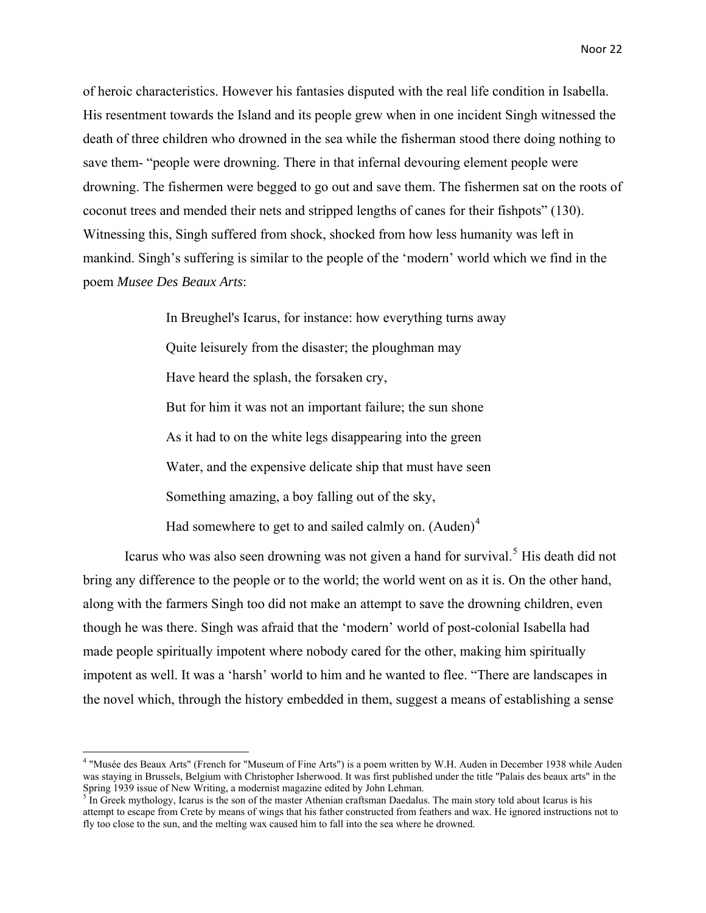of heroic characteristics. However his fantasies disputed with the real life condition in Isabella. His resentment towards the Island and its people grew when in one incident Singh witnessed the death of three children who drowned in the sea while the fisherman stood there doing nothing to save them- "people were drowning. There in that infernal devouring element people were drowning. The fishermen were begged to go out and save them. The fishermen sat on the roots of coconut trees and mended their nets and stripped lengths of canes for their fishpots" (130). Witnessing this, Singh suffered from shock, shocked from how less humanity was left in mankind. Singh's suffering is similar to the people of the 'modern' world which we find in the poem *Musee Des Beaux Arts*:

> In Breughel's Icarus, for instance: how everything turns away
>
> Quite leisurely from the disaster; the ploughman may
>
> Have heard the splash, the forsaken cry,
>
> But for him it was not an important failure; the sun shone
>
> As it had to on the white legs disappearing into the green
>
> Water, and the expensive delicate ship that must have seen
>
> Something amazing, a boy falling out of the sky,
>
> Had somewhere to get to and sailed calmly on. (Auden)[4]

Icarus who was also seen drowning was not given a hand for survival.[5] His death did not bring any difference to the people or to the world; the world went on as it is. On the other hand, along with the farmers Singh too did not make an attempt to save the drowning children, even though he was there. Singh was afraid that the 'modern' world of post-colonial Isabella had made people spiritually impotent where nobody cared for the other, making him spiritually impotent as well. It was a 'harsh' world to him and he wanted to flee. "There are landscapes in the novel which, through the history embedded in them, suggest a means of establishing a sense

---

[4] "Musée des Beaux Arts" (French for "Museum of Fine Arts") is a poem written by W.H. Auden in December 1938 while Auden was staying in Brussels, Belgium with Christopher Isherwood. It was first published under the title "Palais des beaux arts" in the Spring 1939 issue of New Writing, a modernist magazine edited by John Lehman.

[5] In Greek mythology, Icarus is the son of the master Athenian craftsman Daedalus. The main story told about Icarus is his attempt to escape from Crete by means of wings that his father constructed from feathers and wax. He ignored instructions not to fly too close to the sun, and the melting wax caused him to fall into the sea where he drowned.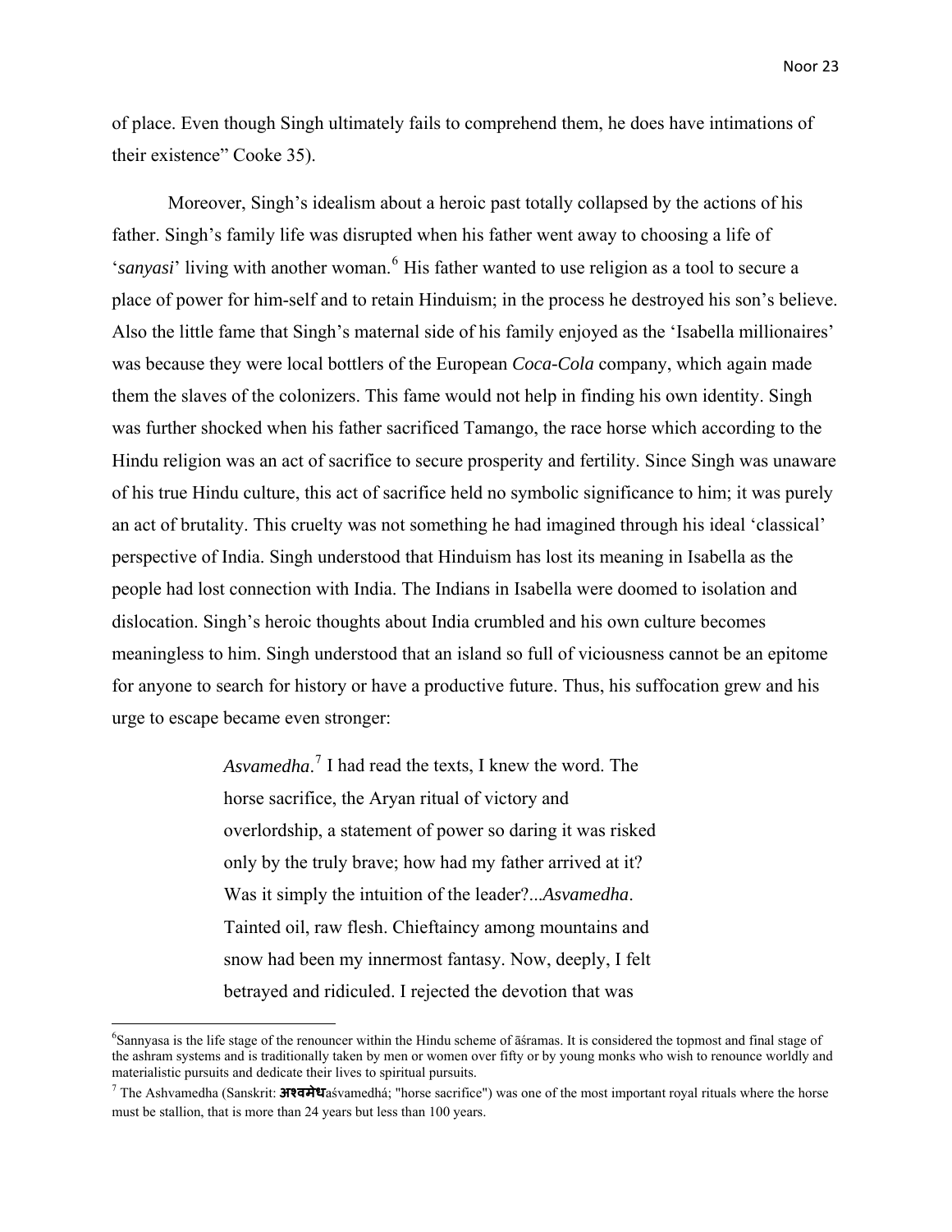of place. Even though Singh ultimately fails to comprehend them, he does have intimations of their existence" Cooke 35).

Moreover, Singh's idealism about a heroic past totally collapsed by the actions of his father. Singh's family life was disrupted when his father went away to choosing a life of '*sanyasi*' living with another woman.[6] His father wanted to use religion as a tool to secure a place of power for him-self and to retain Hinduism; in the process he destroyed his son's believe. Also the little fame that Singh's maternal side of his family enjoyed as the 'Isabella millionaires' was because they were local bottlers of the European *Coca-Cola* company, which again made them the slaves of the colonizers. This fame would not help in finding his own identity. Singh was further shocked when his father sacrificed Tamango, the race horse which according to the Hindu religion was an act of sacrifice to secure prosperity and fertility. Since Singh was unaware of his true Hindu culture, this act of sacrifice held no symbolic significance to him; it was purely an act of brutality. This cruelty was not something he had imagined through his ideal 'classical' perspective of India. Singh understood that Hinduism has lost its meaning in Isabella as the people had lost connection with India. The Indians in Isabella were doomed to isolation and dislocation. Singh's heroic thoughts about India crumbled and his own culture becomes meaningless to him. Singh understood that an island so full of viciousness cannot be an epitome for anyone to search for history or have a productive future. Thus, his suffocation grew and his urge to escape became even stronger:

> *Asvamedha*.[7] I had read the texts, I knew the word. The horse sacrifice, the Aryan ritual of victory and overlordship, a statement of power so daring it was risked only by the truly brave; how had my father arrived at it? Was it simply the intuition of the leader?...*Asvamedha*. Tainted oil, raw flesh. Chieftaincy among mountains and snow had been my innermost fantasy. Now, deeply, I felt betrayed and ridiculed. I rejected the devotion that was

---

[6]Sannyasa is the life stage of the renouncer within the Hindu scheme of āśramas. It is considered the topmost and final stage of the ashram systems and is traditionally taken by men or women over fifty or by young monks who wish to renounce worldly and materialistic pursuits and dedicate their lives to spiritual pursuits.

[7] The Ashvamedha (Sanskrit: अश्वमेधaśvamedhá; "horse sacrifice") was one of the most important royal rituals where the horse must be stallion, that is more than 24 years but less than 100 years.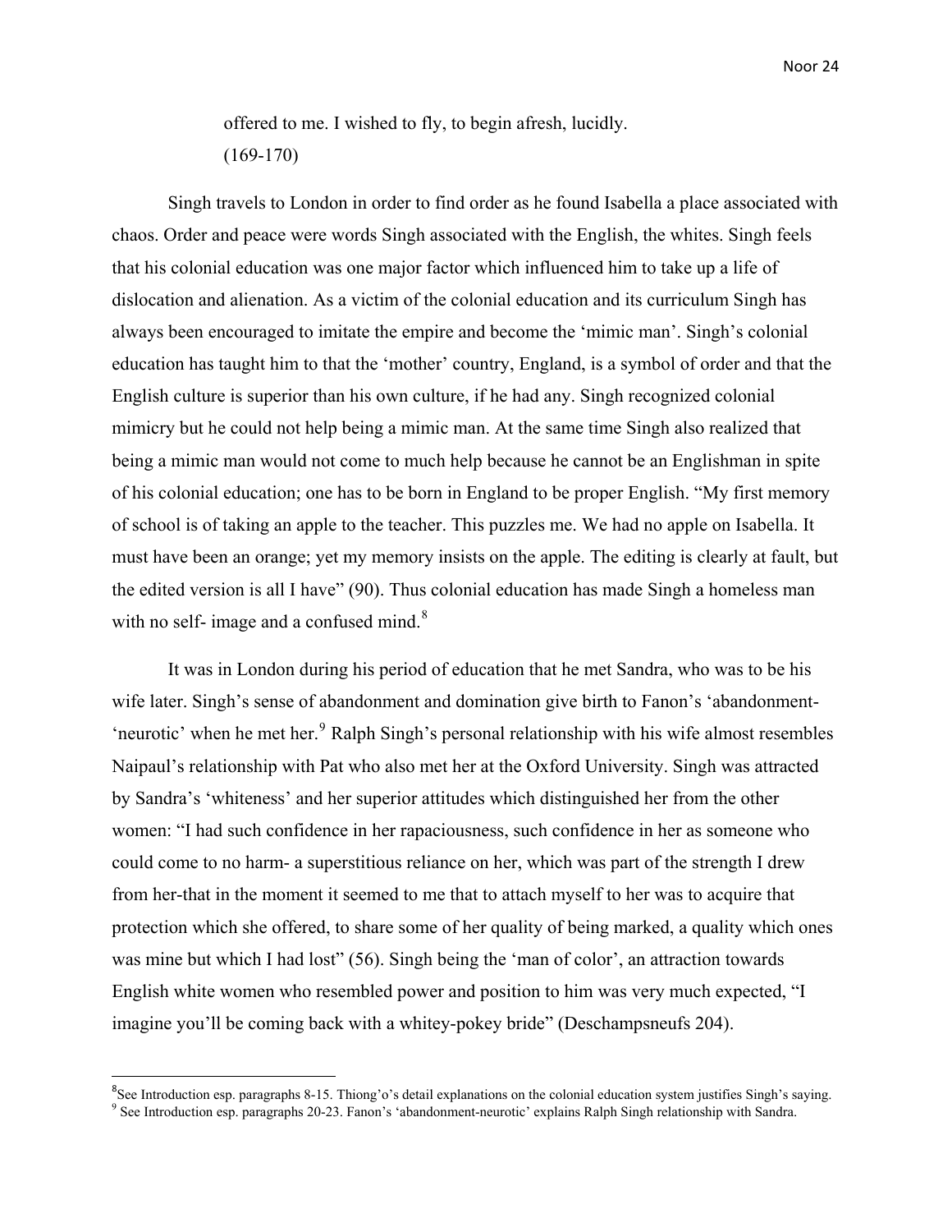> offered to me. I wished to fly, to begin afresh, lucidly.
> (169-170)

Singh travels to London in order to find order as he found Isabella a place associated with chaos. Order and peace were words Singh associated with the English, the whites. Singh feels that his colonial education was one major factor which influenced him to take up a life of dislocation and alienation. As a victim of the colonial education and its curriculum Singh has always been encouraged to imitate the empire and become the 'mimic man'. Singh's colonial education has taught him to that the 'mother' country, England, is a symbol of order and that the English culture is superior than his own culture, if he had any. Singh recognized colonial mimicry but he could not help being a mimic man. At the same time Singh also realized that being a mimic man would not come to much help because he cannot be an Englishman in spite of his colonial education; one has to be born in England to be proper English. "My first memory of school is of taking an apple to the teacher. This puzzles me. We had no apple on Isabella. It must have been an orange; yet my memory insists on the apple. The editing is clearly at fault, but the edited version is all I have" (90). Thus colonial education has made Singh a homeless man with no self- image and a confused mind.[8]

It was in London during his period of education that he met Sandra, who was to be his wife later. Singh's sense of abandonment and domination give birth to Fanon's 'abandonment-'neurotic' when he met her.[9] Ralph Singh's personal relationship with his wife almost resembles Naipaul's relationship with Pat who also met her at the Oxford University. Singh was attracted by Sandra's 'whiteness' and her superior attitudes which distinguished her from the other women: "I had such confidence in her rapaciousness, such confidence in her as someone who could come to no harm- a superstitious reliance on her, which was part of the strength I drew from her-that in the moment it seemed to me that to attach myself to her was to acquire that protection which she offered, to share some of her quality of being marked, a quality which ones was mine but which I had lost" (56). Singh being the 'man of color', an attraction towards English white women who resembled power and position to him was very much expected, "I imagine you'll be coming back with a whitey-pokey bride" (Deschampsneufs 204).

---

[8] See Introduction esp. paragraphs 8-15. Thiong'o's detail explanations on the colonial education system justifies Singh's saying.

[9] See Introduction esp. paragraphs 20-23. Fanon's 'abandonment-neurotic' explains Ralph Singh relationship with Sandra.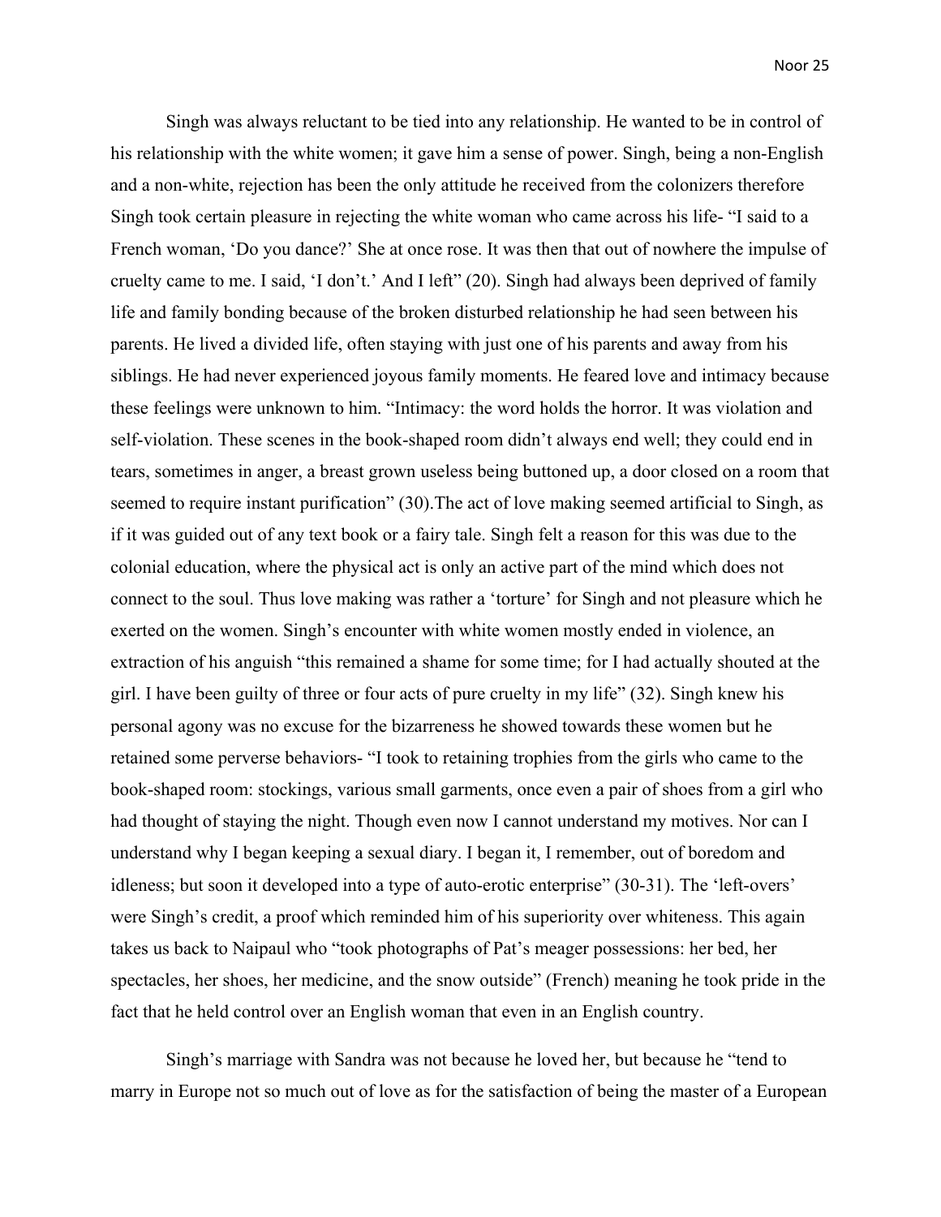Singh was always reluctant to be tied into any relationship. He wanted to be in control of his relationship with the white women; it gave him a sense of power. Singh, being a non-English and a non-white, rejection has been the only attitude he received from the colonizers therefore Singh took certain pleasure in rejecting the white woman who came across his life- "I said to a French woman, 'Do you dance?' She at once rose. It was then that out of nowhere the impulse of cruelty came to me. I said, 'I don't.' And I left" (20). Singh had always been deprived of family life and family bonding because of the broken disturbed relationship he had seen between his parents. He lived a divided life, often staying with just one of his parents and away from his siblings. He had never experienced joyous family moments. He feared love and intimacy because these feelings were unknown to him. "Intimacy: the word holds the horror. It was violation and self-violation. These scenes in the book-shaped room didn't always end well; they could end in tears, sometimes in anger, a breast grown useless being buttoned up, a door closed on a room that seemed to require instant purification" (30).The act of love making seemed artificial to Singh, as if it was guided out of any text book or a fairy tale. Singh felt a reason for this was due to the colonial education, where the physical act is only an active part of the mind which does not connect to the soul. Thus love making was rather a 'torture' for Singh and not pleasure which he exerted on the women. Singh's encounter with white women mostly ended in violence, an extraction of his anguish "this remained a shame for some time; for I had actually shouted at the girl. I have been guilty of three or four acts of pure cruelty in my life" (32). Singh knew his personal agony was no excuse for the bizarreness he showed towards these women but he retained some perverse behaviors- "I took to retaining trophies from the girls who came to the book-shaped room: stockings, various small garments, once even a pair of shoes from a girl who had thought of staying the night. Though even now I cannot understand my motives. Nor can I understand why I began keeping a sexual diary. I began it, I remember, out of boredom and idleness; but soon it developed into a type of auto-erotic enterprise" (30-31). The 'left-overs' were Singh's credit, a proof which reminded him of his superiority over whiteness. This again takes us back to Naipaul who "took photographs of Pat's meager possessions: her bed, her spectacles, her shoes, her medicine, and the snow outside" (French) meaning he took pride in the fact that he held control over an English woman that even in an English country.

Singh's marriage with Sandra was not because he loved her, but because he "tend to marry in Europe not so much out of love as for the satisfaction of being the master of a European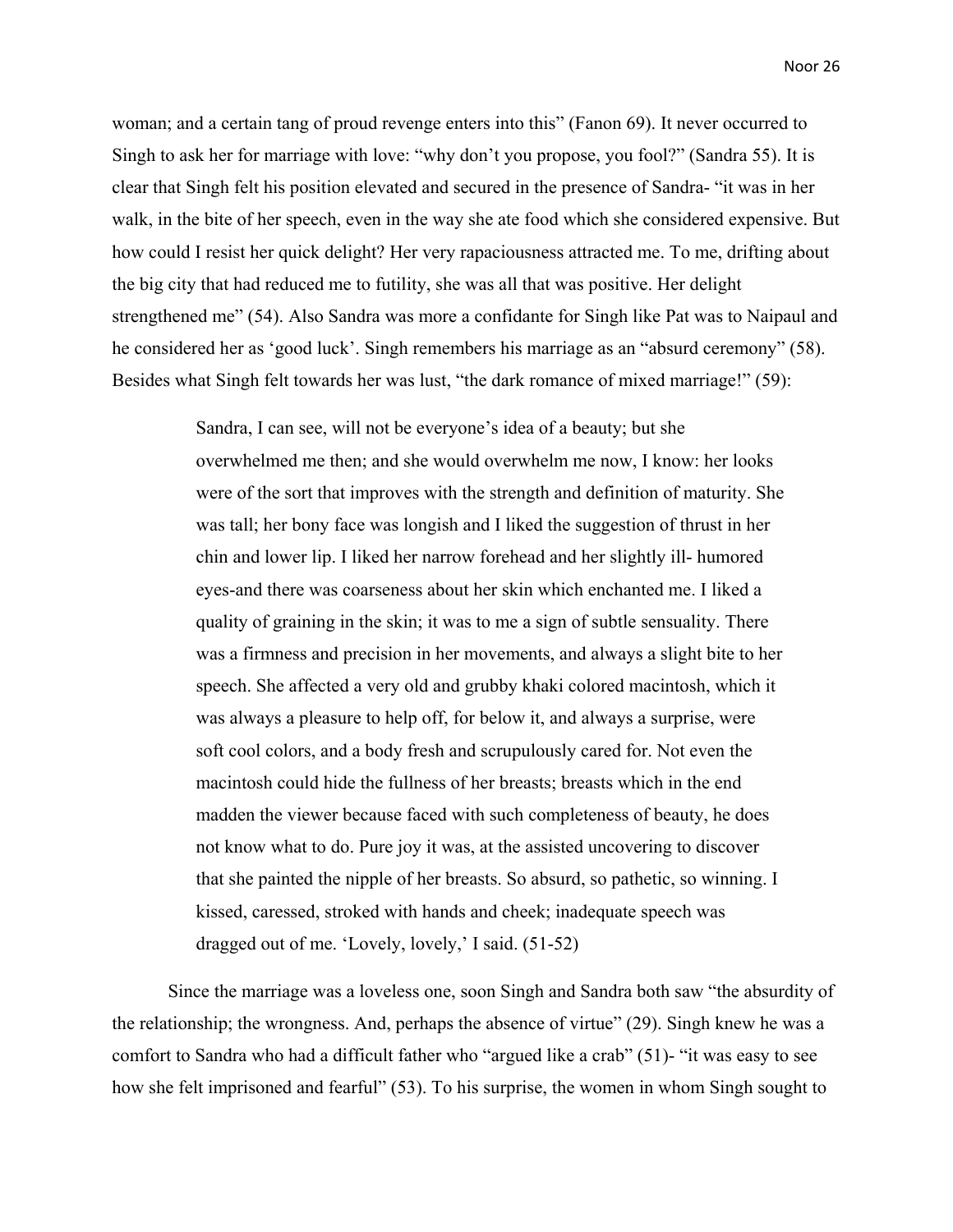woman; and a certain tang of proud revenge enters into this" (Fanon 69). It never occurred to Singh to ask her for marriage with love: "why don't you propose, you fool?" (Sandra 55). It is clear that Singh felt his position elevated and secured in the presence of Sandra- "it was in her walk, in the bite of her speech, even in the way she ate food which she considered expensive. But how could I resist her quick delight? Her very rapaciousness attracted me. To me, drifting about the big city that had reduced me to futility, she was all that was positive. Her delight strengthened me" (54). Also Sandra was more a confidante for Singh like Pat was to Naipaul and he considered her as 'good luck'. Singh remembers his marriage as an "absurd ceremony" (58). Besides what Singh felt towards her was lust, "the dark romance of mixed marriage!" (59):

> Sandra, I can see, will not be everyone's idea of a beauty; but she overwhelmed me then; and she would overwhelm me now, I know: her looks were of the sort that improves with the strength and definition of maturity. She was tall; her bony face was longish and I liked the suggestion of thrust in her chin and lower lip. I liked her narrow forehead and her slightly ill- humored eyes-and there was coarseness about her skin which enchanted me. I liked a quality of graining in the skin; it was to me a sign of subtle sensuality. There was a firmness and precision in her movements, and always a slight bite to her speech. She affected a very old and grubby khaki colored macintosh, which it was always a pleasure to help off, for below it, and always a surprise, were soft cool colors, and a body fresh and scrupulously cared for. Not even the macintosh could hide the fullness of her breasts; breasts which in the end madden the viewer because faced with such completeness of beauty, he does not know what to do. Pure joy it was, at the assisted uncovering to discover that she painted the nipple of her breasts. So absurd, so pathetic, so winning. I kissed, caressed, stroked with hands and cheek; inadequate speech was dragged out of me. 'Lovely, lovely,' I said. (51-52)

Since the marriage was a loveless one, soon Singh and Sandra both saw "the absurdity of the relationship; the wrongness. And, perhaps the absence of virtue" (29). Singh knew he was a comfort to Sandra who had a difficult father who "argued like a crab" (51)- "it was easy to see how she felt imprisoned and fearful" (53). To his surprise, the women in whom Singh sought to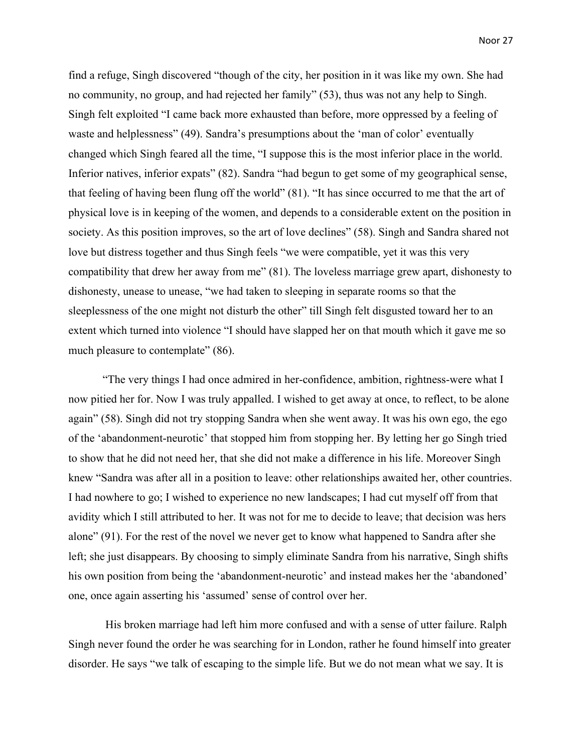find a refuge, Singh discovered "though of the city, her position in it was like my own. She had no community, no group, and had rejected her family" (53), thus was not any help to Singh. Singh felt exploited "I came back more exhausted than before, more oppressed by a feeling of waste and helplessness" (49). Sandra's presumptions about the 'man of color' eventually changed which Singh feared all the time, "I suppose this is the most inferior place in the world. Inferior natives, inferior expats" (82). Sandra "had begun to get some of my geographical sense, that feeling of having been flung off the world" (81). "It has since occurred to me that the art of physical love is in keeping of the women, and depends to a considerable extent on the position in society. As this position improves, so the art of love declines" (58). Singh and Sandra shared not love but distress together and thus Singh feels "we were compatible, yet it was this very compatibility that drew her away from me" (81). The loveless marriage grew apart, dishonesty to dishonesty, unease to unease, "we had taken to sleeping in separate rooms so that the sleeplessness of the one might not disturb the other" till Singh felt disgusted toward her to an extent which turned into violence "I should have slapped her on that mouth which it gave me so much pleasure to contemplate" (86).

"The very things I had once admired in her-confidence, ambition, rightness-were what I now pitied her for. Now I was truly appalled. I wished to get away at once, to reflect, to be alone again" (58). Singh did not try stopping Sandra when she went away. It was his own ego, the ego of the 'abandonment-neurotic' that stopped him from stopping her. By letting her go Singh tried to show that he did not need her, that she did not make a difference in his life. Moreover Singh knew "Sandra was after all in a position to leave: other relationships awaited her, other countries. I had nowhere to go; I wished to experience no new landscapes; I had cut myself off from that avidity which I still attributed to her. It was not for me to decide to leave; that decision was hers alone" (91). For the rest of the novel we never get to know what happened to Sandra after she left; she just disappears. By choosing to simply eliminate Sandra from his narrative, Singh shifts his own position from being the 'abandonment-neurotic' and instead makes her the 'abandoned' one, once again asserting his 'assumed' sense of control over her.

His broken marriage had left him more confused and with a sense of utter failure. Ralph Singh never found the order he was searching for in London, rather he found himself into greater disorder. He says "we talk of escaping to the simple life. But we do not mean what we say. It is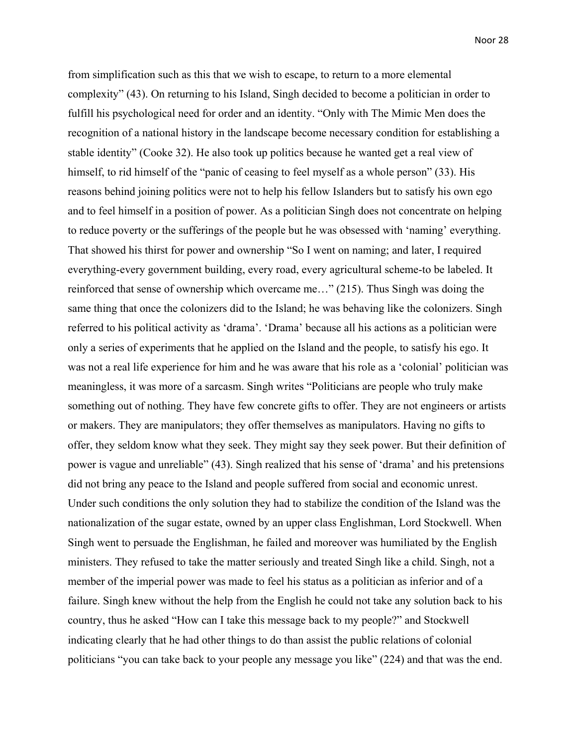from simplification such as this that we wish to escape, to return to a more elemental complexity" (43). On returning to his Island, Singh decided to become a politician in order to fulfill his psychological need for order and an identity. "Only with The Mimic Men does the recognition of a national history in the landscape become necessary condition for establishing a stable identity" (Cooke 32). He also took up politics because he wanted get a real view of himself, to rid himself of the "panic of ceasing to feel myself as a whole person" (33). His reasons behind joining politics were not to help his fellow Islanders but to satisfy his own ego and to feel himself in a position of power. As a politician Singh does not concentrate on helping to reduce poverty or the sufferings of the people but he was obsessed with 'naming' everything. That showed his thirst for power and ownership "So I went on naming; and later, I required everything-every government building, every road, every agricultural scheme-to be labeled. It reinforced that sense of ownership which overcame me…" (215). Thus Singh was doing the same thing that once the colonizers did to the Island; he was behaving like the colonizers. Singh referred to his political activity as 'drama'. 'Drama' because all his actions as a politician were only a series of experiments that he applied on the Island and the people, to satisfy his ego. It was not a real life experience for him and he was aware that his role as a 'colonial' politician was meaningless, it was more of a sarcasm. Singh writes "Politicians are people who truly make something out of nothing. They have few concrete gifts to offer. They are not engineers or artists or makers. They are manipulators; they offer themselves as manipulators. Having no gifts to offer, they seldom know what they seek. They might say they seek power. But their definition of power is vague and unreliable" (43). Singh realized that his sense of 'drama' and his pretensions did not bring any peace to the Island and people suffered from social and economic unrest. Under such conditions the only solution they had to stabilize the condition of the Island was the nationalization of the sugar estate, owned by an upper class Englishman, Lord Stockwell. When Singh went to persuade the Englishman, he failed and moreover was humiliated by the English ministers. They refused to take the matter seriously and treated Singh like a child. Singh, not a member of the imperial power was made to feel his status as a politician as inferior and of a failure. Singh knew without the help from the English he could not take any solution back to his country, thus he asked "How can I take this message back to my people?" and Stockwell indicating clearly that he had other things to do than assist the public relations of colonial politicians "you can take back to your people any message you like" (224) and that was the end.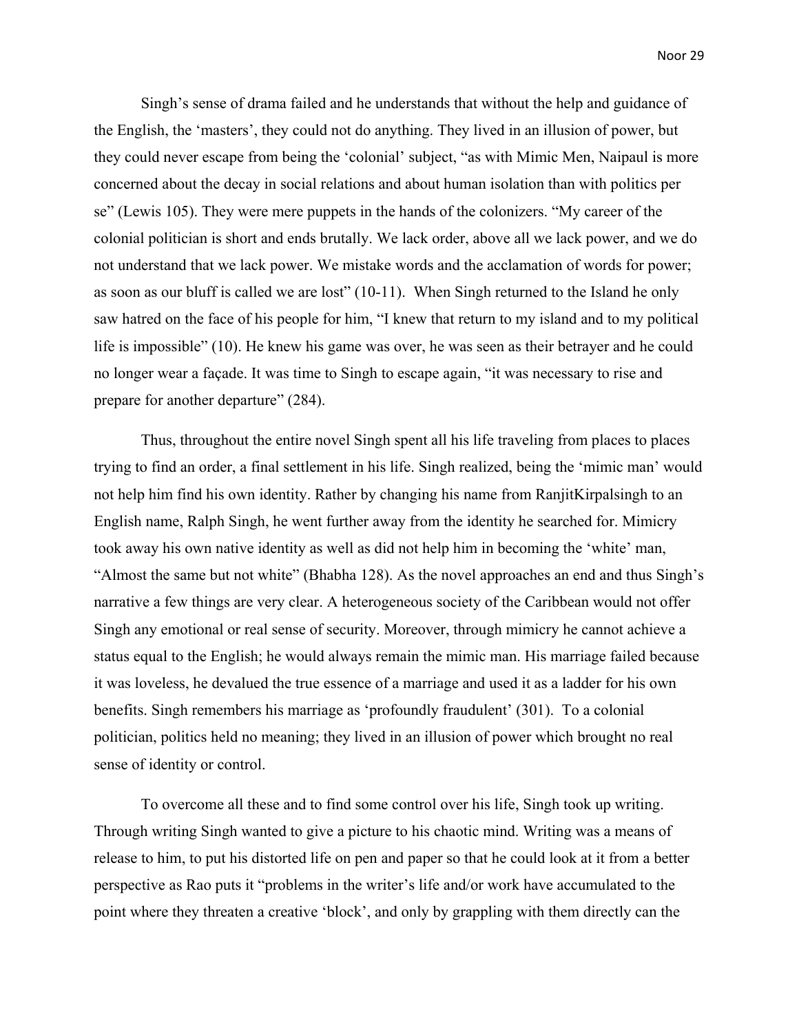Singh's sense of drama failed and he understands that without the help and guidance of the English, the 'masters', they could not do anything. They lived in an illusion of power, but they could never escape from being the 'colonial' subject, "as with Mimic Men, Naipaul is more concerned about the decay in social relations and about human isolation than with politics per se" (Lewis 105). They were mere puppets in the hands of the colonizers. "My career of the colonial politician is short and ends brutally. We lack order, above all we lack power, and we do not understand that we lack power. We mistake words and the acclamation of words for power; as soon as our bluff is called we are lost" (10-11). When Singh returned to the Island he only saw hatred on the face of his people for him, "I knew that return to my island and to my political life is impossible" (10). He knew his game was over, he was seen as their betrayer and he could no longer wear a façade. It was time to Singh to escape again, "it was necessary to rise and prepare for another departure" (284).

Thus, throughout the entire novel Singh spent all his life traveling from places to places trying to find an order, a final settlement in his life. Singh realized, being the 'mimic man' would not help him find his own identity. Rather by changing his name from RanjitKirpalsingh to an English name, Ralph Singh, he went further away from the identity he searched for. Mimicry took away his own native identity as well as did not help him in becoming the 'white' man, "Almost the same but not white" (Bhabha 128). As the novel approaches an end and thus Singh's narrative a few things are very clear. A heterogeneous society of the Caribbean would not offer Singh any emotional or real sense of security. Moreover, through mimicry he cannot achieve a status equal to the English; he would always remain the mimic man. His marriage failed because it was loveless, he devalued the true essence of a marriage and used it as a ladder for his own benefits. Singh remembers his marriage as 'profoundly fraudulent' (301). To a colonial politician, politics held no meaning; they lived in an illusion of power which brought no real sense of identity or control.

To overcome all these and to find some control over his life, Singh took up writing. Through writing Singh wanted to give a picture to his chaotic mind. Writing was a means of release to him, to put his distorted life on pen and paper so that he could look at it from a better perspective as Rao puts it "problems in the writer's life and/or work have accumulated to the point where they threaten a creative 'block', and only by grappling with them directly can the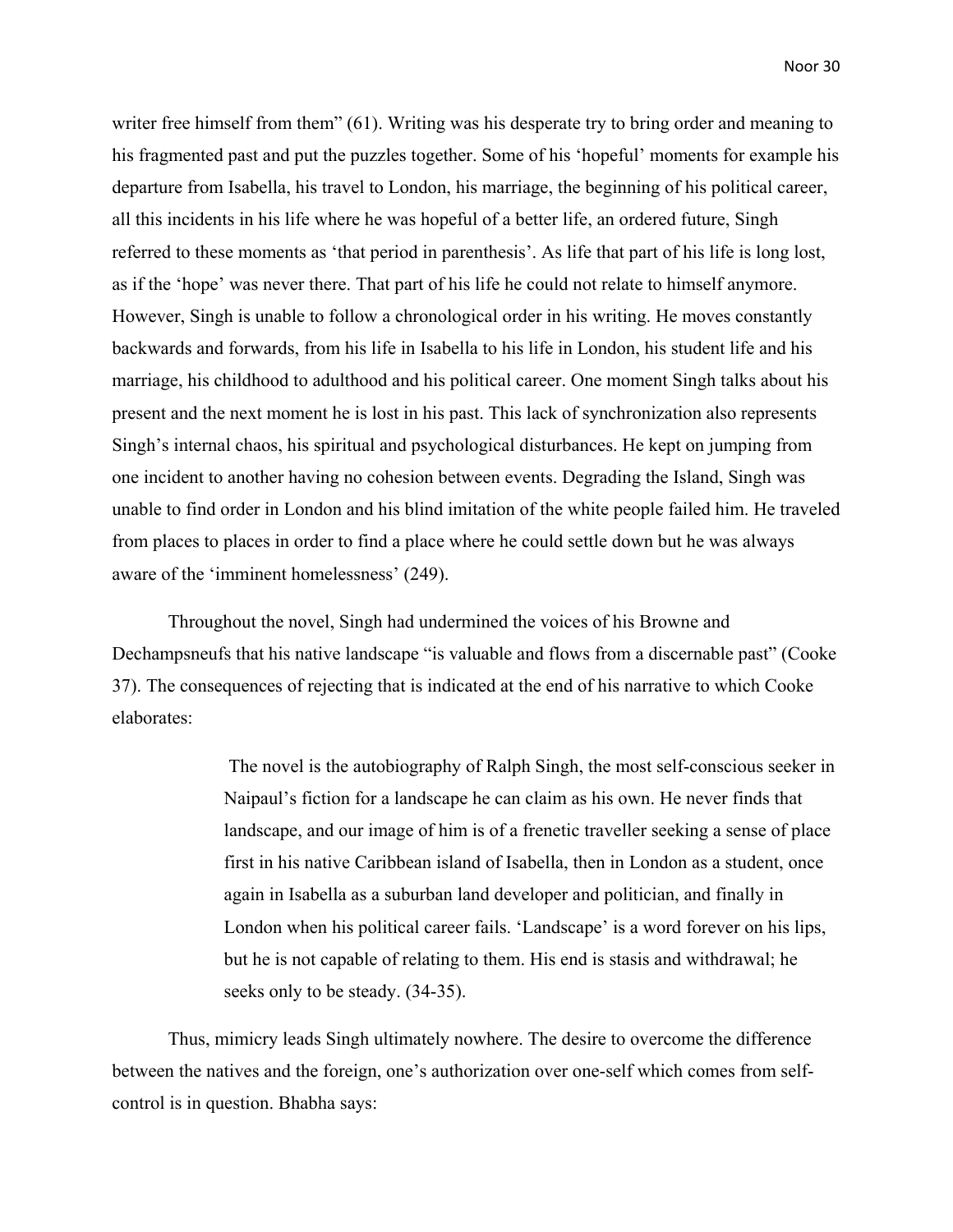writer free himself from them" (61). Writing was his desperate try to bring order and meaning to his fragmented past and put the puzzles together. Some of his 'hopeful' moments for example his departure from Isabella, his travel to London, his marriage, the beginning of his political career, all this incidents in his life where he was hopeful of a better life, an ordered future, Singh referred to these moments as 'that period in parenthesis'. As life that part of his life is long lost, as if the 'hope' was never there. That part of his life he could not relate to himself anymore. However, Singh is unable to follow a chronological order in his writing. He moves constantly backwards and forwards, from his life in Isabella to his life in London, his student life and his marriage, his childhood to adulthood and his political career. One moment Singh talks about his present and the next moment he is lost in his past. This lack of synchronization also represents Singh's internal chaos, his spiritual and psychological disturbances. He kept on jumping from one incident to another having no cohesion between events. Degrading the Island, Singh was unable to find order in London and his blind imitation of the white people failed him. He traveled from places to places in order to find a place where he could settle down but he was always aware of the 'imminent homelessness' (249).

Throughout the novel, Singh had undermined the voices of his Browne and Dechampsneufs that his native landscape "is valuable and flows from a discernable past" (Cooke 37). The consequences of rejecting that is indicated at the end of his narrative to which Cooke elaborates:

> The novel is the autobiography of Ralph Singh, the most self-conscious seeker in Naipaul's fiction for a landscape he can claim as his own. He never finds that landscape, and our image of him is of a frenetic traveller seeking a sense of place first in his native Caribbean island of Isabella, then in London as a student, once again in Isabella as a suburban land developer and politician, and finally in London when his political career fails. 'Landscape' is a word forever on his lips, but he is not capable of relating to them. His end is stasis and withdrawal; he seeks only to be steady. (34-35).

Thus, mimicry leads Singh ultimately nowhere. The desire to overcome the difference between the natives and the foreign, one's authorization over one-self which comes from self-control is in question. Bhabha says: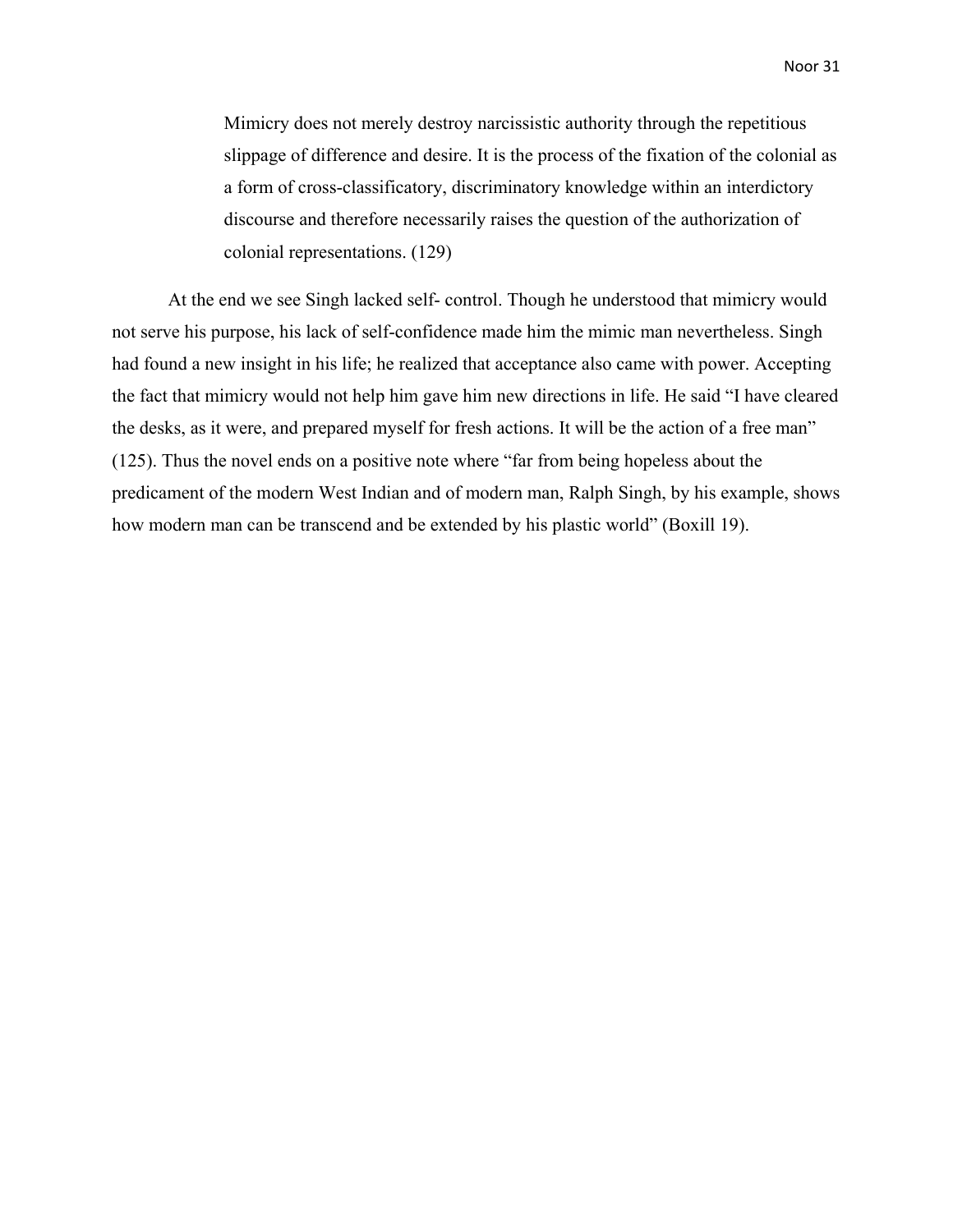> Mimicry does not merely destroy narcissistic authority through the repetitious slippage of difference and desire. It is the process of the fixation of the colonial as a form of cross-classificatory, discriminatory knowledge within an interdictory discourse and therefore necessarily raises the question of the authorization of colonial representations. (129)

At the end we see Singh lacked self- control. Though he understood that mimicry would not serve his purpose, his lack of self-confidence made him the mimic man nevertheless. Singh had found a new insight in his life; he realized that acceptance also came with power. Accepting the fact that mimicry would not help him gave him new directions in life. He said "I have cleared the desks, as it were, and prepared myself for fresh actions. It will be the action of a free man" (125). Thus the novel ends on a positive note where "far from being hopeless about the predicament of the modern West Indian and of modern man, Ralph Singh, by his example, shows how modern man can be transcend and be extended by his plastic world" (Boxill 19).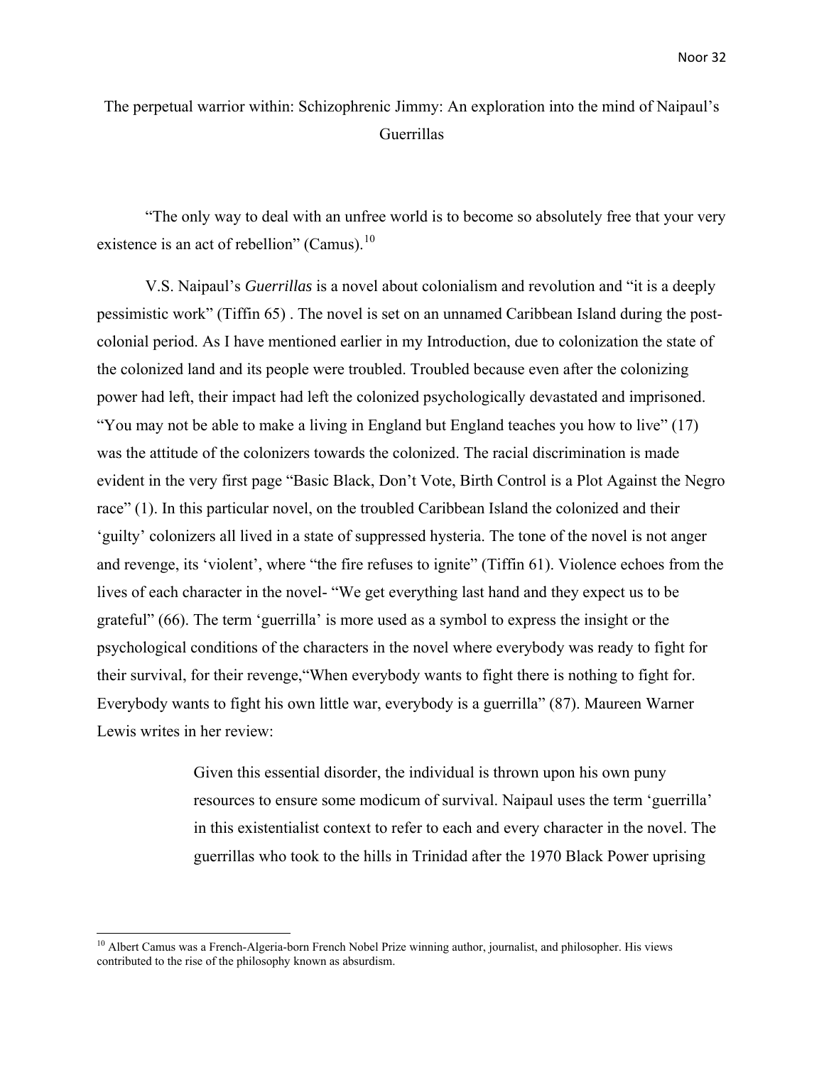# The perpetual warrior within: Schizophrenic Jimmy: An exploration into the mind of Naipaul's Guerrillas

"The only way to deal with an unfree world is to become so absolutely free that your very existence is an act of rebellion" (Camus).[10]

V.S. Naipaul's *Guerrillas* is a novel about colonialism and revolution and "it is a deeply pessimistic work" (Tiffin 65) . The novel is set on an unnamed Caribbean Island during the post-colonial period. As I have mentioned earlier in my Introduction, due to colonization the state of the colonized land and its people were troubled. Troubled because even after the colonizing power had left, their impact had left the colonized psychologically devastated and imprisoned. "You may not be able to make a living in England but England teaches you how to live" (17) was the attitude of the colonizers towards the colonized. The racial discrimination is made evident in the very first page "Basic Black, Don't Vote, Birth Control is a Plot Against the Negro race" (1). In this particular novel, on the troubled Caribbean Island the colonized and their 'guilty' colonizers all lived in a state of suppressed hysteria. The tone of the novel is not anger and revenge, its 'violent', where "the fire refuses to ignite" (Tiffin 61). Violence echoes from the lives of each character in the novel- "We get everything last hand and they expect us to be grateful" (66). The term 'guerrilla' is more used as a symbol to express the insight or the psychological conditions of the characters in the novel where everybody was ready to fight for their survival, for their revenge,"When everybody wants to fight there is nothing to fight for. Everybody wants to fight his own little war, everybody is a guerrilla" (87). Maureen Warner Lewis writes in her review:

> Given this essential disorder, the individual is thrown upon his own puny resources to ensure some modicum of survival. Naipaul uses the term 'guerrilla' in this existentialist context to refer to each and every character in the novel. The guerrillas who took to the hills in Trinidad after the 1970 Black Power uprising

---

[10] Albert Camus was a French-Algeria-born French Nobel Prize winning author, journalist, and philosopher. His views contributed to the rise of the philosophy known as absurdism.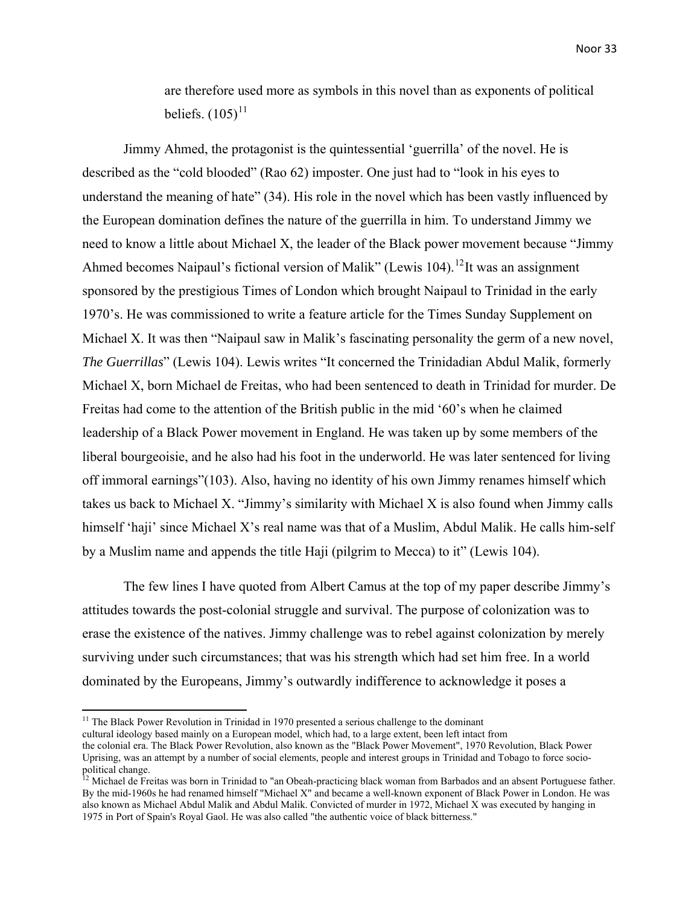are therefore used more as symbols in this novel than as exponents of political beliefs. (105)[11]

Jimmy Ahmed, the protagonist is the quintessential 'guerrilla' of the novel. He is described as the "cold blooded" (Rao 62) imposter. One just had to "look in his eyes to understand the meaning of hate" (34). His role in the novel which has been vastly influenced by the European domination defines the nature of the guerrilla in him. To understand Jimmy we need to know a little about Michael X, the leader of the Black power movement because "Jimmy Ahmed becomes Naipaul's fictional version of Malik" (Lewis 104).[12]It was an assignment sponsored by the prestigious Times of London which brought Naipaul to Trinidad in the early 1970's. He was commissioned to write a feature article for the Times Sunday Supplement on Michael X. It was then "Naipaul saw in Malik's fascinating personality the germ of a new novel, *The Guerrillas*" (Lewis 104). Lewis writes "It concerned the Trinidadian Abdul Malik, formerly Michael X, born Michael de Freitas, who had been sentenced to death in Trinidad for murder. De Freitas had come to the attention of the British public in the mid '60's when he claimed leadership of a Black Power movement in England. He was taken up by some members of the liberal bourgeoisie, and he also had his foot in the underworld. He was later sentenced for living off immoral earnings"(103). Also, having no identity of his own Jimmy renames himself which takes us back to Michael X. "Jimmy's similarity with Michael X is also found when Jimmy calls himself 'haji' since Michael X's real name was that of a Muslim, Abdul Malik. He calls him-self by a Muslim name and appends the title Haji (pilgrim to Mecca) to it" (Lewis 104).

The few lines I have quoted from Albert Camus at the top of my paper describe Jimmy's attitudes towards the post-colonial struggle and survival. The purpose of colonization was to erase the existence of the natives. Jimmy challenge was to rebel against colonization by merely surviving under such circumstances; that was his strength which had set him free. In a world dominated by the Europeans, Jimmy's outwardly indifference to acknowledge it poses a

---

[11] The Black Power Revolution in Trinidad in 1970 presented a serious challenge to the dominant cultural ideology based mainly on a European model, which had, to a large extent, been left intact from the colonial era. The Black Power Revolution, also known as the "Black Power Movement", 1970 Revolution, Black Power Uprising, was an attempt by a number of social elements, people and interest groups in Trinidad and Tobago to force socio-political change.

[12] Michael de Freitas was born in Trinidad to "an Obeah-practicing black woman from Barbados and an absent Portuguese father. By the mid-1960s he had renamed himself "Michael X" and became a well-known exponent of Black Power in London. He was also known as Michael Abdul Malik and Abdul Malik. Convicted of murder in 1972, Michael X was executed by hanging in 1975 in Port of Spain's Royal Gaol. He was also called "the authentic voice of black bitterness."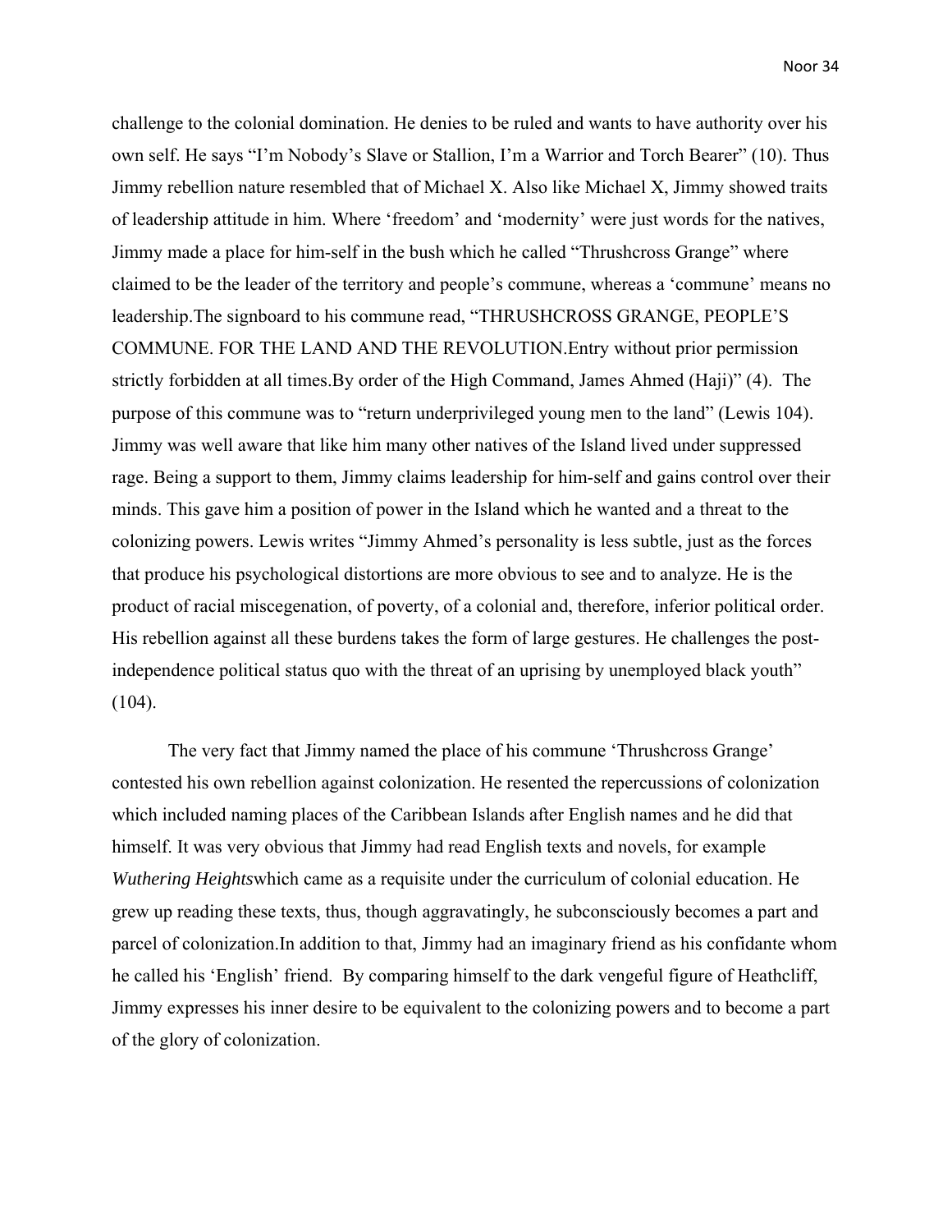challenge to the colonial domination. He denies to be ruled and wants to have authority over his own self. He says "I'm Nobody's Slave or Stallion, I'm a Warrior and Torch Bearer" (10). Thus Jimmy rebellion nature resembled that of Michael X. Also like Michael X, Jimmy showed traits of leadership attitude in him. Where 'freedom' and 'modernity' were just words for the natives, Jimmy made a place for him-self in the bush which he called "Thrushcross Grange" where claimed to be the leader of the territory and people's commune, whereas a 'commune' means no leadership.The signboard to his commune read, "THRUSHCROSS GRANGE, PEOPLE'S COMMUNE. FOR THE LAND AND THE REVOLUTION.Entry without prior permission strictly forbidden at all times.By order of the High Command, James Ahmed (Haji)" (4). The purpose of this commune was to "return underprivileged young men to the land" (Lewis 104). Jimmy was well aware that like him many other natives of the Island lived under suppressed rage. Being a support to them, Jimmy claims leadership for him-self and gains control over their minds. This gave him a position of power in the Island which he wanted and a threat to the colonizing powers. Lewis writes "Jimmy Ahmed's personality is less subtle, just as the forces that produce his psychological distortions are more obvious to see and to analyze. He is the product of racial miscegenation, of poverty, of a colonial and, therefore, inferior political order. His rebellion against all these burdens takes the form of large gestures. He challenges the post-independence political status quo with the threat of an uprising by unemployed black youth" (104).

The very fact that Jimmy named the place of his commune 'Thrushcross Grange' contested his own rebellion against colonization. He resented the repercussions of colonization which included naming places of the Caribbean Islands after English names and he did that himself. It was very obvious that Jimmy had read English texts and novels, for example *Wuthering Heights*which came as a requisite under the curriculum of colonial education. He grew up reading these texts, thus, though aggravatingly, he subconsciously becomes a part and parcel of colonization.In addition to that, Jimmy had an imaginary friend as his confidante whom he called his 'English' friend. By comparing himself to the dark vengeful figure of Heathcliff, Jimmy expresses his inner desire to be equivalent to the colonizing powers and to become a part of the glory of colonization.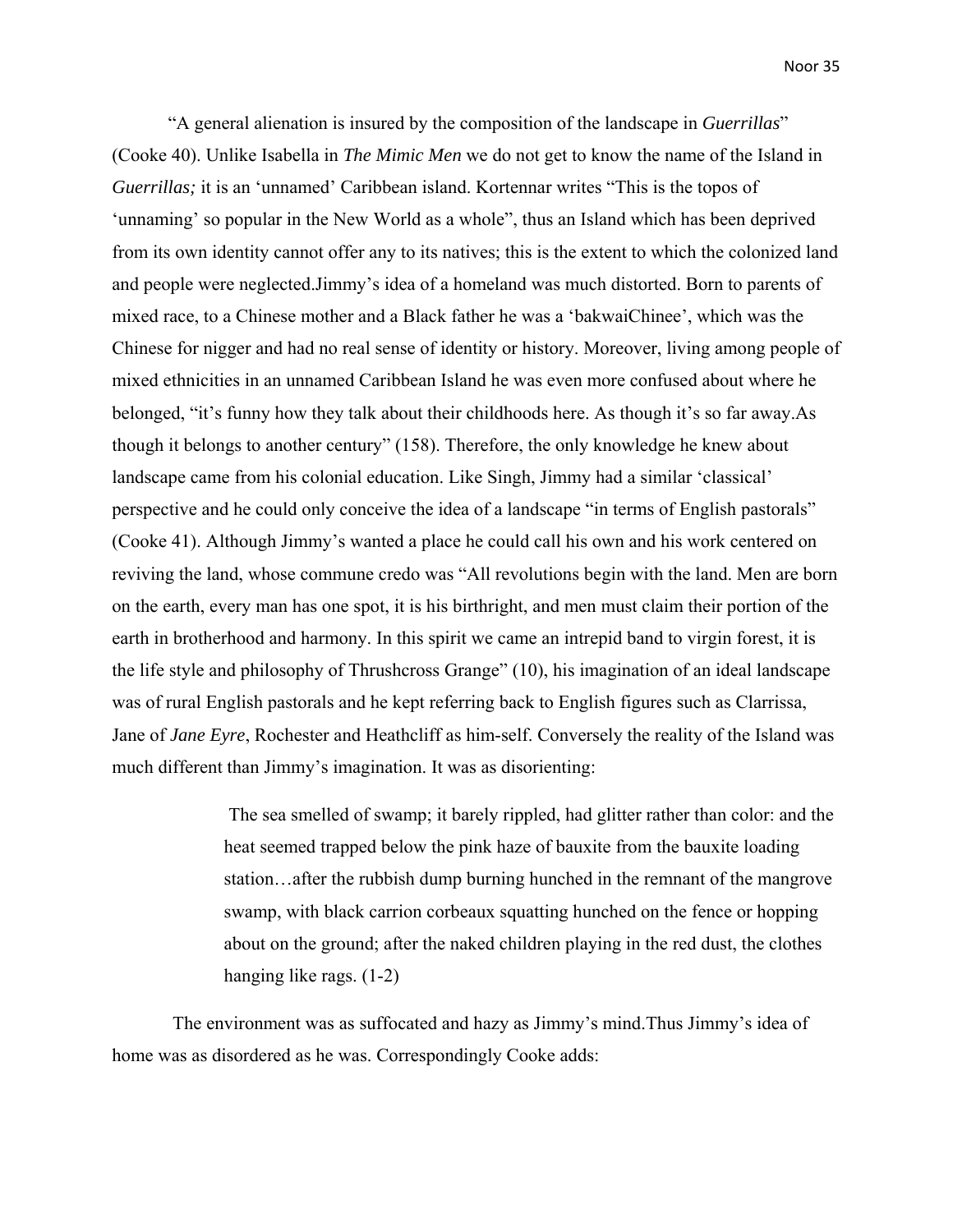"A general alienation is insured by the composition of the landscape in *Guerrillas*" (Cooke 40). Unlike Isabella in *The Mimic Men* we do not get to know the name of the Island in *Guerrillas;* it is an 'unnamed' Caribbean island. Kortennar writes "This is the topos of 'unnaming' so popular in the New World as a whole", thus an Island which has been deprived from its own identity cannot offer any to its natives; this is the extent to which the colonized land and people were neglected.Jimmy's idea of a homeland was much distorted. Born to parents of mixed race, to a Chinese mother and a Black father he was a 'bakwaiChinee', which was the Chinese for nigger and had no real sense of identity or history. Moreover, living among people of mixed ethnicities in an unnamed Caribbean Island he was even more confused about where he belonged, "it's funny how they talk about their childhoods here. As though it's so far away.As though it belongs to another century" (158). Therefore, the only knowledge he knew about landscape came from his colonial education. Like Singh, Jimmy had a similar 'classical' perspective and he could only conceive the idea of a landscape "in terms of English pastorals" (Cooke 41). Although Jimmy's wanted a place he could call his own and his work centered on reviving the land, whose commune credo was "All revolutions begin with the land. Men are born on the earth, every man has one spot, it is his birthright, and men must claim their portion of the earth in brotherhood and harmony. In this spirit we came an intrepid band to virgin forest, it is the life style and philosophy of Thrushcross Grange" (10), his imagination of an ideal landscape was of rural English pastorals and he kept referring back to English figures such as Clarrissa, Jane of *Jane Eyre*, Rochester and Heathcliff as him-self. Conversely the reality of the Island was much different than Jimmy's imagination. It was as disorienting:

> The sea smelled of swamp; it barely rippled, had glitter rather than color: and the heat seemed trapped below the pink haze of bauxite from the bauxite loading station…after the rubbish dump burning hunched in the remnant of the mangrove swamp, with black carrion corbeaux squatting hunched on the fence or hopping about on the ground; after the naked children playing in the red dust, the clothes hanging like rags. (1-2)

The environment was as suffocated and hazy as Jimmy's mind.Thus Jimmy's idea of home was as disordered as he was. Correspondingly Cooke adds: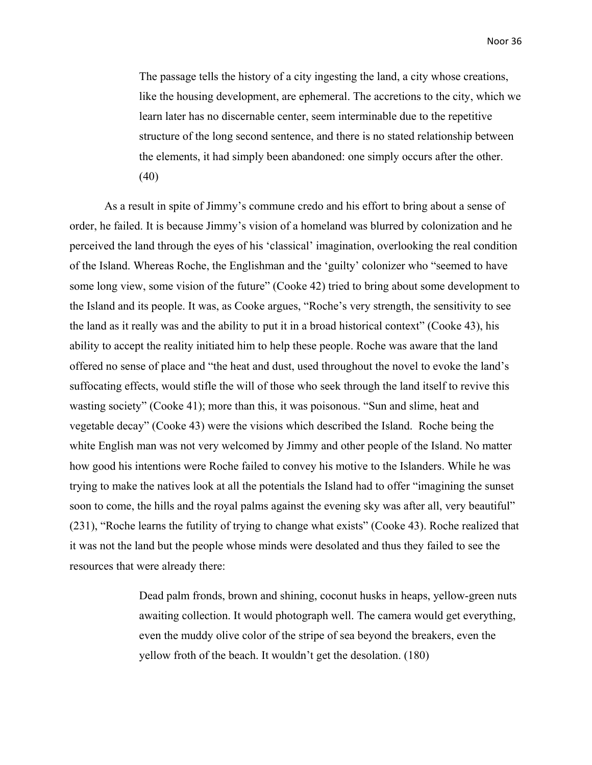> The passage tells the history of a city ingesting the land, a city whose creations, like the housing development, are ephemeral. The accretions to the city, which we learn later has no discernable center, seem interminable due to the repetitive structure of the long second sentence, and there is no stated relationship between the elements, it had simply been abandoned: one simply occurs after the other. (40)

As a result in spite of Jimmy's commune credo and his effort to bring about a sense of order, he failed. It is because Jimmy's vision of a homeland was blurred by colonization and he perceived the land through the eyes of his 'classical' imagination, overlooking the real condition of the Island. Whereas Roche, the Englishman and the 'guilty' colonizer who "seemed to have some long view, some vision of the future" (Cooke 42) tried to bring about some development to the Island and its people. It was, as Cooke argues, "Roche's very strength, the sensitivity to see the land as it really was and the ability to put it in a broad historical context" (Cooke 43), his ability to accept the reality initiated him to help these people. Roche was aware that the land offered no sense of place and "the heat and dust, used throughout the novel to evoke the land's suffocating effects, would stifle the will of those who seek through the land itself to revive this wasting society" (Cooke 41); more than this, it was poisonous. "Sun and slime, heat and vegetable decay" (Cooke 43) were the visions which described the Island. Roche being the white English man was not very welcomed by Jimmy and other people of the Island. No matter how good his intentions were Roche failed to convey his motive to the Islanders. While he was trying to make the natives look at all the potentials the Island had to offer "imagining the sunset soon to come, the hills and the royal palms against the evening sky was after all, very beautiful" (231), "Roche learns the futility of trying to change what exists" (Cooke 43). Roche realized that it was not the land but the people whose minds were desolated and thus they failed to see the resources that were already there:

> Dead palm fronds, brown and shining, coconut husks in heaps, yellow-green nuts awaiting collection. It would photograph well. The camera would get everything, even the muddy olive color of the stripe of sea beyond the breakers, even the yellow froth of the beach. It wouldn't get the desolation. (180)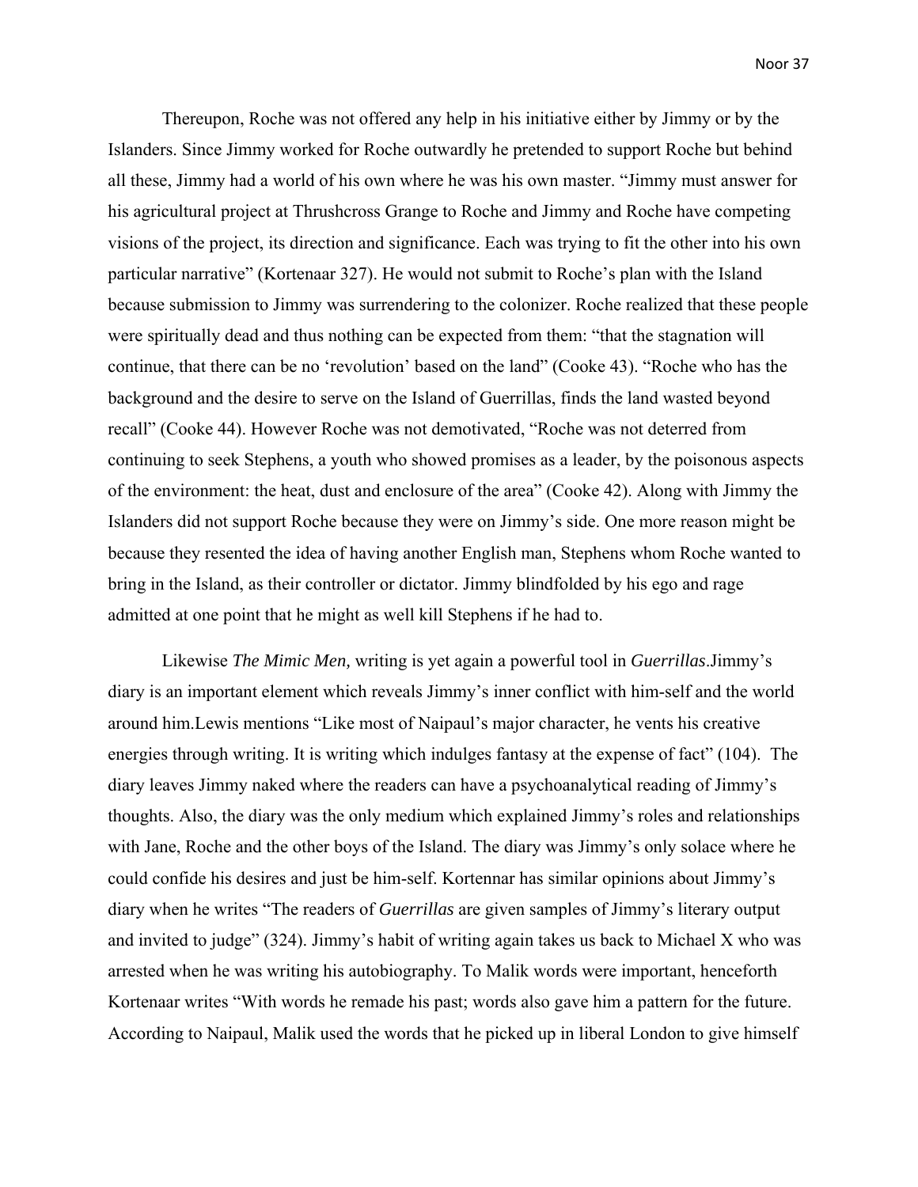Thereupon, Roche was not offered any help in his initiative either by Jimmy or by the Islanders. Since Jimmy worked for Roche outwardly he pretended to support Roche but behind all these, Jimmy had a world of his own where he was his own master. “Jimmy must answer for his agricultural project at Thrushcross Grange to Roche and Jimmy and Roche have competing visions of the project, its direction and significance. Each was trying to fit the other into his own particular narrative” (Kortenaar 327). He would not submit to Roche’s plan with the Island because submission to Jimmy was surrendering to the colonizer. Roche realized that these people were spiritually dead and thus nothing can be expected from them: “that the stagnation will continue, that there can be no ‘revolution’ based on the land” (Cooke 43). “Roche who has the background and the desire to serve on the Island of Guerrillas, finds the land wasted beyond recall” (Cooke 44). However Roche was not demotivated, “Roche was not deterred from continuing to seek Stephens, a youth who showed promises as a leader, by the poisonous aspects of the environment: the heat, dust and enclosure of the area” (Cooke 42). Along with Jimmy the Islanders did not support Roche because they were on Jimmy’s side. One more reason might be because they resented the idea of having another English man, Stephens whom Roche wanted to bring in the Island, as their controller or dictator. Jimmy blindfolded by his ego and rage admitted at one point that he might as well kill Stephens if he had to.

Likewise *The Mimic Men,* writing is yet again a powerful tool in *Guerrillas*.Jimmy’s diary is an important element which reveals Jimmy’s inner conflict with him-self and the world around him.Lewis mentions “Like most of Naipaul’s major character, he vents his creative energies through writing. It is writing which indulges fantasy at the expense of fact” (104). The diary leaves Jimmy naked where the readers can have a psychoanalytical reading of Jimmy’s thoughts. Also, the diary was the only medium which explained Jimmy’s roles and relationships with Jane, Roche and the other boys of the Island. The diary was Jimmy’s only solace where he could confide his desires and just be him-self. Kortennar has similar opinions about Jimmy’s diary when he writes “The readers of *Guerrillas* are given samples of Jimmy’s literary output and invited to judge” (324). Jimmy’s habit of writing again takes us back to Michael X who was arrested when he was writing his autobiography. To Malik words were important, henceforth Kortenaar writes “With words he remade his past; words also gave him a pattern for the future. According to Naipaul, Malik used the words that he picked up in liberal London to give himself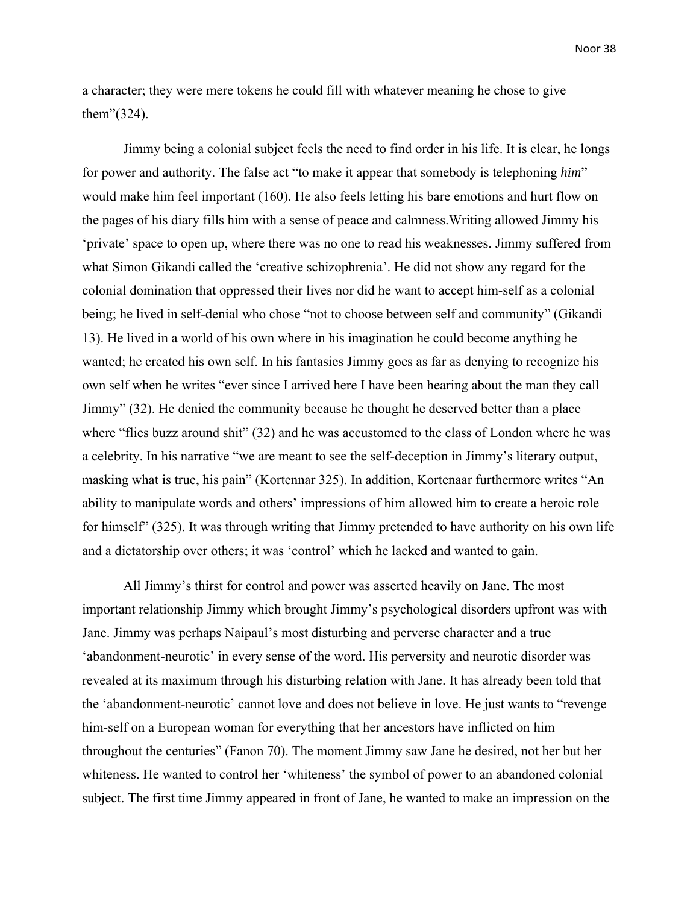a character; they were mere tokens he could fill with whatever meaning he chose to give them"(324).

Jimmy being a colonial subject feels the need to find order in his life. It is clear, he longs for power and authority. The false act "to make it appear that somebody is telephoning *him*" would make him feel important (160). He also feels letting his bare emotions and hurt flow on the pages of his diary fills him with a sense of peace and calmness.Writing allowed Jimmy his 'private' space to open up, where there was no one to read his weaknesses. Jimmy suffered from what Simon Gikandi called the 'creative schizophrenia'. He did not show any regard for the colonial domination that oppressed their lives nor did he want to accept him-self as a colonial being; he lived in self-denial who chose "not to choose between self and community" (Gikandi 13). He lived in a world of his own where in his imagination he could become anything he wanted; he created his own self. In his fantasies Jimmy goes as far as denying to recognize his own self when he writes "ever since I arrived here I have been hearing about the man they call Jimmy" (32). He denied the community because he thought he deserved better than a place where "flies buzz around shit" (32) and he was accustomed to the class of London where he was a celebrity. In his narrative "we are meant to see the self-deception in Jimmy's literary output, masking what is true, his pain" (Kortennar 325). In addition, Kortenaar furthermore writes "An ability to manipulate words and others' impressions of him allowed him to create a heroic role for himself" (325). It was through writing that Jimmy pretended to have authority on his own life and a dictatorship over others; it was 'control' which he lacked and wanted to gain.

All Jimmy's thirst for control and power was asserted heavily on Jane. The most important relationship Jimmy which brought Jimmy's psychological disorders upfront was with Jane. Jimmy was perhaps Naipaul's most disturbing and perverse character and a true 'abandonment-neurotic' in every sense of the word. His perversity and neurotic disorder was revealed at its maximum through his disturbing relation with Jane. It has already been told that the 'abandonment-neurotic' cannot love and does not believe in love. He just wants to "revenge him-self on a European woman for everything that her ancestors have inflicted on him throughout the centuries" (Fanon 70). The moment Jimmy saw Jane he desired, not her but her whiteness. He wanted to control her 'whiteness' the symbol of power to an abandoned colonial subject. The first time Jimmy appeared in front of Jane, he wanted to make an impression on the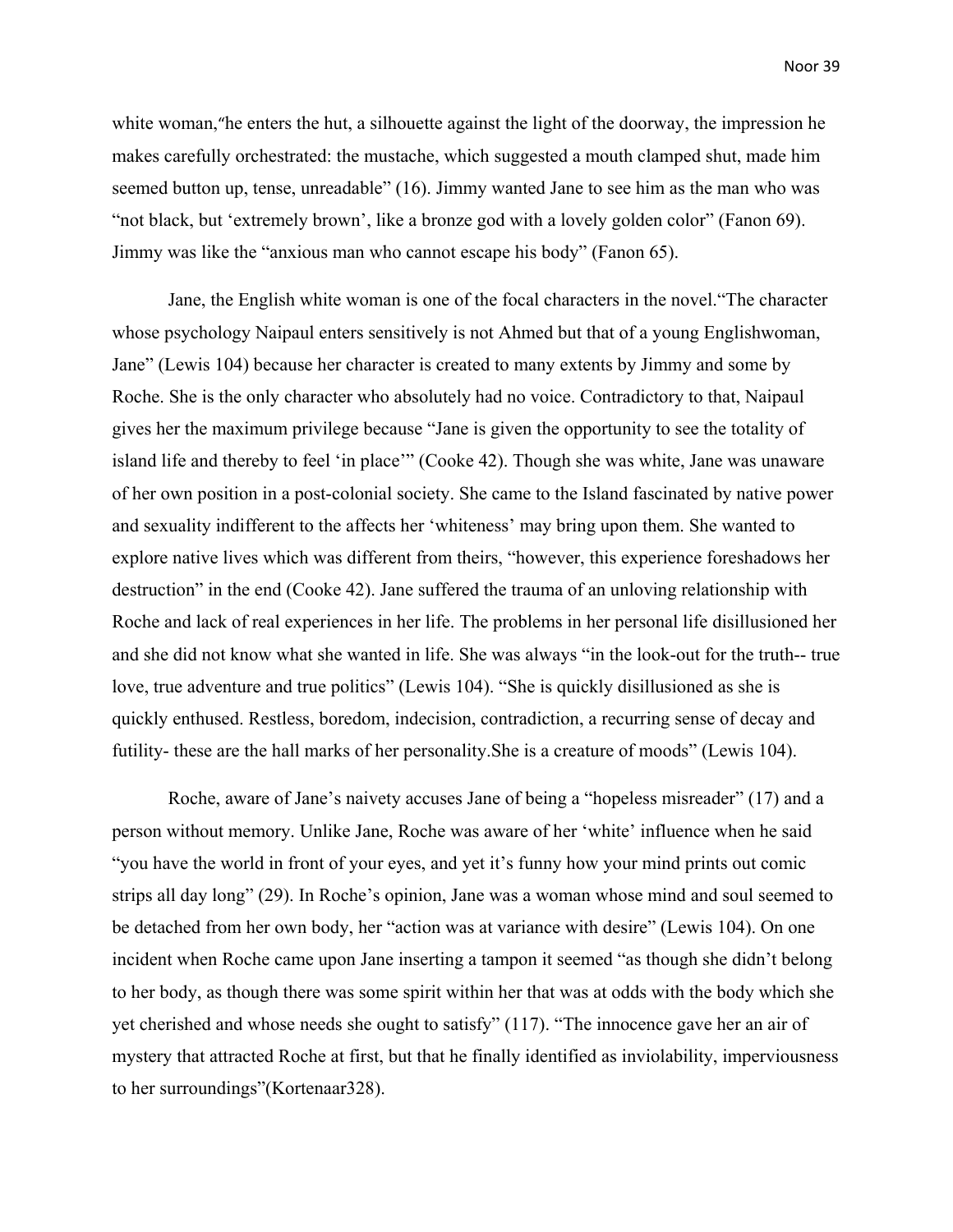white woman,"he enters the hut, a silhouette against the light of the doorway, the impression he makes carefully orchestrated: the mustache, which suggested a mouth clamped shut, made him seemed button up, tense, unreadable" (16). Jimmy wanted Jane to see him as the man who was "not black, but 'extremely brown', like a bronze god with a lovely golden color" (Fanon 69). Jimmy was like the "anxious man who cannot escape his body" (Fanon 65).

Jane, the English white woman is one of the focal characters in the novel."The character whose psychology Naipaul enters sensitively is not Ahmed but that of a young Englishwoman, Jane" (Lewis 104) because her character is created to many extents by Jimmy and some by Roche. She is the only character who absolutely had no voice. Contradictory to that, Naipaul gives her the maximum privilege because "Jane is given the opportunity to see the totality of island life and thereby to feel 'in place'" (Cooke 42). Though she was white, Jane was unaware of her own position in a post-colonial society. She came to the Island fascinated by native power and sexuality indifferent to the affects her 'whiteness' may bring upon them. She wanted to explore native lives which was different from theirs, "however, this experience foreshadows her destruction" in the end (Cooke 42). Jane suffered the trauma of an unloving relationship with Roche and lack of real experiences in her life. The problems in her personal life disillusioned her and she did not know what she wanted in life. She was always "in the look-out for the truth-- true love, true adventure and true politics" (Lewis 104). "She is quickly disillusioned as she is quickly enthused. Restless, boredom, indecision, contradiction, a recurring sense of decay and futility- these are the hall marks of her personality.She is a creature of moods" (Lewis 104).

Roche, aware of Jane's naivety accuses Jane of being a "hopeless misreader" (17) and a person without memory. Unlike Jane, Roche was aware of her 'white' influence when he said "you have the world in front of your eyes, and yet it's funny how your mind prints out comic strips all day long" (29). In Roche's opinion, Jane was a woman whose mind and soul seemed to be detached from her own body, her "action was at variance with desire" (Lewis 104). On one incident when Roche came upon Jane inserting a tampon it seemed "as though she didn't belong to her body, as though there was some spirit within her that was at odds with the body which she yet cherished and whose needs she ought to satisfy" (117). "The innocence gave her an air of mystery that attracted Roche at first, but that he finally identified as inviolability, imperviousness to her surroundings"(Kortenaar328).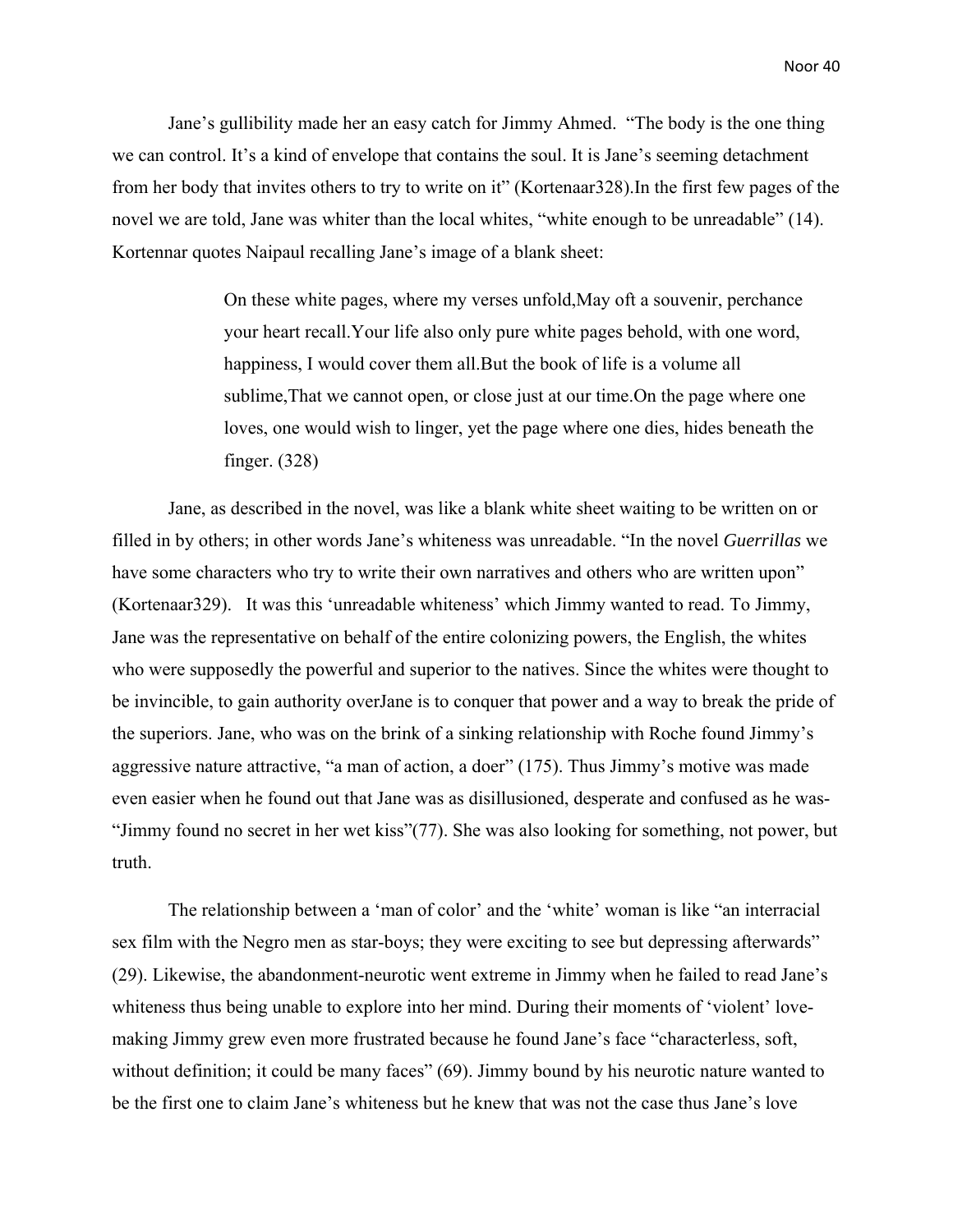Jane's gullibility made her an easy catch for Jimmy Ahmed. "The body is the one thing we can control. It's a kind of envelope that contains the soul. It is Jane's seeming detachment from her body that invites others to try to write on it" (Kortenaar328).In the first few pages of the novel we are told, Jane was whiter than the local whites, "white enough to be unreadable" (14). Kortennar quotes Naipaul recalling Jane's image of a blank sheet:

> On these white pages, where my verses unfold,May oft a souvenir, perchance your heart recall.Your life also only pure white pages behold, with one word, happiness, I would cover them all.But the book of life is a volume all sublime,That we cannot open, or close just at our time.On the page where one loves, one would wish to linger, yet the page where one dies, hides beneath the finger. (328)

Jane, as described in the novel, was like a blank white sheet waiting to be written on or filled in by others; in other words Jane's whiteness was unreadable. "In the novel *Guerrillas* we have some characters who try to write their own narratives and others who are written upon" (Kortenaar329). It was this 'unreadable whiteness' which Jimmy wanted to read. To Jimmy, Jane was the representative on behalf of the entire colonizing powers, the English, the whites who were supposedly the powerful and superior to the natives. Since the whites were thought to be invincible, to gain authority overJane is to conquer that power and a way to break the pride of the superiors. Jane, who was on the brink of a sinking relationship with Roche found Jimmy's aggressive nature attractive, "a man of action, a doer" (175). Thus Jimmy's motive was made even easier when he found out that Jane was as disillusioned, desperate and confused as he was- "Jimmy found no secret in her wet kiss"(77). She was also looking for something, not power, but truth.

The relationship between a 'man of color' and the 'white' woman is like "an interracial sex film with the Negro men as star-boys; they were exciting to see but depressing afterwards" (29). Likewise, the abandonment-neurotic went extreme in Jimmy when he failed to read Jane's whiteness thus being unable to explore into her mind. During their moments of 'violent' love-making Jimmy grew even more frustrated because he found Jane's face "characterless, soft, without definition; it could be many faces" (69). Jimmy bound by his neurotic nature wanted to be the first one to claim Jane's whiteness but he knew that was not the case thus Jane's love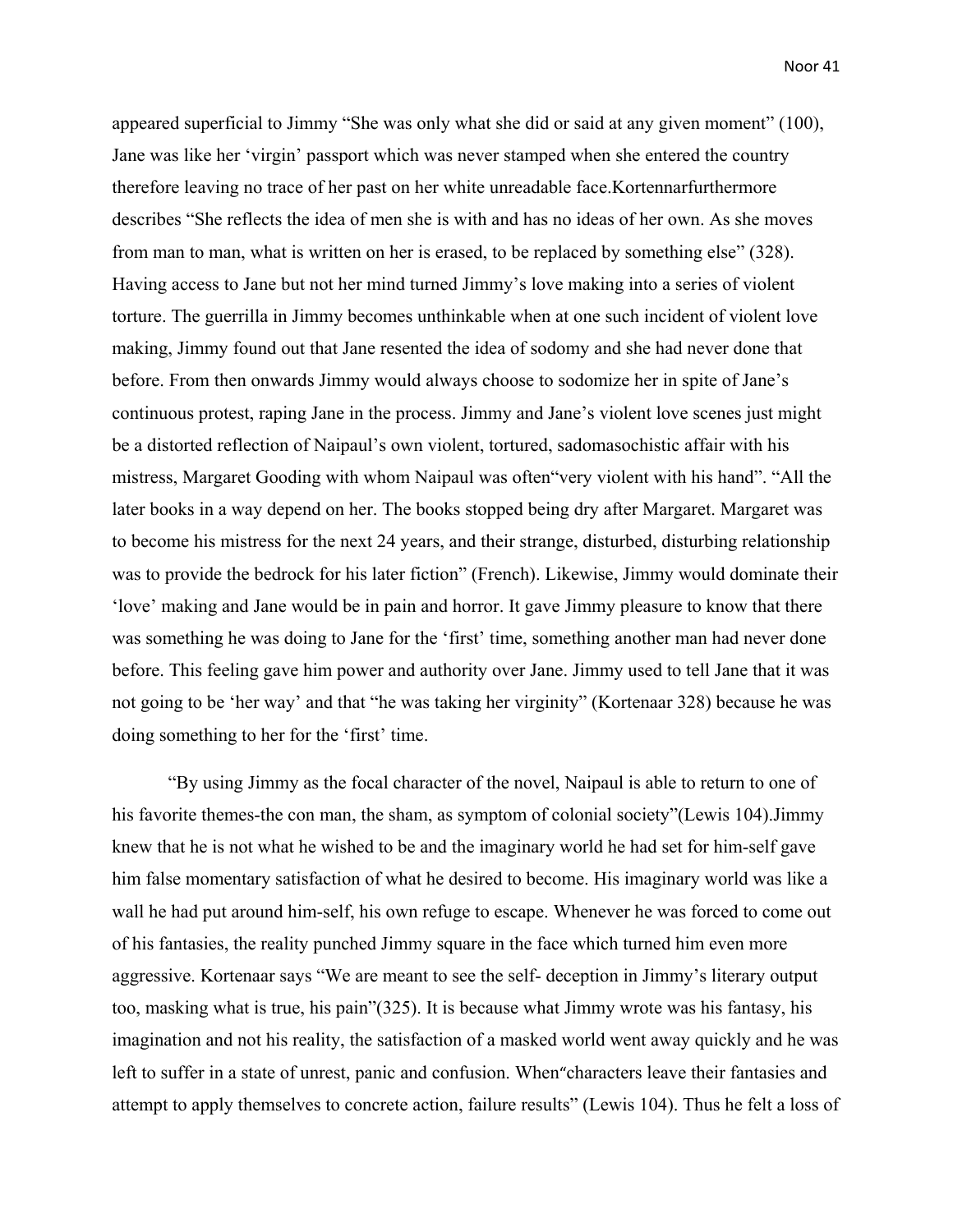appeared superficial to Jimmy "She was only what she did or said at any given moment" (100), Jane was like her 'virgin' passport which was never stamped when she entered the country therefore leaving no trace of her past on her white unreadable face.Kortennarfurthermore describes "She reflects the idea of men she is with and has no ideas of her own. As she moves from man to man, what is written on her is erased, to be replaced by something else" (328). Having access to Jane but not her mind turned Jimmy's love making into a series of violent torture. The guerrilla in Jimmy becomes unthinkable when at one such incident of violent love making, Jimmy found out that Jane resented the idea of sodomy and she had never done that before. From then onwards Jimmy would always choose to sodomize her in spite of Jane's continuous protest, raping Jane in the process. Jimmy and Jane's violent love scenes just might be a distorted reflection of Naipaul's own violent, tortured, sadomasochistic affair with his mistress, Margaret Gooding with whom Naipaul was often"very violent with his hand". "All the later books in a way depend on her. The books stopped being dry after Margaret. Margaret was to become his mistress for the next 24 years, and their strange, disturbed, disturbing relationship was to provide the bedrock for his later fiction" (French). Likewise, Jimmy would dominate their 'love' making and Jane would be in pain and horror. It gave Jimmy pleasure to know that there was something he was doing to Jane for the 'first' time, something another man had never done before. This feeling gave him power and authority over Jane. Jimmy used to tell Jane that it was not going to be 'her way' and that "he was taking her virginity" (Kortenaar 328) because he was doing something to her for the 'first' time.

"By using Jimmy as the focal character of the novel, Naipaul is able to return to one of his favorite themes-the con man, the sham, as symptom of colonial society"(Lewis 104).Jimmy knew that he is not what he wished to be and the imaginary world he had set for him-self gave him false momentary satisfaction of what he desired to become. His imaginary world was like a wall he had put around him-self, his own refuge to escape. Whenever he was forced to come out of his fantasies, the reality punched Jimmy square in the face which turned him even more aggressive. Kortenaar says "We are meant to see the self- deception in Jimmy's literary output too, masking what is true, his pain"(325). It is because what Jimmy wrote was his fantasy, his imagination and not his reality, the satisfaction of a masked world went away quickly and he was left to suffer in a state of unrest, panic and confusion. When"characters leave their fantasies and attempt to apply themselves to concrete action, failure results" (Lewis 104). Thus he felt a loss of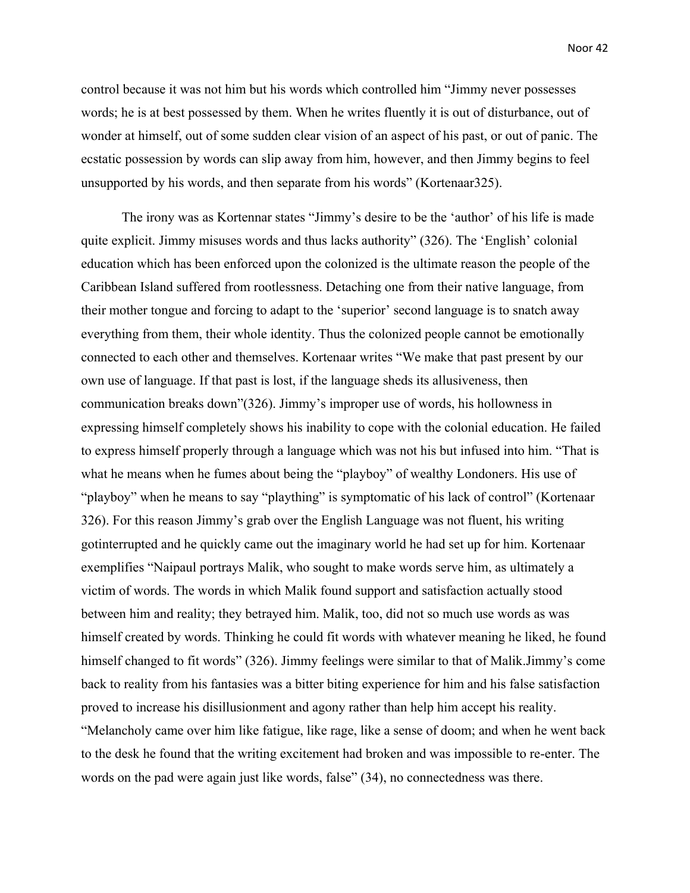control because it was not him but his words which controlled him "Jimmy never possesses words; he is at best possessed by them. When he writes fluently it is out of disturbance, out of wonder at himself, out of some sudden clear vision of an aspect of his past, or out of panic. The ecstatic possession by words can slip away from him, however, and then Jimmy begins to feel unsupported by his words, and then separate from his words" (Kortenaar325).

The irony was as Kortennar states "Jimmy's desire to be the 'author' of his life is made quite explicit. Jimmy misuses words and thus lacks authority" (326). The 'English' colonial education which has been enforced upon the colonized is the ultimate reason the people of the Caribbean Island suffered from rootlessness. Detaching one from their native language, from their mother tongue and forcing to adapt to the 'superior' second language is to snatch away everything from them, their whole identity. Thus the colonized people cannot be emotionally connected to each other and themselves. Kortenaar writes "We make that past present by our own use of language. If that past is lost, if the language sheds its allusiveness, then communication breaks down"(326). Jimmy's improper use of words, his hollowness in expressing himself completely shows his inability to cope with the colonial education. He failed to express himself properly through a language which was not his but infused into him. "That is what he means when he fumes about being the "playboy" of wealthy Londoners. His use of "playboy" when he means to say "plaything" is symptomatic of his lack of control" (Kortenaar 326). For this reason Jimmy's grab over the English Language was not fluent, his writing gotinterrupted and he quickly came out the imaginary world he had set up for him. Kortenaar exemplifies "Naipaul portrays Malik, who sought to make words serve him, as ultimately a victim of words. The words in which Malik found support and satisfaction actually stood between him and reality; they betrayed him. Malik, too, did not so much use words as was himself created by words. Thinking he could fit words with whatever meaning he liked, he found himself changed to fit words" (326). Jimmy feelings were similar to that of Malik.Jimmy's come back to reality from his fantasies was a bitter biting experience for him and his false satisfaction proved to increase his disillusionment and agony rather than help him accept his reality. "Melancholy came over him like fatigue, like rage, like a sense of doom; and when he went back to the desk he found that the writing excitement had broken and was impossible to re-enter. The words on the pad were again just like words, false" (34), no connectedness was there.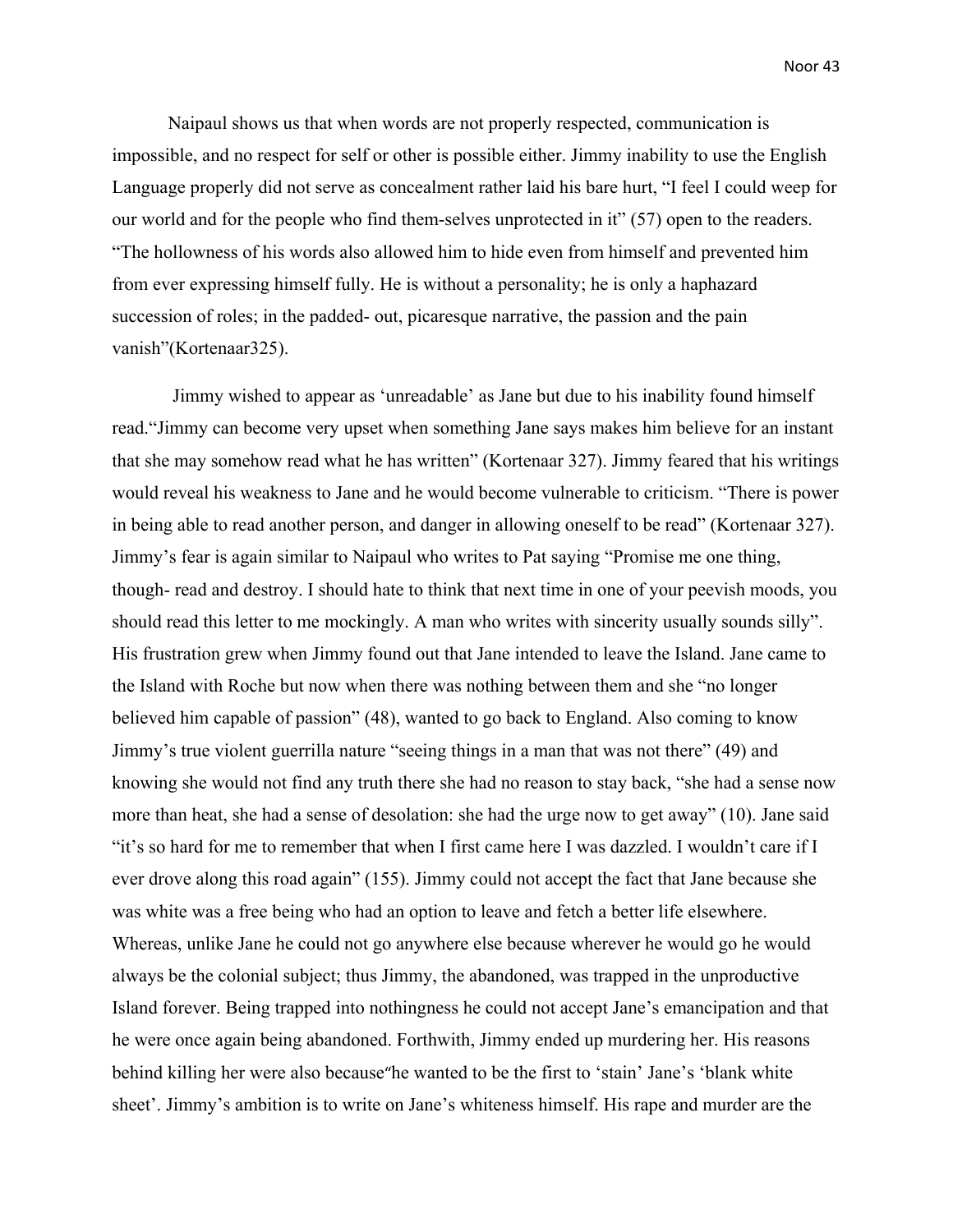Naipaul shows us that when words are not properly respected, communication is impossible, and no respect for self or other is possible either. Jimmy inability to use the English Language properly did not serve as concealment rather laid his bare hurt, "I feel I could weep for our world and for the people who find them-selves unprotected in it" (57) open to the readers. "The hollowness of his words also allowed him to hide even from himself and prevented him from ever expressing himself fully. He is without a personality; he is only a haphazard succession of roles; in the padded- out, picaresque narrative, the passion and the pain vanish"(Kortenaar325).

Jimmy wished to appear as 'unreadable' as Jane but due to his inability found himself read."Jimmy can become very upset when something Jane says makes him believe for an instant that she may somehow read what he has written" (Kortenaar 327). Jimmy feared that his writings would reveal his weakness to Jane and he would become vulnerable to criticism. "There is power in being able to read another person, and danger in allowing oneself to be read" (Kortenaar 327). Jimmy's fear is again similar to Naipaul who writes to Pat saying "Promise me one thing, though- read and destroy. I should hate to think that next time in one of your peevish moods, you should read this letter to me mockingly. A man who writes with sincerity usually sounds silly". His frustration grew when Jimmy found out that Jane intended to leave the Island. Jane came to the Island with Roche but now when there was nothing between them and she "no longer believed him capable of passion" (48), wanted to go back to England. Also coming to know Jimmy's true violent guerrilla nature "seeing things in a man that was not there" (49) and knowing she would not find any truth there she had no reason to stay back, "she had a sense now more than heat, she had a sense of desolation: she had the urge now to get away" (10). Jane said "it's so hard for me to remember that when I first came here I was dazzled. I wouldn't care if I ever drove along this road again" (155). Jimmy could not accept the fact that Jane because she was white was a free being who had an option to leave and fetch a better life elsewhere. Whereas, unlike Jane he could not go anywhere else because wherever he would go he would always be the colonial subject; thus Jimmy, the abandoned, was trapped in the unproductive Island forever. Being trapped into nothingness he could not accept Jane's emancipation and that he were once again being abandoned. Forthwith, Jimmy ended up murdering her. His reasons behind killing her were also because"he wanted to be the first to 'stain' Jane's 'blank white sheet'. Jimmy's ambition is to write on Jane's whiteness himself. His rape and murder are the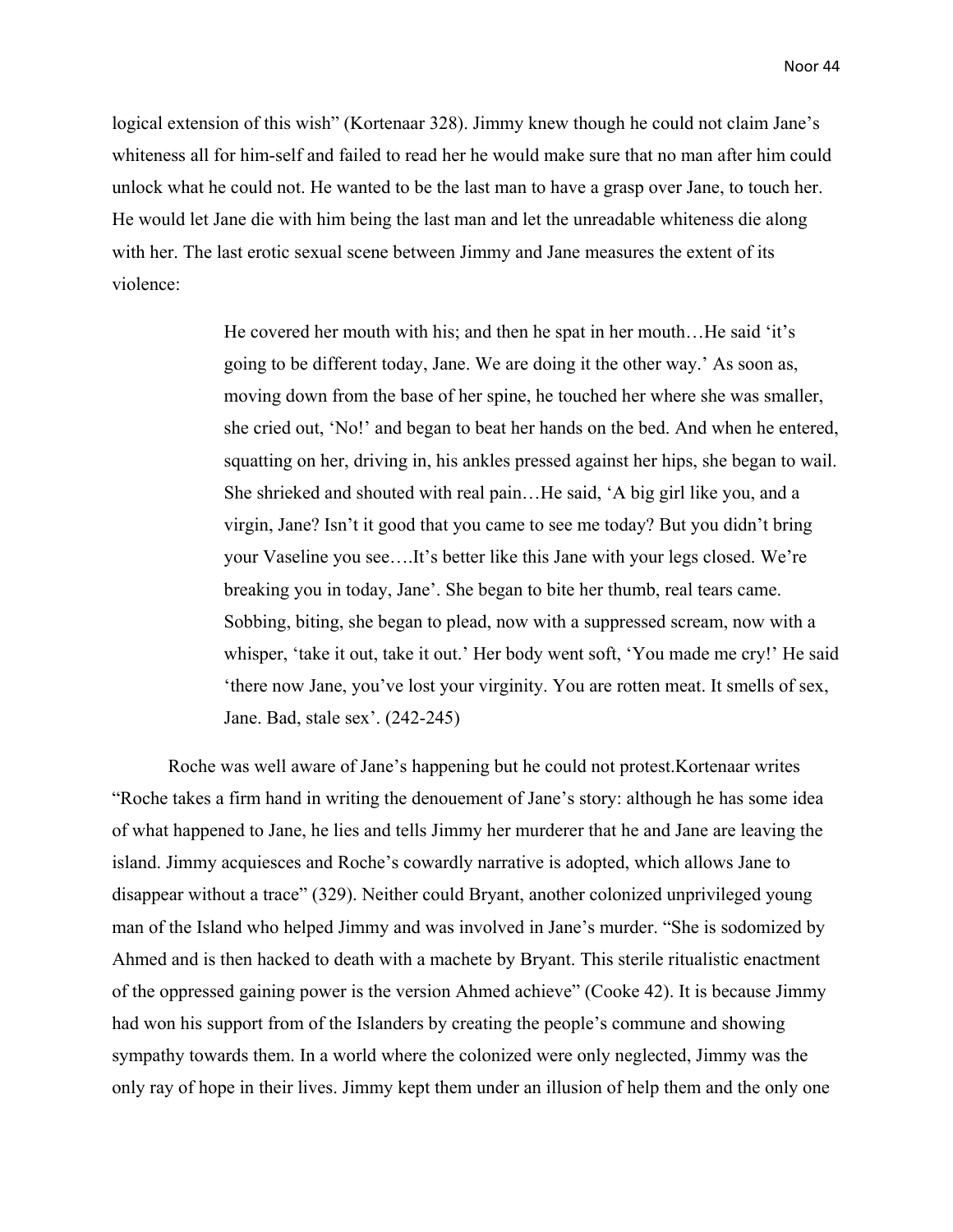logical extension of this wish" (Kortenaar 328). Jimmy knew though he could not claim Jane's whiteness all for him-self and failed to read her he would make sure that no man after him could unlock what he could not. He wanted to be the last man to have a grasp over Jane, to touch her. He would let Jane die with him being the last man and let the unreadable whiteness die along with her. The last erotic sexual scene between Jimmy and Jane measures the extent of its violence:

> He covered her mouth with his; and then he spat in her mouth…He said 'it's going to be different today, Jane. We are doing it the other way.' As soon as, moving down from the base of her spine, he touched her where she was smaller, she cried out, 'No!' and began to beat her hands on the bed. And when he entered, squatting on her, driving in, his ankles pressed against her hips, she began to wail. She shrieked and shouted with real pain…He said, 'A big girl like you, and a virgin, Jane? Isn't it good that you came to see me today? But you didn't bring your Vaseline you see….It's better like this Jane with your legs closed. We're breaking you in today, Jane'. She began to bite her thumb, real tears came. Sobbing, biting, she began to plead, now with a suppressed scream, now with a whisper, 'take it out, take it out.' Her body went soft, 'You made me cry!' He said 'there now Jane, you've lost your virginity. You are rotten meat. It smells of sex, Jane. Bad, stale sex'. (242-245)

Roche was well aware of Jane's happening but he could not protest.Kortenaar writes "Roche takes a firm hand in writing the denouement of Jane's story: although he has some idea of what happened to Jane, he lies and tells Jimmy her murderer that he and Jane are leaving the island. Jimmy acquiesces and Roche's cowardly narrative is adopted, which allows Jane to disappear without a trace" (329). Neither could Bryant, another colonized unprivileged young man of the Island who helped Jimmy and was involved in Jane's murder. "She is sodomized by Ahmed and is then hacked to death with a machete by Bryant. This sterile ritualistic enactment of the oppressed gaining power is the version Ahmed achieve" (Cooke 42). It is because Jimmy had won his support from of the Islanders by creating the people's commune and showing sympathy towards them. In a world where the colonized were only neglected, Jimmy was the only ray of hope in their lives. Jimmy kept them under an illusion of help them and the only one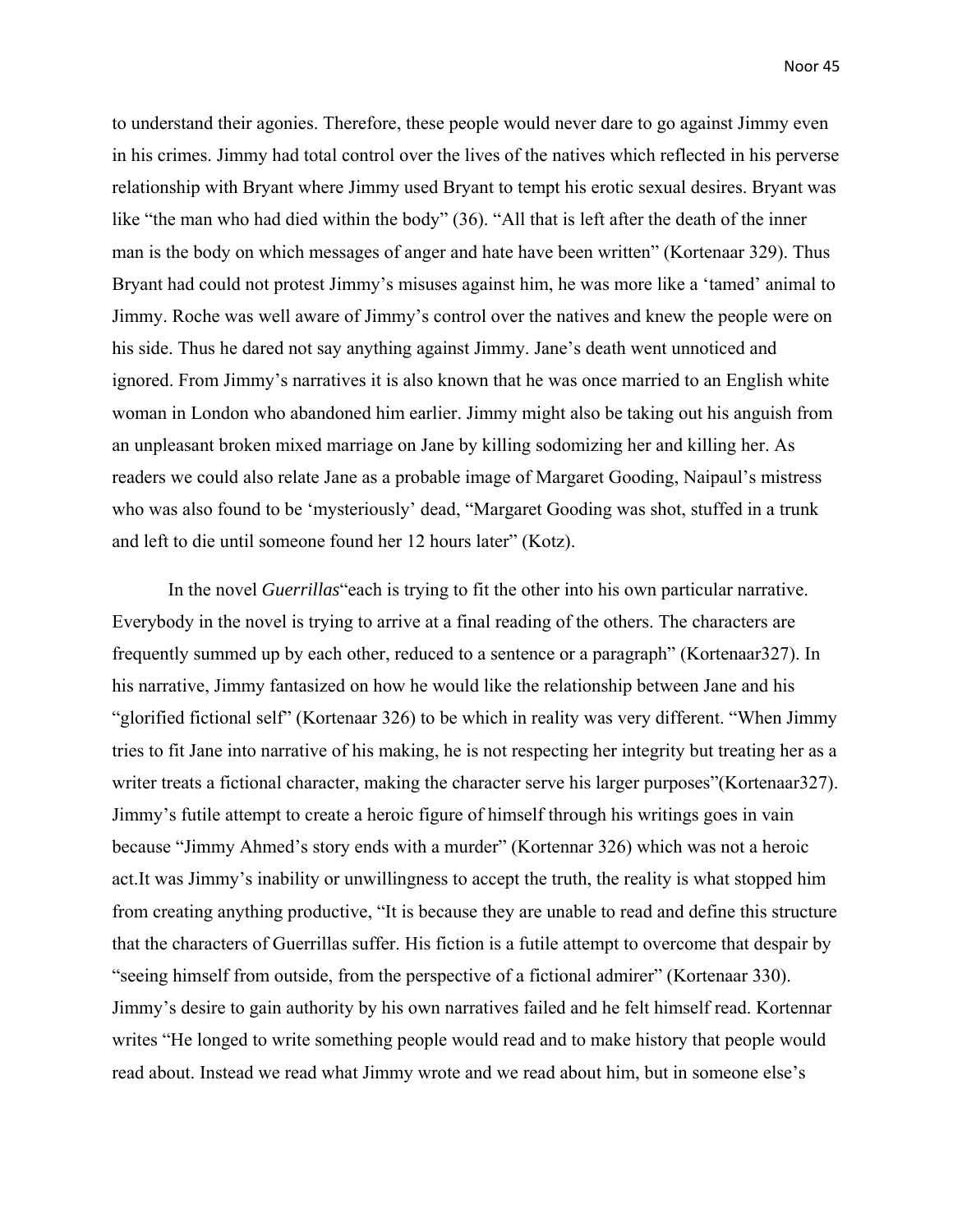to understand their agonies. Therefore, these people would never dare to go against Jimmy even in his crimes. Jimmy had total control over the lives of the natives which reflected in his perverse relationship with Bryant where Jimmy used Bryant to tempt his erotic sexual desires. Bryant was like "the man who had died within the body" (36). "All that is left after the death of the inner man is the body on which messages of anger and hate have been written" (Kortenaar 329). Thus Bryant had could not protest Jimmy's misuses against him, he was more like a 'tamed' animal to Jimmy. Roche was well aware of Jimmy's control over the natives and knew the people were on his side. Thus he dared not say anything against Jimmy. Jane's death went unnoticed and ignored. From Jimmy's narratives it is also known that he was once married to an English white woman in London who abandoned him earlier. Jimmy might also be taking out his anguish from an unpleasant broken mixed marriage on Jane by killing sodomizing her and killing her. As readers we could also relate Jane as a probable image of Margaret Gooding, Naipaul's mistress who was also found to be 'mysteriously' dead, "Margaret Gooding was shot, stuffed in a trunk and left to die until someone found her 12 hours later" (Kotz).

In the novel *Guerrillas*"each is trying to fit the other into his own particular narrative. Everybody in the novel is trying to arrive at a final reading of the others. The characters are frequently summed up by each other, reduced to a sentence or a paragraph" (Kortenaar327). In his narrative, Jimmy fantasized on how he would like the relationship between Jane and his "glorified fictional self" (Kortenaar 326) to be which in reality was very different. "When Jimmy tries to fit Jane into narrative of his making, he is not respecting her integrity but treating her as a writer treats a fictional character, making the character serve his larger purposes"(Kortenaar327). Jimmy's futile attempt to create a heroic figure of himself through his writings goes in vain because "Jimmy Ahmed's story ends with a murder" (Kortennar 326) which was not a heroic act.It was Jimmy's inability or unwillingness to accept the truth, the reality is what stopped him from creating anything productive, "It is because they are unable to read and define this structure that the characters of Guerrillas suffer. His fiction is a futile attempt to overcome that despair by "seeing himself from outside, from the perspective of a fictional admirer" (Kortenaar 330). Jimmy's desire to gain authority by his own narratives failed and he felt himself read. Kortennar writes "He longed to write something people would read and to make history that people would read about. Instead we read what Jimmy wrote and we read about him, but in someone else's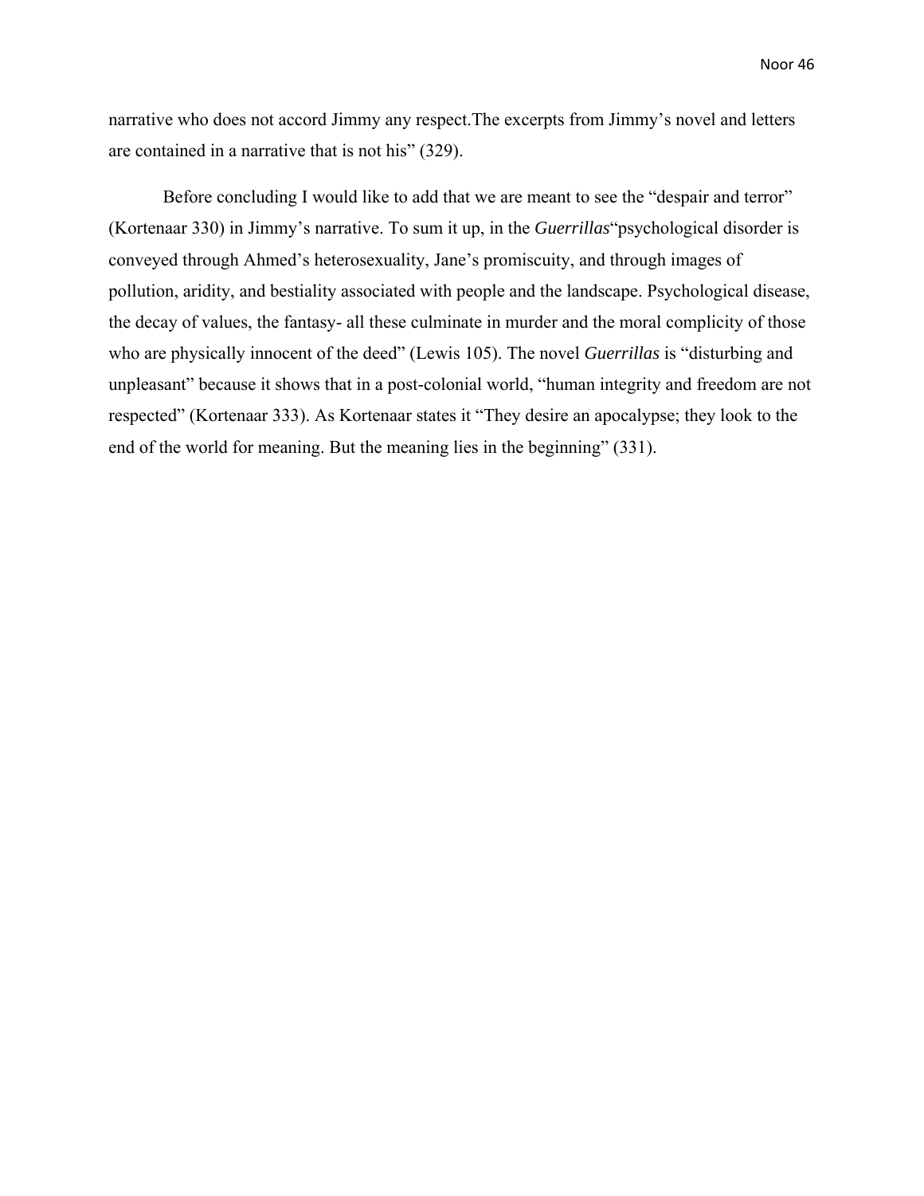narrative who does not accord Jimmy any respect.The excerpts from Jimmy's novel and letters are contained in a narrative that is not his" (329).

Before concluding I would like to add that we are meant to see the "despair and terror" (Kortenaar 330) in Jimmy's narrative. To sum it up, in the *Guerrillas*"psychological disorder is conveyed through Ahmed's heterosexuality, Jane's promiscuity, and through images of pollution, aridity, and bestiality associated with people and the landscape. Psychological disease, the decay of values, the fantasy- all these culminate in murder and the moral complicity of those who are physically innocent of the deed" (Lewis 105). The novel *Guerrillas* is "disturbing and unpleasant" because it shows that in a post-colonial world, "human integrity and freedom are not respected" (Kortenaar 333). As Kortenaar states it "They desire an apocalypse; they look to the end of the world for meaning. But the meaning lies in the beginning" (331).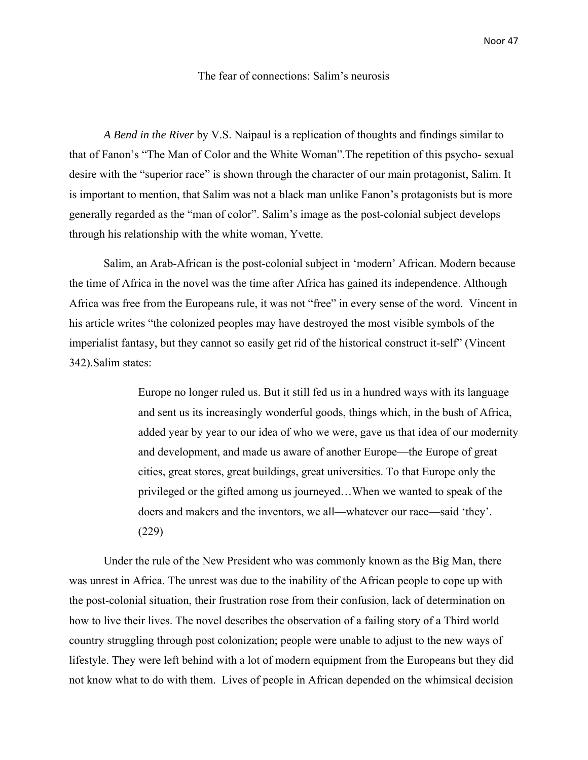# The fear of connections: Salim's neurosis

*A Bend in the River* by V.S. Naipaul is a replication of thoughts and findings similar to that of Fanon's "The Man of Color and the White Woman".The repetition of this psycho- sexual desire with the "superior race" is shown through the character of our main protagonist, Salim. It is important to mention, that Salim was not a black man unlike Fanon's protagonists but is more generally regarded as the "man of color". Salim's image as the post-colonial subject develops through his relationship with the white woman, Yvette.

Salim, an Arab-African is the post-colonial subject in 'modern' African. Modern because the time of Africa in the novel was the time after Africa has gained its independence. Although Africa was free from the Europeans rule, it was not "free" in every sense of the word. Vincent in his article writes "the colonized peoples may have destroyed the most visible symbols of the imperialist fantasy, but they cannot so easily get rid of the historical construct it-self" (Vincent 342).Salim states:

> Europe no longer ruled us. But it still fed us in a hundred ways with its language and sent us its increasingly wonderful goods, things which, in the bush of Africa, added year by year to our idea of who we were, gave us that idea of our modernity and development, and made us aware of another Europe—the Europe of great cities, great stores, great buildings, great universities. To that Europe only the privileged or the gifted among us journeyed…When we wanted to speak of the doers and makers and the inventors, we all—whatever our race—said 'they'. (229)

Under the rule of the New President who was commonly known as the Big Man, there was unrest in Africa. The unrest was due to the inability of the African people to cope up with the post-colonial situation, their frustration rose from their confusion, lack of determination on how to live their lives. The novel describes the observation of a failing story of a Third world country struggling through post colonization; people were unable to adjust to the new ways of lifestyle. They were left behind with a lot of modern equipment from the Europeans but they did not know what to do with them. Lives of people in African depended on the whimsical decision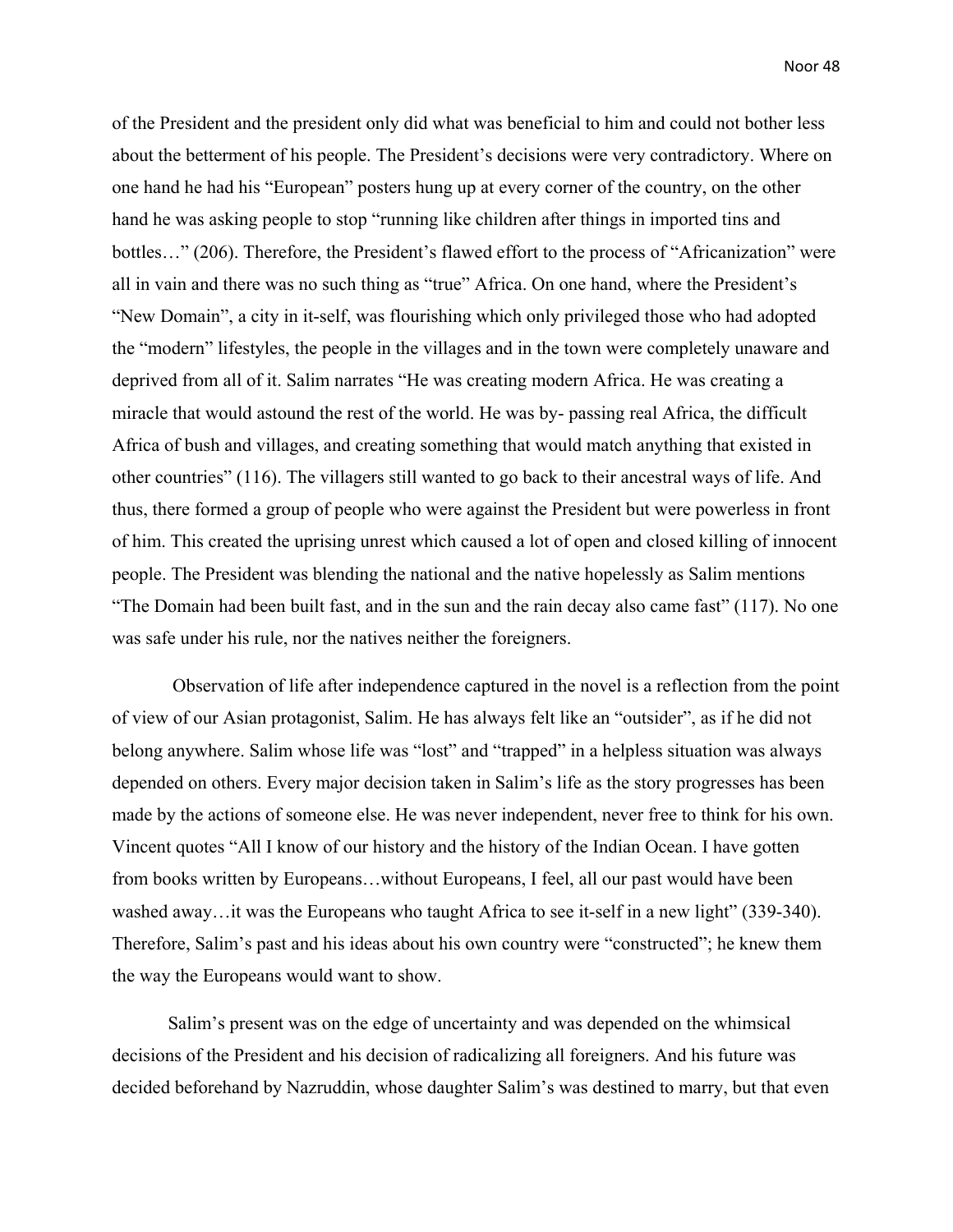of the President and the president only did what was beneficial to him and could not bother less about the betterment of his people. The President's decisions were very contradictory. Where on one hand he had his "European" posters hung up at every corner of the country, on the other hand he was asking people to stop "running like children after things in imported tins and bottles…" (206). Therefore, the President's flawed effort to the process of "Africanization" were all in vain and there was no such thing as "true" Africa. On one hand, where the President's "New Domain", a city in it-self, was flourishing which only privileged those who had adopted the "modern" lifestyles, the people in the villages and in the town were completely unaware and deprived from all of it. Salim narrates "He was creating modern Africa. He was creating a miracle that would astound the rest of the world. He was by- passing real Africa, the difficult Africa of bush and villages, and creating something that would match anything that existed in other countries" (116). The villagers still wanted to go back to their ancestral ways of life. And thus, there formed a group of people who were against the President but were powerless in front of him. This created the uprising unrest which caused a lot of open and closed killing of innocent people. The President was blending the national and the native hopelessly as Salim mentions "The Domain had been built fast, and in the sun and the rain decay also came fast" (117). No one was safe under his rule, nor the natives neither the foreigners.

Observation of life after independence captured in the novel is a reflection from the point of view of our Asian protagonist, Salim. He has always felt like an "outsider", as if he did not belong anywhere. Salim whose life was "lost" and "trapped" in a helpless situation was always depended on others. Every major decision taken in Salim's life as the story progresses has been made by the actions of someone else. He was never independent, never free to think for his own. Vincent quotes "All I know of our history and the history of the Indian Ocean. I have gotten from books written by Europeans…without Europeans, I feel, all our past would have been washed away…it was the Europeans who taught Africa to see it-self in a new light" (339-340). Therefore, Salim's past and his ideas about his own country were "constructed"; he knew them the way the Europeans would want to show.

Salim's present was on the edge of uncertainty and was depended on the whimsical decisions of the President and his decision of radicalizing all foreigners. And his future was decided beforehand by Nazruddin, whose daughter Salim's was destined to marry, but that even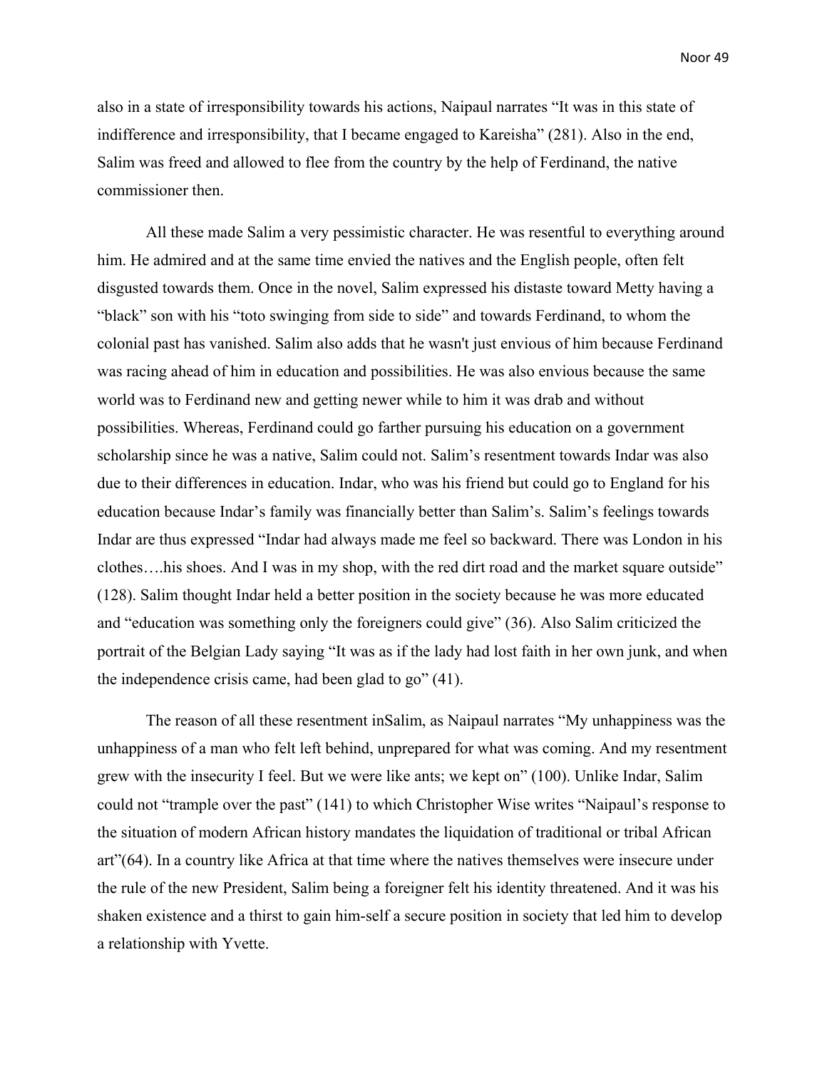also in a state of irresponsibility towards his actions, Naipaul narrates "It was in this state of indifference and irresponsibility, that I became engaged to Kareisha" (281). Also in the end, Salim was freed and allowed to flee from the country by the help of Ferdinand, the native commissioner then.

All these made Salim a very pessimistic character. He was resentful to everything around him. He admired and at the same time envied the natives and the English people, often felt disgusted towards them. Once in the novel, Salim expressed his distaste toward Metty having a "black" son with his "toto swinging from side to side" and towards Ferdinand, to whom the colonial past has vanished. Salim also adds that he wasn't just envious of him because Ferdinand was racing ahead of him in education and possibilities. He was also envious because the same world was to Ferdinand new and getting newer while to him it was drab and without possibilities. Whereas, Ferdinand could go farther pursuing his education on a government scholarship since he was a native, Salim could not. Salim's resentment towards Indar was also due to their differences in education. Indar, who was his friend but could go to England for his education because Indar's family was financially better than Salim's. Salim's feelings towards Indar are thus expressed "Indar had always made me feel so backward. There was London in his clothes….his shoes. And I was in my shop, with the red dirt road and the market square outside" (128). Salim thought Indar held a better position in the society because he was more educated and "education was something only the foreigners could give" (36). Also Salim criticized the portrait of the Belgian Lady saying "It was as if the lady had lost faith in her own junk, and when the independence crisis came, had been glad to go" (41).

The reason of all these resentment inSalim, as Naipaul narrates "My unhappiness was the unhappiness of a man who felt left behind, unprepared for what was coming. And my resentment grew with the insecurity I feel. But we were like ants; we kept on" (100). Unlike Indar, Salim could not "trample over the past" (141) to which Christopher Wise writes "Naipaul's response to the situation of modern African history mandates the liquidation of traditional or tribal African art"(64). In a country like Africa at that time where the natives themselves were insecure under the rule of the new President, Salim being a foreigner felt his identity threatened. And it was his shaken existence and a thirst to gain him-self a secure position in society that led him to develop a relationship with Yvette.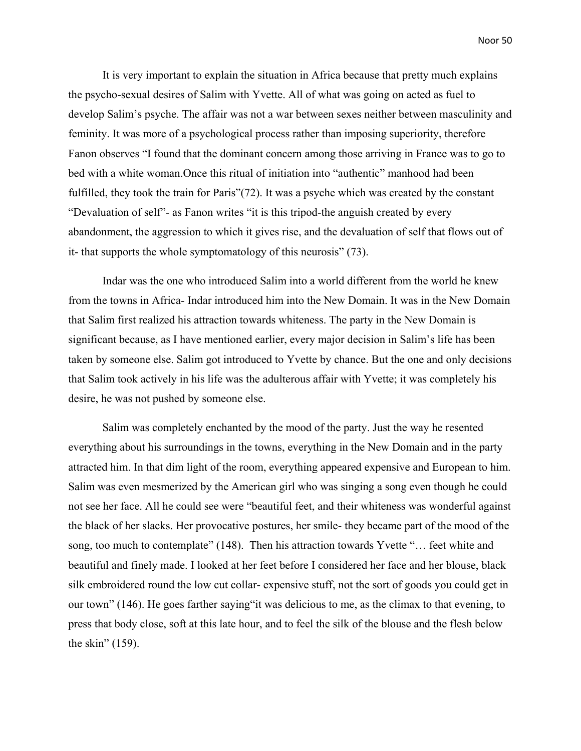It is very important to explain the situation in Africa because that pretty much explains the psycho-sexual desires of Salim with Yvette. All of what was going on acted as fuel to develop Salim's psyche. The affair was not a war between sexes neither between masculinity and feminity. It was more of a psychological process rather than imposing superiority, therefore Fanon observes "I found that the dominant concern among those arriving in France was to go to bed with a white woman.Once this ritual of initiation into "authentic" manhood had been fulfilled, they took the train for Paris"(72). It was a psyche which was created by the constant "Devaluation of self"- as Fanon writes "it is this tripod-the anguish created by every abandonment, the aggression to which it gives rise, and the devaluation of self that flows out of it- that supports the whole symptomatology of this neurosis" (73).

Indar was the one who introduced Salim into a world different from the world he knew from the towns in Africa- Indar introduced him into the New Domain. It was in the New Domain that Salim first realized his attraction towards whiteness. The party in the New Domain is significant because, as I have mentioned earlier, every major decision in Salim's life has been taken by someone else. Salim got introduced to Yvette by chance. But the one and only decisions that Salim took actively in his life was the adulterous affair with Yvette; it was completely his desire, he was not pushed by someone else.

Salim was completely enchanted by the mood of the party. Just the way he resented everything about his surroundings in the towns, everything in the New Domain and in the party attracted him. In that dim light of the room, everything appeared expensive and European to him. Salim was even mesmerized by the American girl who was singing a song even though he could not see her face. All he could see were "beautiful feet, and their whiteness was wonderful against the black of her slacks. Her provocative postures, her smile- they became part of the mood of the song, too much to contemplate" (148). Then his attraction towards Yvette "… feet white and beautiful and finely made. I looked at her feet before I considered her face and her blouse, black silk embroidered round the low cut collar- expensive stuff, not the sort of goods you could get in our town" (146). He goes farther saying"it was delicious to me, as the climax to that evening, to press that body close, soft at this late hour, and to feel the silk of the blouse and the flesh below the skin" (159).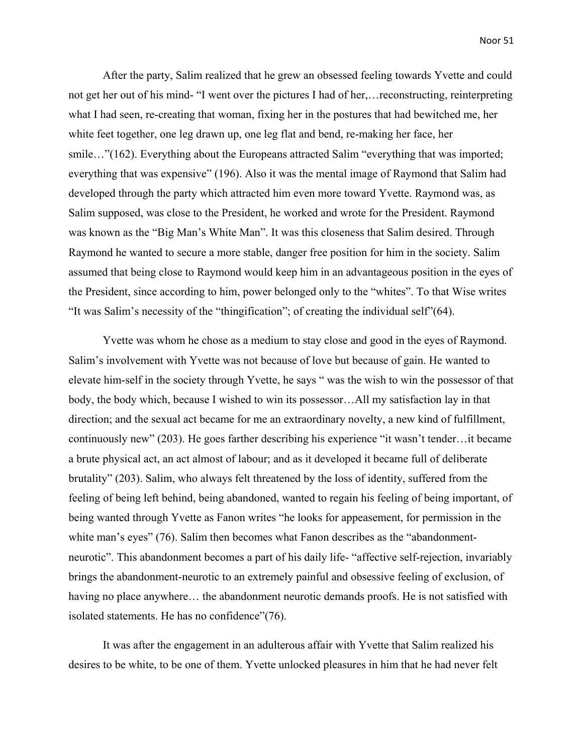After the party, Salim realized that he grew an obsessed feeling towards Yvette and could not get her out of his mind- "I went over the pictures I had of her,…reconstructing, reinterpreting what I had seen, re-creating that woman, fixing her in the postures that had bewitched me, her white feet together, one leg drawn up, one leg flat and bend, re-making her face, her smile…"(162). Everything about the Europeans attracted Salim "everything that was imported; everything that was expensive" (196). Also it was the mental image of Raymond that Salim had developed through the party which attracted him even more toward Yvette. Raymond was, as Salim supposed, was close to the President, he worked and wrote for the President. Raymond was known as the "Big Man's White Man". It was this closeness that Salim desired. Through Raymond he wanted to secure a more stable, danger free position for him in the society. Salim assumed that being close to Raymond would keep him in an advantageous position in the eyes of the President, since according to him, power belonged only to the "whites". To that Wise writes "It was Salim's necessity of the "thingification"; of creating the individual self"(64).

Yvette was whom he chose as a medium to stay close and good in the eyes of Raymond. Salim's involvement with Yvette was not because of love but because of gain. He wanted to elevate him-self in the society through Yvette, he says " was the wish to win the possessor of that body, the body which, because I wished to win its possessor…All my satisfaction lay in that direction; and the sexual act became for me an extraordinary novelty, a new kind of fulfillment, continuously new" (203). He goes farther describing his experience "it wasn't tender…it became a brute physical act, an act almost of labour; and as it developed it became full of deliberate brutality" (203). Salim, who always felt threatened by the loss of identity, suffered from the feeling of being left behind, being abandoned, wanted to regain his feeling of being important, of being wanted through Yvette as Fanon writes "he looks for appeasement, for permission in the white man's eyes" (76). Salim then becomes what Fanon describes as the "abandonment-neurotic". This abandonment becomes a part of his daily life- "affective self-rejection, invariably brings the abandonment-neurotic to an extremely painful and obsessive feeling of exclusion, of having no place anywhere… the abandonment neurotic demands proofs. He is not satisfied with isolated statements. He has no confidence"(76).

It was after the engagement in an adulterous affair with Yvette that Salim realized his desires to be white, to be one of them. Yvette unlocked pleasures in him that he had never felt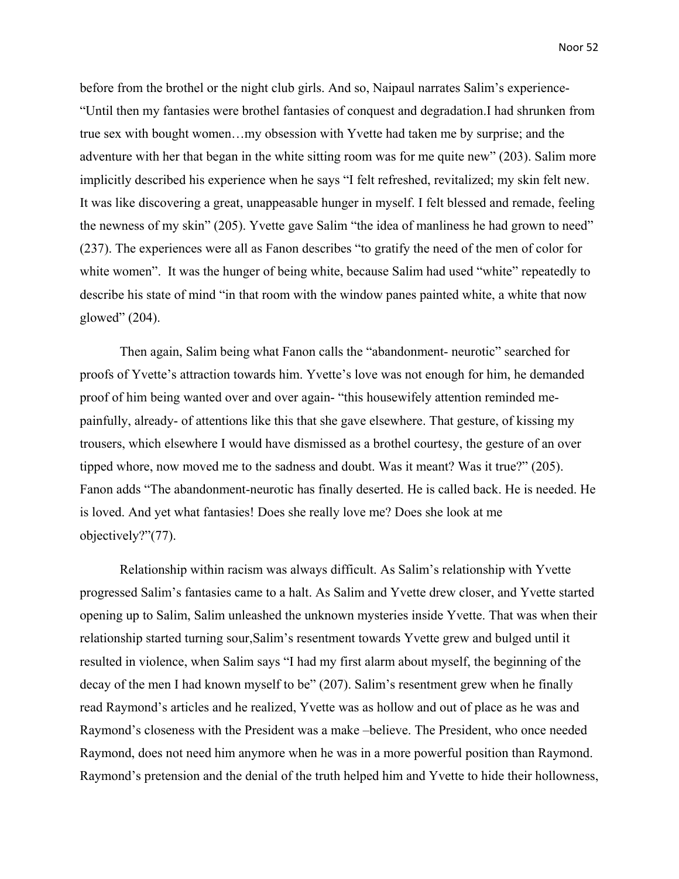before from the brothel or the night club girls. And so, Naipaul narrates Salim's experience- "Until then my fantasies were brothel fantasies of conquest and degradation.I had shrunken from true sex with bought women…my obsession with Yvette had taken me by surprise; and the adventure with her that began in the white sitting room was for me quite new" (203). Salim more implicitly described his experience when he says "I felt refreshed, revitalized; my skin felt new. It was like discovering a great, unappeasable hunger in myself. I felt blessed and remade, feeling the newness of my skin" (205). Yvette gave Salim "the idea of manliness he had grown to need" (237). The experiences were all as Fanon describes "to gratify the need of the men of color for white women". It was the hunger of being white, because Salim had used "white" repeatedly to describe his state of mind "in that room with the window panes painted white, a white that now glowed" (204).

Then again, Salim being what Fanon calls the "abandonment- neurotic" searched for proofs of Yvette's attraction towards him. Yvette's love was not enough for him, he demanded proof of him being wanted over and over again- "this housewifely attention reminded me- painfully, already- of attentions like this that she gave elsewhere. That gesture, of kissing my trousers, which elsewhere I would have dismissed as a brothel courtesy, the gesture of an over tipped whore, now moved me to the sadness and doubt. Was it meant? Was it true?" (205). Fanon adds "The abandonment-neurotic has finally deserted. He is called back. He is needed. He is loved. And yet what fantasies! Does she really love me? Does she look at me objectively?"(77).

Relationship within racism was always difficult. As Salim's relationship with Yvette progressed Salim's fantasies came to a halt. As Salim and Yvette drew closer, and Yvette started opening up to Salim, Salim unleashed the unknown mysteries inside Yvette. That was when their relationship started turning sour,Salim's resentment towards Yvette grew and bulged until it resulted in violence, when Salim says "I had my first alarm about myself, the beginning of the decay of the men I had known myself to be" (207). Salim's resentment grew when he finally read Raymond's articles and he realized, Yvette was as hollow and out of place as he was and Raymond's closeness with the President was a make –believe. The President, who once needed Raymond, does not need him anymore when he was in a more powerful position than Raymond. Raymond's pretension and the denial of the truth helped him and Yvette to hide their hollowness,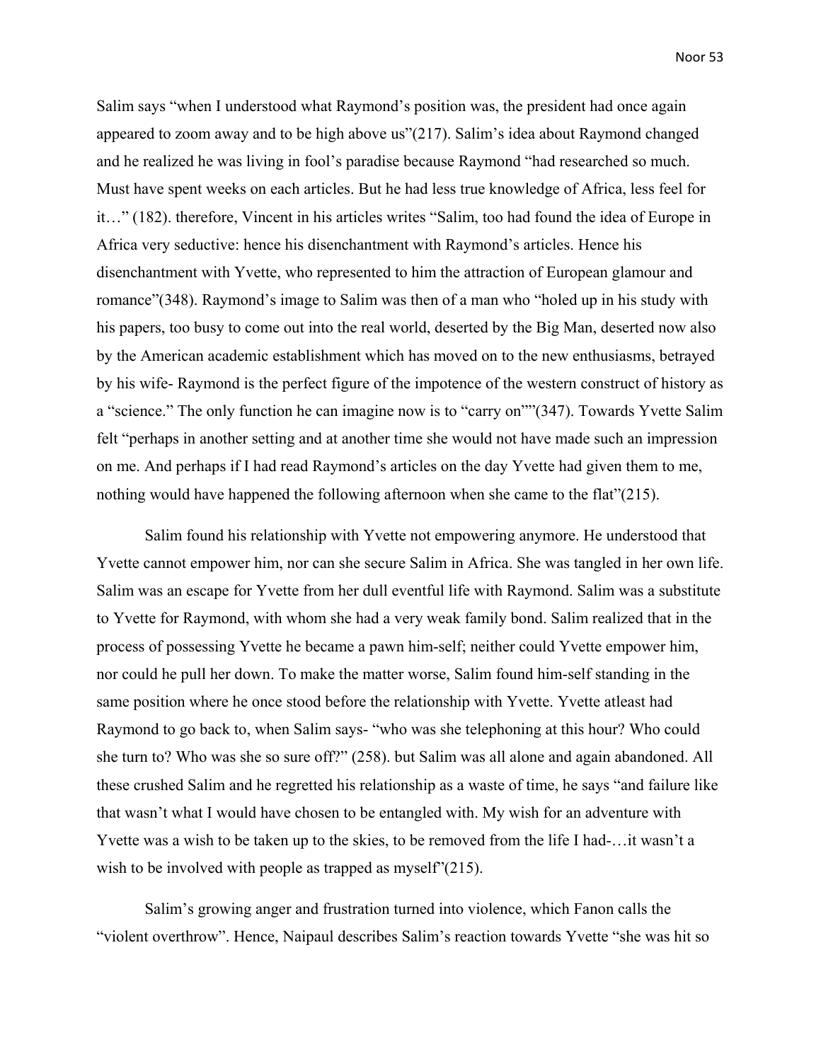Salim says "when I understood what Raymond's position was, the president had once again appeared to zoom away and to be high above us"(217). Salim's idea about Raymond changed and he realized he was living in fool's paradise because Raymond "had researched so much. Must have spent weeks on each articles. But he had less true knowledge of Africa, less feel for it…" (182). therefore, Vincent in his articles writes "Salim, too had found the idea of Europe in Africa very seductive: hence his disenchantment with Raymond's articles. Hence his disenchantment with Yvette, who represented to him the attraction of European glamour and romance"(348). Raymond's image to Salim was then of a man who "holed up in his study with his papers, too busy to come out into the real world, deserted by the Big Man, deserted now also by the American academic establishment which has moved on to the new enthusiasms, betrayed by his wife- Raymond is the perfect figure of the impotence of the western construct of history as a "science." The only function he can imagine now is to "carry on""(347). Towards Yvette Salim felt "perhaps in another setting and at another time she would not have made such an impression on me. And perhaps if I had read Raymond's articles on the day Yvette had given them to me, nothing would have happened the following afternoon when she came to the flat"(215).

Salim found his relationship with Yvette not empowering anymore. He understood that Yvette cannot empower him, nor can she secure Salim in Africa. She was tangled in her own life. Salim was an escape for Yvette from her dull eventful life with Raymond. Salim was a substitute to Yvette for Raymond, with whom she had a very weak family bond. Salim realized that in the process of possessing Yvette he became a pawn him-self; neither could Yvette empower him, nor could he pull her down. To make the matter worse, Salim found him-self standing in the same position where he once stood before the relationship with Yvette. Yvette atleast had Raymond to go back to, when Salim says- "who was she telephoning at this hour? Who could she turn to? Who was she so sure off?" (258). but Salim was all alone and again abandoned. All these crushed Salim and he regretted his relationship as a waste of time, he says "and failure like that wasn't what I would have chosen to be entangled with. My wish for an adventure with Yvette was a wish to be taken up to the skies, to be removed from the life I had-…it wasn't a wish to be involved with people as trapped as myself"(215).

Salim's growing anger and frustration turned into violence, which Fanon calls the "violent overthrow". Hence, Naipaul describes Salim's reaction towards Yvette "she was hit so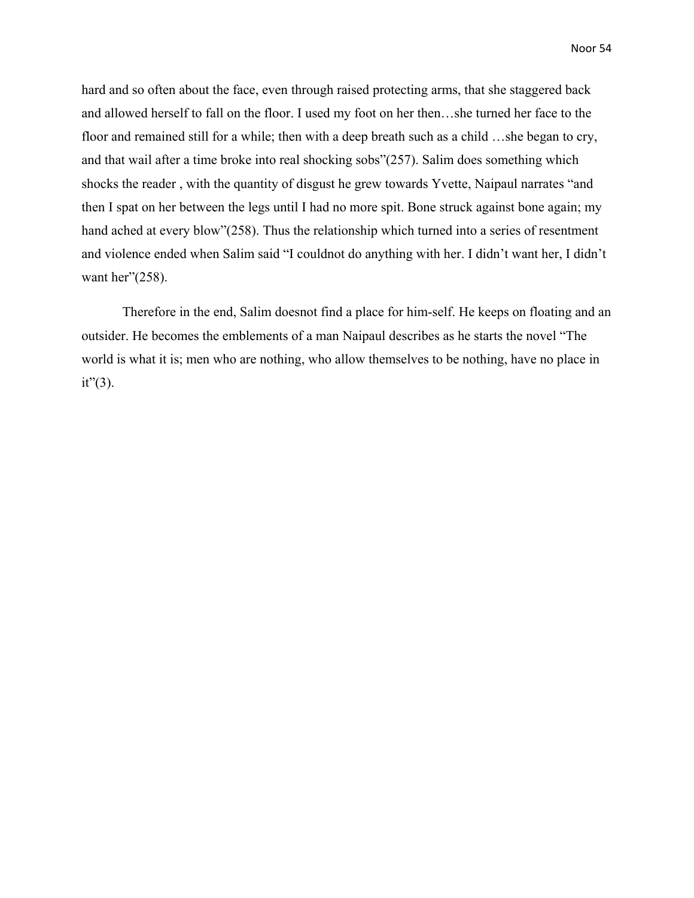hard and so often about the face, even through raised protecting arms, that she staggered back and allowed herself to fall on the floor. I used my foot on her then…she turned her face to the floor and remained still for a while; then with a deep breath such as a child …she began to cry, and that wail after a time broke into real shocking sobs”(257). Salim does something which shocks the reader , with the quantity of disgust he grew towards Yvette, Naipaul narrates “and then I spat on her between the legs until I had no more spit. Bone struck against bone again; my hand ached at every blow”(258). Thus the relationship which turned into a series of resentment and violence ended when Salim said “I couldnot do anything with her. I didn’t want her, I didn’t want her”(258).

Therefore in the end, Salim doesnot find a place for him-self. He keeps on floating and an outsider. He becomes the emblements of a man Naipaul describes as he starts the novel “The world is what it is; men who are nothing, who allow themselves to be nothing, have no place in it”(3).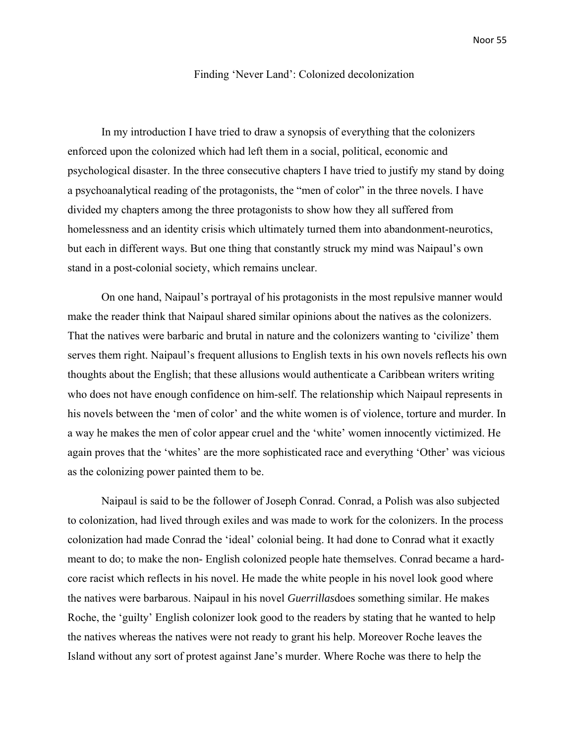## Finding 'Never Land': Colonized decolonization

In my introduction I have tried to draw a synopsis of everything that the colonizers enforced upon the colonized which had left them in a social, political, economic and psychological disaster. In the three consecutive chapters I have tried to justify my stand by doing a psychoanalytical reading of the protagonists, the "men of color" in the three novels. I have divided my chapters among the three protagonists to show how they all suffered from homelessness and an identity crisis which ultimately turned them into abandonment-neurotics, but each in different ways. But one thing that constantly struck my mind was Naipaul's own stand in a post-colonial society, which remains unclear.

On one hand, Naipaul's portrayal of his protagonists in the most repulsive manner would make the reader think that Naipaul shared similar opinions about the natives as the colonizers. That the natives were barbaric and brutal in nature and the colonizers wanting to 'civilize' them serves them right. Naipaul's frequent allusions to English texts in his own novels reflects his own thoughts about the English; that these allusions would authenticate a Caribbean writers writing who does not have enough confidence on him-self. The relationship which Naipaul represents in his novels between the 'men of color' and the white women is of violence, torture and murder. In a way he makes the men of color appear cruel and the 'white' women innocently victimized. He again proves that the 'whites' are the more sophisticated race and everything 'Other' was vicious as the colonizing power painted them to be.

Naipaul is said to be the follower of Joseph Conrad. Conrad, a Polish was also subjected to colonization, had lived through exiles and was made to work for the colonizers. In the process colonization had made Conrad the 'ideal' colonial being. It had done to Conrad what it exactly meant to do; to make the non- English colonized people hate themselves. Conrad became a hard-core racist which reflects in his novel. He made the white people in his novel look good where the natives were barbarous. Naipaul in his novel *Guerrillas*does something similar. He makes Roche, the 'guilty' English colonizer look good to the readers by stating that he wanted to help the natives whereas the natives were not ready to grant his help. Moreover Roche leaves the Island without any sort of protest against Jane's murder. Where Roche was there to help the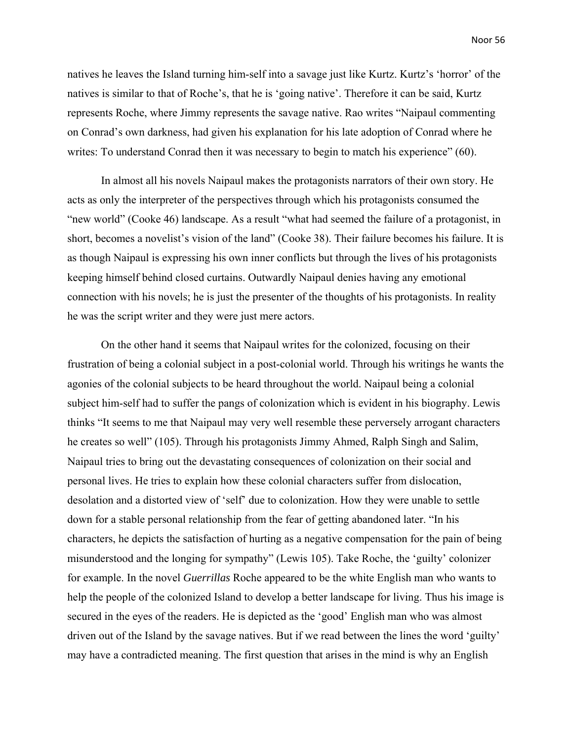natives he leaves the Island turning him-self into a savage just like Kurtz. Kurtz's 'horror' of the natives is similar to that of Roche's, that he is 'going native'. Therefore it can be said, Kurtz represents Roche, where Jimmy represents the savage native. Rao writes "Naipaul commenting on Conrad's own darkness, had given his explanation for his late adoption of Conrad where he writes: To understand Conrad then it was necessary to begin to match his experience" (60).

In almost all his novels Naipaul makes the protagonists narrators of their own story. He acts as only the interpreter of the perspectives through which his protagonists consumed the "new world" (Cooke 46) landscape. As a result "what had seemed the failure of a protagonist, in short, becomes a novelist's vision of the land" (Cooke 38). Their failure becomes his failure. It is as though Naipaul is expressing his own inner conflicts but through the lives of his protagonists keeping himself behind closed curtains. Outwardly Naipaul denies having any emotional connection with his novels; he is just the presenter of the thoughts of his protagonists. In reality he was the script writer and they were just mere actors.

On the other hand it seems that Naipaul writes for the colonized, focusing on their frustration of being a colonial subject in a post-colonial world. Through his writings he wants the agonies of the colonial subjects to be heard throughout the world. Naipaul being a colonial subject him-self had to suffer the pangs of colonization which is evident in his biography. Lewis thinks "It seems to me that Naipaul may very well resemble these perversely arrogant characters he creates so well" (105). Through his protagonists Jimmy Ahmed, Ralph Singh and Salim, Naipaul tries to bring out the devastating consequences of colonization on their social and personal lives. He tries to explain how these colonial characters suffer from dislocation, desolation and a distorted view of 'self' due to colonization. How they were unable to settle down for a stable personal relationship from the fear of getting abandoned later. "In his characters, he depicts the satisfaction of hurting as a negative compensation for the pain of being misunderstood and the longing for sympathy" (Lewis 105). Take Roche, the 'guilty' colonizer for example. In the novel *Guerrillas* Roche appeared to be the white English man who wants to help the people of the colonized Island to develop a better landscape for living. Thus his image is secured in the eyes of the readers. He is depicted as the 'good' English man who was almost driven out of the Island by the savage natives. But if we read between the lines the word 'guilty' may have a contradicted meaning. The first question that arises in the mind is why an English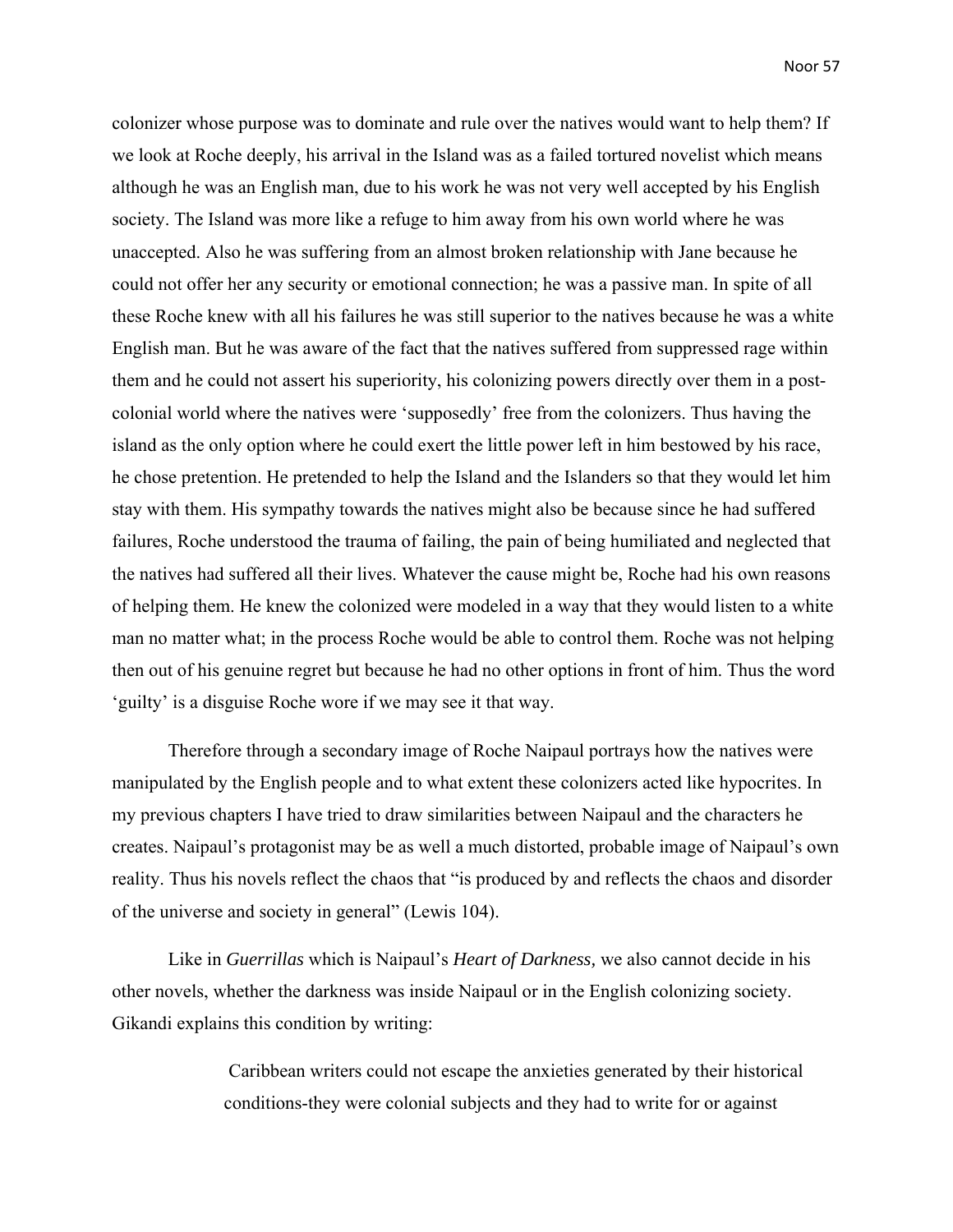colonizer whose purpose was to dominate and rule over the natives would want to help them? If we look at Roche deeply, his arrival in the Island was as a failed tortured novelist which means although he was an English man, due to his work he was not very well accepted by his English society. The Island was more like a refuge to him away from his own world where he was unaccepted. Also he was suffering from an almost broken relationship with Jane because he could not offer her any security or emotional connection; he was a passive man. In spite of all these Roche knew with all his failures he was still superior to the natives because he was a white English man. But he was aware of the fact that the natives suffered from suppressed rage within them and he could not assert his superiority, his colonizing powers directly over them in a post-colonial world where the natives were 'supposedly' free from the colonizers. Thus having the island as the only option where he could exert the little power left in him bestowed by his race, he chose pretention. He pretended to help the Island and the Islanders so that they would let him stay with them. His sympathy towards the natives might also be because since he had suffered failures, Roche understood the trauma of failing, the pain of being humiliated and neglected that the natives had suffered all their lives. Whatever the cause might be, Roche had his own reasons of helping them. He knew the colonized were modeled in a way that they would listen to a white man no matter what; in the process Roche would be able to control them. Roche was not helping then out of his genuine regret but because he had no other options in front of him. Thus the word 'guilty' is a disguise Roche wore if we may see it that way.

Therefore through a secondary image of Roche Naipaul portrays how the natives were manipulated by the English people and to what extent these colonizers acted like hypocrites. In my previous chapters I have tried to draw similarities between Naipaul and the characters he creates. Naipaul's protagonist may be as well a much distorted, probable image of Naipaul's own reality. Thus his novels reflect the chaos that "is produced by and reflects the chaos and disorder of the universe and society in general" (Lewis 104).

Like in *Guerrillas* which is Naipaul's *Heart of Darkness,* we also cannot decide in his other novels, whether the darkness was inside Naipaul or in the English colonizing society. Gikandi explains this condition by writing:

> Caribbean writers could not escape the anxieties generated by their historical conditions-they were colonial subjects and they had to write for or against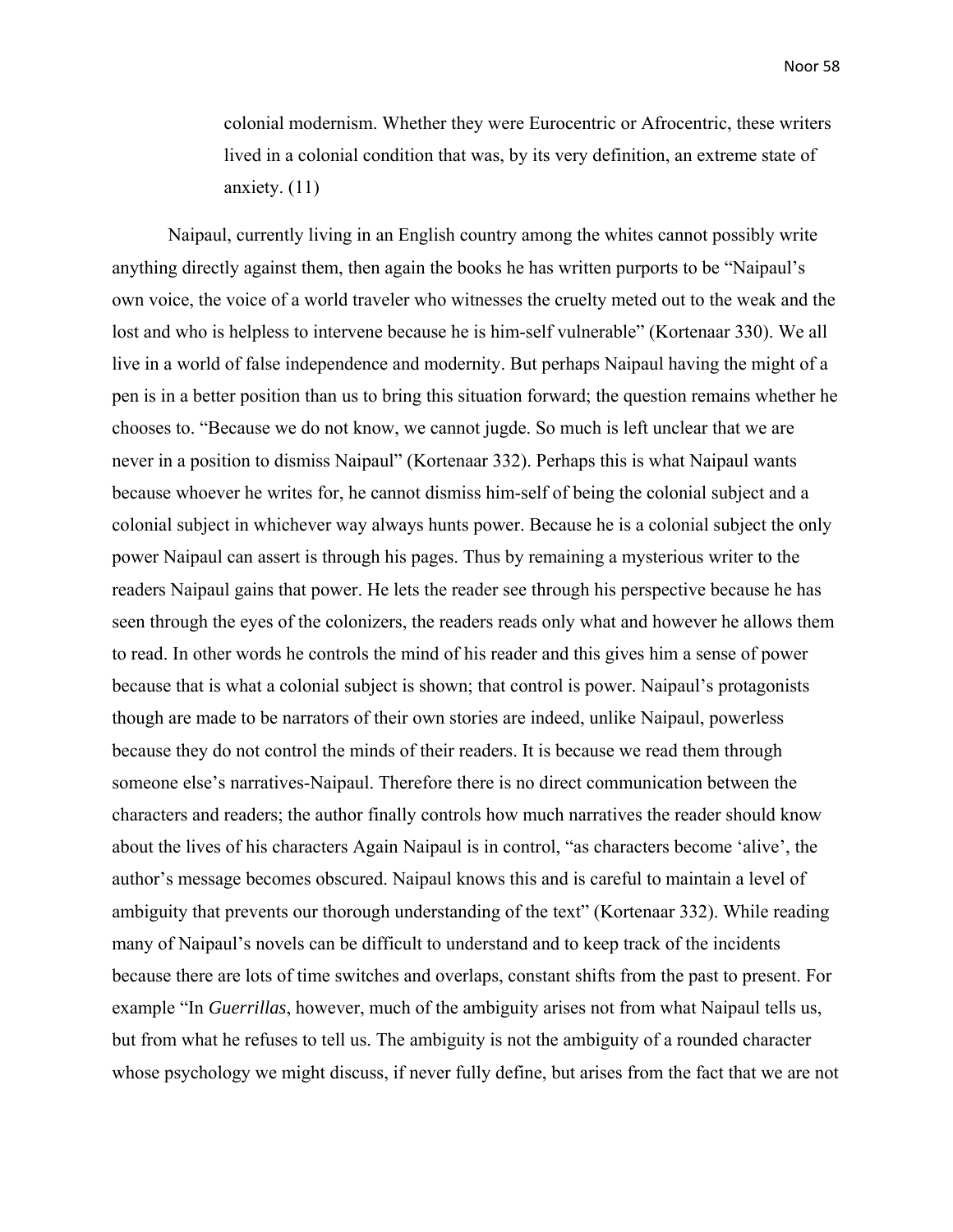> colonial modernism. Whether they were Eurocentric or Afrocentric, these writers lived in a colonial condition that was, by its very definition, an extreme state of anxiety. (11)

Naipaul, currently living in an English country among the whites cannot possibly write anything directly against them, then again the books he has written purports to be "Naipaul's own voice, the voice of a world traveler who witnesses the cruelty meted out to the weak and the lost and who is helpless to intervene because he is him-self vulnerable" (Kortenaar 330). We all live in a world of false independence and modernity. But perhaps Naipaul having the might of a pen is in a better position than us to bring this situation forward; the question remains whether he chooses to. "Because we do not know, we cannot jugde. So much is left unclear that we are never in a position to dismiss Naipaul" (Kortenaar 332). Perhaps this is what Naipaul wants because whoever he writes for, he cannot dismiss him-self of being the colonial subject and a colonial subject in whichever way always hunts power. Because he is a colonial subject the only power Naipaul can assert is through his pages. Thus by remaining a mysterious writer to the readers Naipaul gains that power. He lets the reader see through his perspective because he has seen through the eyes of the colonizers, the readers reads only what and however he allows them to read. In other words he controls the mind of his reader and this gives him a sense of power because that is what a colonial subject is shown; that control is power. Naipaul's protagonists though are made to be narrators of their own stories are indeed, unlike Naipaul, powerless because they do not control the minds of their readers. It is because we read them through someone else's narratives-Naipaul. Therefore there is no direct communication between the characters and readers; the author finally controls how much narratives the reader should know about the lives of his characters Again Naipaul is in control, "as characters become 'alive', the author's message becomes obscured. Naipaul knows this and is careful to maintain a level of ambiguity that prevents our thorough understanding of the text" (Kortenaar 332). While reading many of Naipaul's novels can be difficult to understand and to keep track of the incidents because there are lots of time switches and overlaps, constant shifts from the past to present. For example "In *Guerrillas*, however, much of the ambiguity arises not from what Naipaul tells us, but from what he refuses to tell us. The ambiguity is not the ambiguity of a rounded character whose psychology we might discuss, if never fully define, but arises from the fact that we are not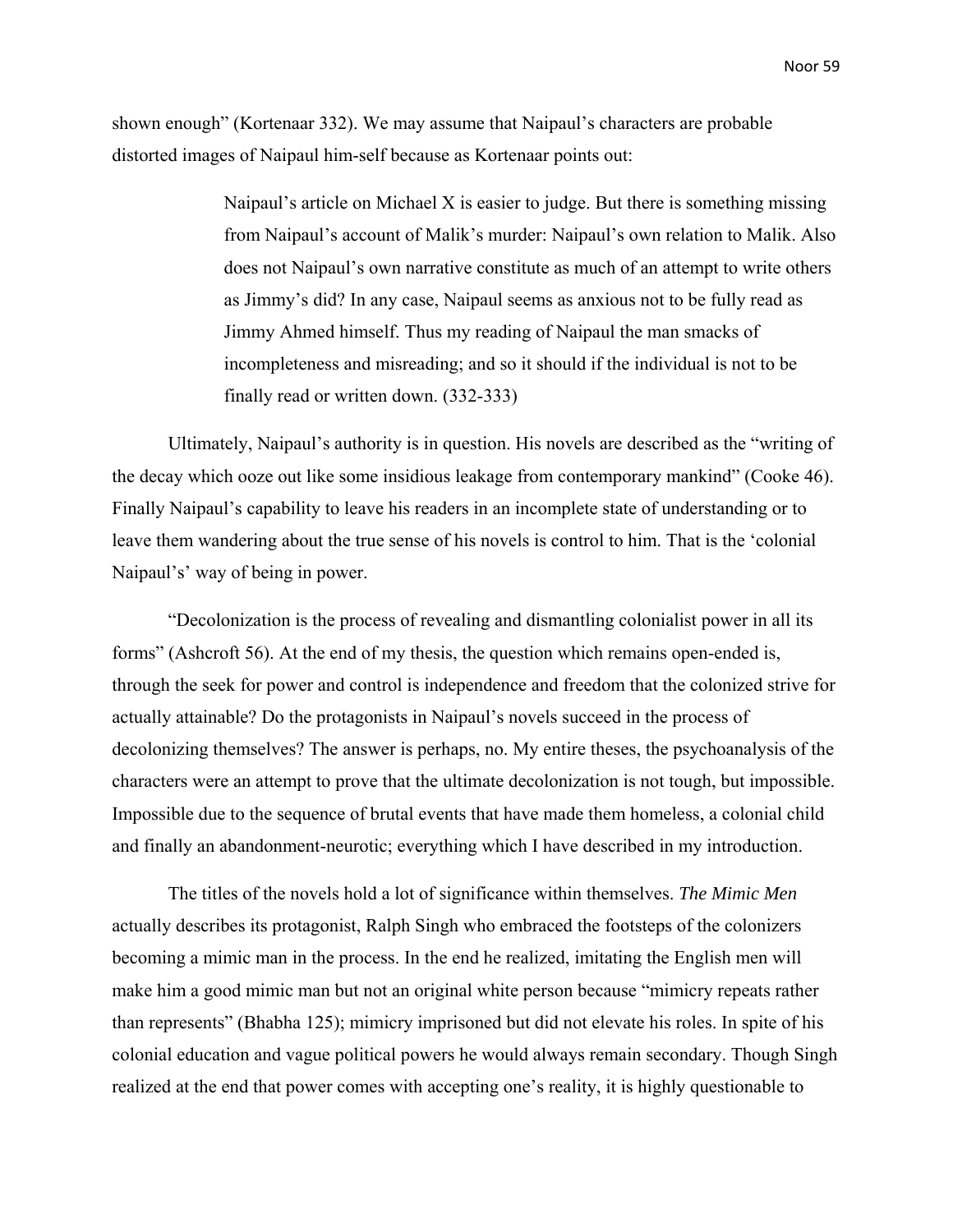shown enough" (Kortenaar 332). We may assume that Naipaul's characters are probable distorted images of Naipaul him-self because as Kortenaar points out:

> Naipaul's article on Michael X is easier to judge. But there is something missing from Naipaul's account of Malik's murder: Naipaul's own relation to Malik. Also does not Naipaul's own narrative constitute as much of an attempt to write others as Jimmy's did? In any case, Naipaul seems as anxious not to be fully read as Jimmy Ahmed himself. Thus my reading of Naipaul the man smacks of incompleteness and misreading; and so it should if the individual is not to be finally read or written down. (332-333)

Ultimately, Naipaul's authority is in question. His novels are described as the "writing of the decay which ooze out like some insidious leakage from contemporary mankind" (Cooke 46). Finally Naipaul's capability to leave his readers in an incomplete state of understanding or to leave them wandering about the true sense of his novels is control to him. That is the 'colonial Naipaul's' way of being in power.

"Decolonization is the process of revealing and dismantling colonialist power in all its forms" (Ashcroft 56). At the end of my thesis, the question which remains open-ended is, through the seek for power and control is independence and freedom that the colonized strive for actually attainable? Do the protagonists in Naipaul's novels succeed in the process of decolonizing themselves? The answer is perhaps, no. My entire theses, the psychoanalysis of the characters were an attempt to prove that the ultimate decolonization is not tough, but impossible. Impossible due to the sequence of brutal events that have made them homeless, a colonial child and finally an abandonment-neurotic; everything which I have described in my introduction.

The titles of the novels hold a lot of significance within themselves. *The Mimic Men* actually describes its protagonist, Ralph Singh who embraced the footsteps of the colonizers becoming a mimic man in the process. In the end he realized, imitating the English men will make him a good mimic man but not an original white person because "mimicry repeats rather than represents" (Bhabha 125); mimicry imprisoned but did not elevate his roles. In spite of his colonial education and vague political powers he would always remain secondary. Though Singh realized at the end that power comes with accepting one's reality, it is highly questionable to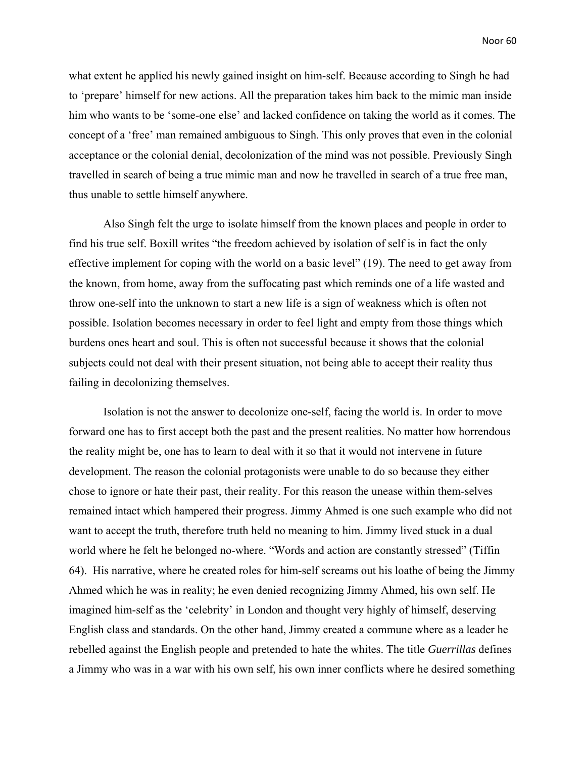what extent he applied his newly gained insight on him-self. Because according to Singh he had to 'prepare' himself for new actions. All the preparation takes him back to the mimic man inside him who wants to be 'some-one else' and lacked confidence on taking the world as it comes. The concept of a 'free' man remained ambiguous to Singh. This only proves that even in the colonial acceptance or the colonial denial, decolonization of the mind was not possible. Previously Singh travelled in search of being a true mimic man and now he travelled in search of a true free man, thus unable to settle himself anywhere.

Also Singh felt the urge to isolate himself from the known places and people in order to find his true self. Boxill writes "the freedom achieved by isolation of self is in fact the only effective implement for coping with the world on a basic level" (19). The need to get away from the known, from home, away from the suffocating past which reminds one of a life wasted and throw one-self into the unknown to start a new life is a sign of weakness which is often not possible. Isolation becomes necessary in order to feel light and empty from those things which burdens ones heart and soul. This is often not successful because it shows that the colonial subjects could not deal with their present situation, not being able to accept their reality thus failing in decolonizing themselves.

Isolation is not the answer to decolonize one-self, facing the world is. In order to move forward one has to first accept both the past and the present realities. No matter how horrendous the reality might be, one has to learn to deal with it so that it would not intervene in future development. The reason the colonial protagonists were unable to do so because they either chose to ignore or hate their past, their reality. For this reason the unease within them-selves remained intact which hampered their progress. Jimmy Ahmed is one such example who did not want to accept the truth, therefore truth held no meaning to him. Jimmy lived stuck in a dual world where he felt he belonged no-where. "Words and action are constantly stressed" (Tiffin 64). His narrative, where he created roles for him-self screams out his loathe of being the Jimmy Ahmed which he was in reality; he even denied recognizing Jimmy Ahmed, his own self. He imagined him-self as the 'celebrity' in London and thought very highly of himself, deserving English class and standards. On the other hand, Jimmy created a commune where as a leader he rebelled against the English people and pretended to hate the whites. The title *Guerrillas* defines a Jimmy who was in a war with his own self, his own inner conflicts where he desired something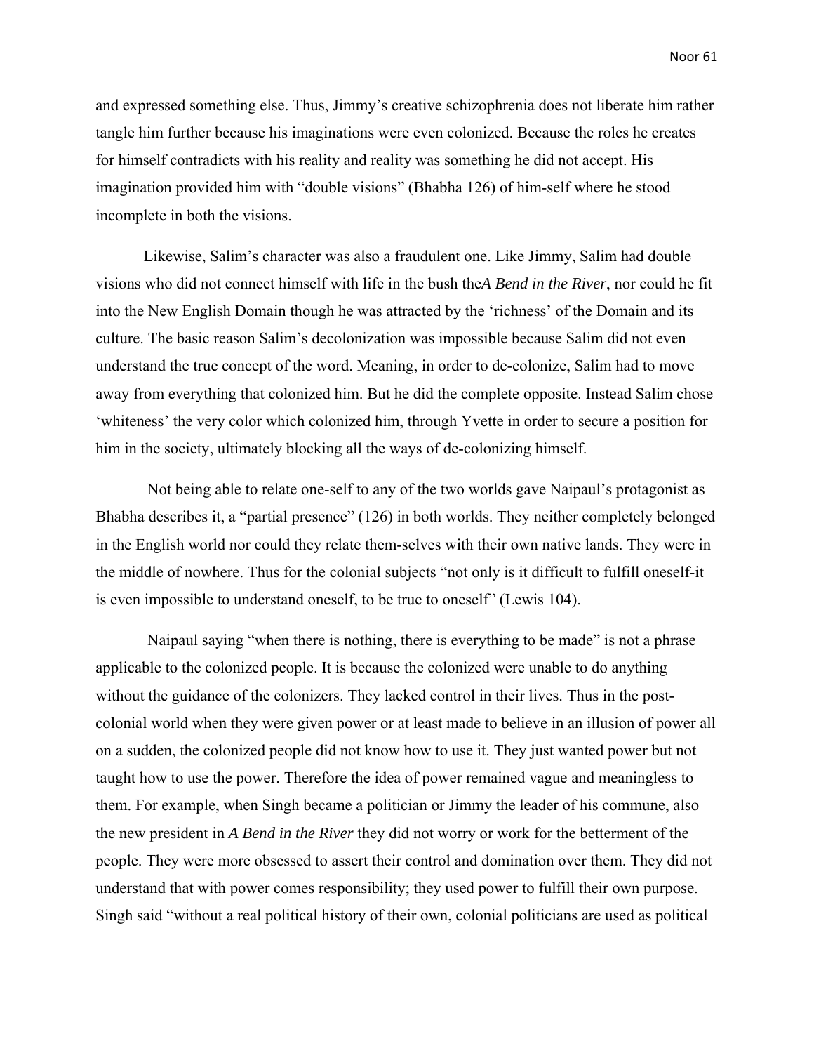and expressed something else. Thus, Jimmy's creative schizophrenia does not liberate him rather tangle him further because his imaginations were even colonized. Because the roles he creates for himself contradicts with his reality and reality was something he did not accept. His imagination provided him with "double visions" (Bhabha 126) of him-self where he stood incomplete in both the visions.

Likewise, Salim's character was also a fraudulent one. Like Jimmy, Salim had double visions who did not connect himself with life in the bush the*A Bend in the River*, nor could he fit into the New English Domain though he was attracted by the 'richness' of the Domain and its culture. The basic reason Salim's decolonization was impossible because Salim did not even understand the true concept of the word. Meaning, in order to de-colonize, Salim had to move away from everything that colonized him. But he did the complete opposite. Instead Salim chose 'whiteness' the very color which colonized him, through Yvette in order to secure a position for him in the society, ultimately blocking all the ways of de-colonizing himself.

Not being able to relate one-self to any of the two worlds gave Naipaul's protagonist as Bhabha describes it, a "partial presence" (126) in both worlds. They neither completely belonged in the English world nor could they relate them-selves with their own native lands. They were in the middle of nowhere. Thus for the colonial subjects "not only is it difficult to fulfill oneself-it is even impossible to understand oneself, to be true to oneself" (Lewis 104).

Naipaul saying "when there is nothing, there is everything to be made" is not a phrase applicable to the colonized people. It is because the colonized were unable to do anything without the guidance of the colonizers. They lacked control in their lives. Thus in the post-colonial world when they were given power or at least made to believe in an illusion of power all on a sudden, the colonized people did not know how to use it. They just wanted power but not taught how to use the power. Therefore the idea of power remained vague and meaningless to them. For example, when Singh became a politician or Jimmy the leader of his commune, also the new president in *A Bend in the River* they did not worry or work for the betterment of the people. They were more obsessed to assert their control and domination over them. They did not understand that with power comes responsibility; they used power to fulfill their own purpose. Singh said "without a real political history of their own, colonial politicians are used as political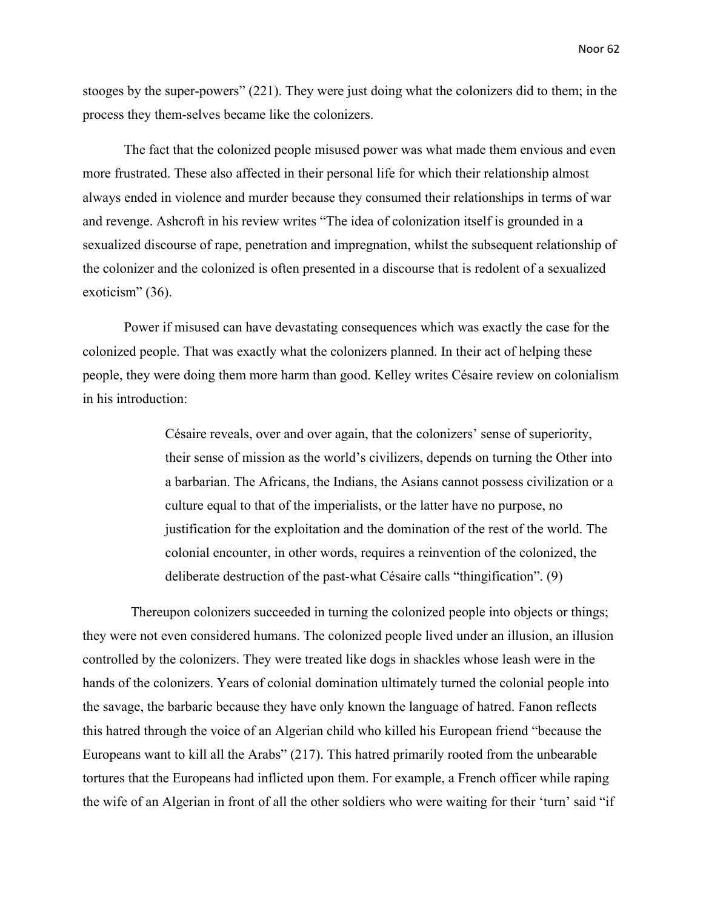stooges by the super-powers" (221). They were just doing what the colonizers did to them; in the process they them-selves became like the colonizers.

The fact that the colonized people misused power was what made them envious and even more frustrated. These also affected in their personal life for which their relationship almost always ended in violence and murder because they consumed their relationships in terms of war and revenge. Ashcroft in his review writes "The idea of colonization itself is grounded in a sexualized discourse of rape, penetration and impregnation, whilst the subsequent relationship of the colonizer and the colonized is often presented in a discourse that is redolent of a sexualized exoticism" (36).

Power if misused can have devastating consequences which was exactly the case for the colonized people. That was exactly what the colonizers planned. In their act of helping these people, they were doing them more harm than good. Kelley writes Césaire review on colonialism in his introduction:

> Césaire reveals, over and over again, that the colonizers' sense of superiority, their sense of mission as the world's civilizers, depends on turning the Other into a barbarian. The Africans, the Indians, the Asians cannot possess civilization or a culture equal to that of the imperialists, or the latter have no purpose, no justification for the exploitation and the domination of the rest of the world. The colonial encounter, in other words, requires a reinvention of the colonized, the deliberate destruction of the past-what Césaire calls "thingification". (9)

Thereupon colonizers succeeded in turning the colonized people into objects or things; they were not even considered humans. The colonized people lived under an illusion, an illusion controlled by the colonizers. They were treated like dogs in shackles whose leash were in the hands of the colonizers. Years of colonial domination ultimately turned the colonial people into the savage, the barbaric because they have only known the language of hatred. Fanon reflects this hatred through the voice of an Algerian child who killed his European friend "because the Europeans want to kill all the Arabs" (217). This hatred primarily rooted from the unbearable tortures that the Europeans had inflicted upon them. For example, a French officer while raping the wife of an Algerian in front of all the other soldiers who were waiting for their 'turn' said "if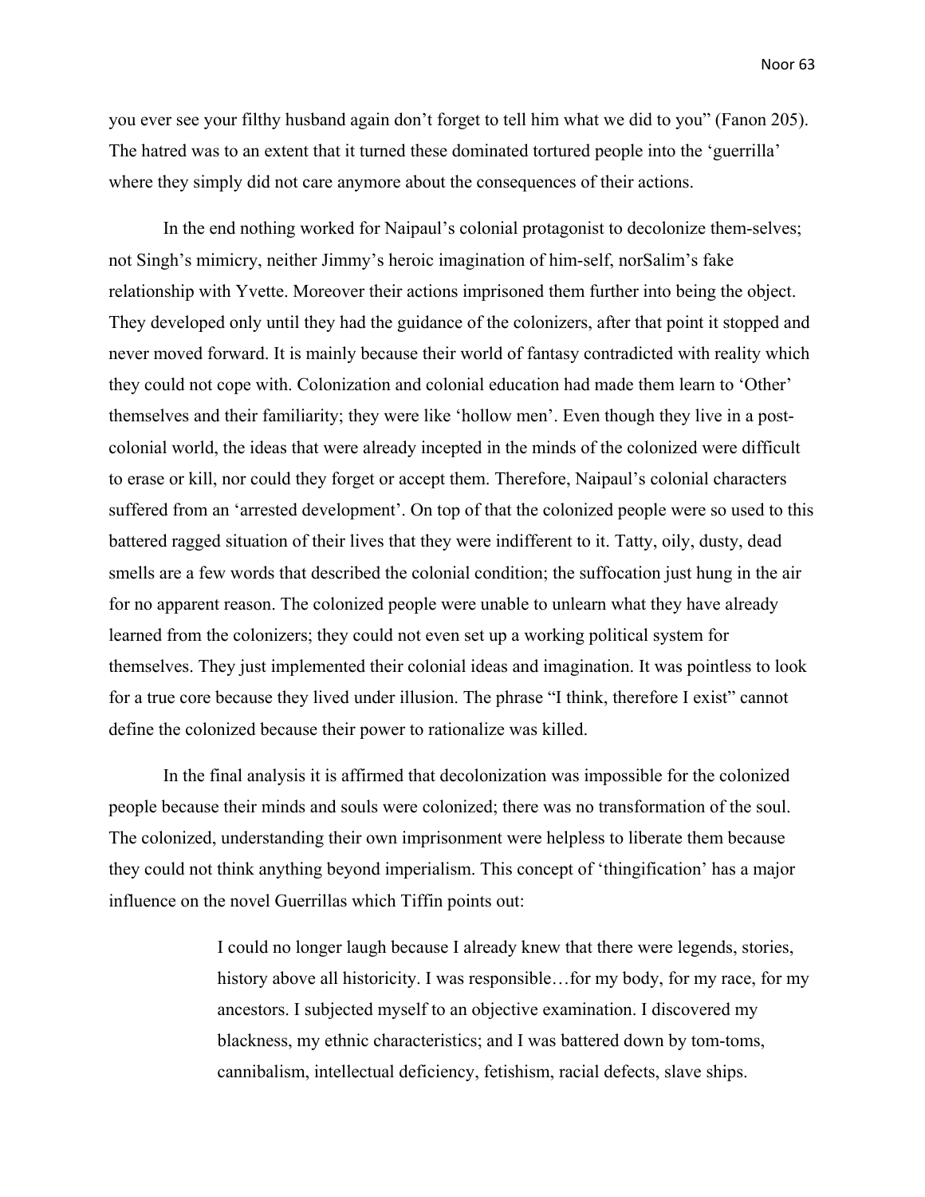you ever see your filthy husband again don't forget to tell him what we did to you" (Fanon 205). The hatred was to an extent that it turned these dominated tortured people into the 'guerrilla' where they simply did not care anymore about the consequences of their actions.

In the end nothing worked for Naipaul's colonial protagonist to decolonize them-selves; not Singh's mimicry, neither Jimmy's heroic imagination of him-self, norSalim's fake relationship with Yvette. Moreover their actions imprisoned them further into being the object. They developed only until they had the guidance of the colonizers, after that point it stopped and never moved forward. It is mainly because their world of fantasy contradicted with reality which they could not cope with. Colonization and colonial education had made them learn to 'Other' themselves and their familiarity; they were like 'hollow men'. Even though they live in a post-colonial world, the ideas that were already incepted in the minds of the colonized were difficult to erase or kill, nor could they forget or accept them. Therefore, Naipaul's colonial characters suffered from an 'arrested development'. On top of that the colonized people were so used to this battered ragged situation of their lives that they were indifferent to it. Tatty, oily, dusty, dead smells are a few words that described the colonial condition; the suffocation just hung in the air for no apparent reason. The colonized people were unable to unlearn what they have already learned from the colonizers; they could not even set up a working political system for themselves. They just implemented their colonial ideas and imagination. It was pointless to look for a true core because they lived under illusion. The phrase "I think, therefore I exist" cannot define the colonized because their power to rationalize was killed.

In the final analysis it is affirmed that decolonization was impossible for the colonized people because their minds and souls were colonized; there was no transformation of the soul. The colonized, understanding their own imprisonment were helpless to liberate them because they could not think anything beyond imperialism. This concept of 'thingification' has a major influence on the novel Guerrillas which Tiffin points out:

> I could no longer laugh because I already knew that there were legends, stories, history above all historicity. I was responsible…for my body, for my race, for my ancestors. I subjected myself to an objective examination. I discovered my blackness, my ethnic characteristics; and I was battered down by tom-toms, cannibalism, intellectual deficiency, fetishism, racial defects, slave ships.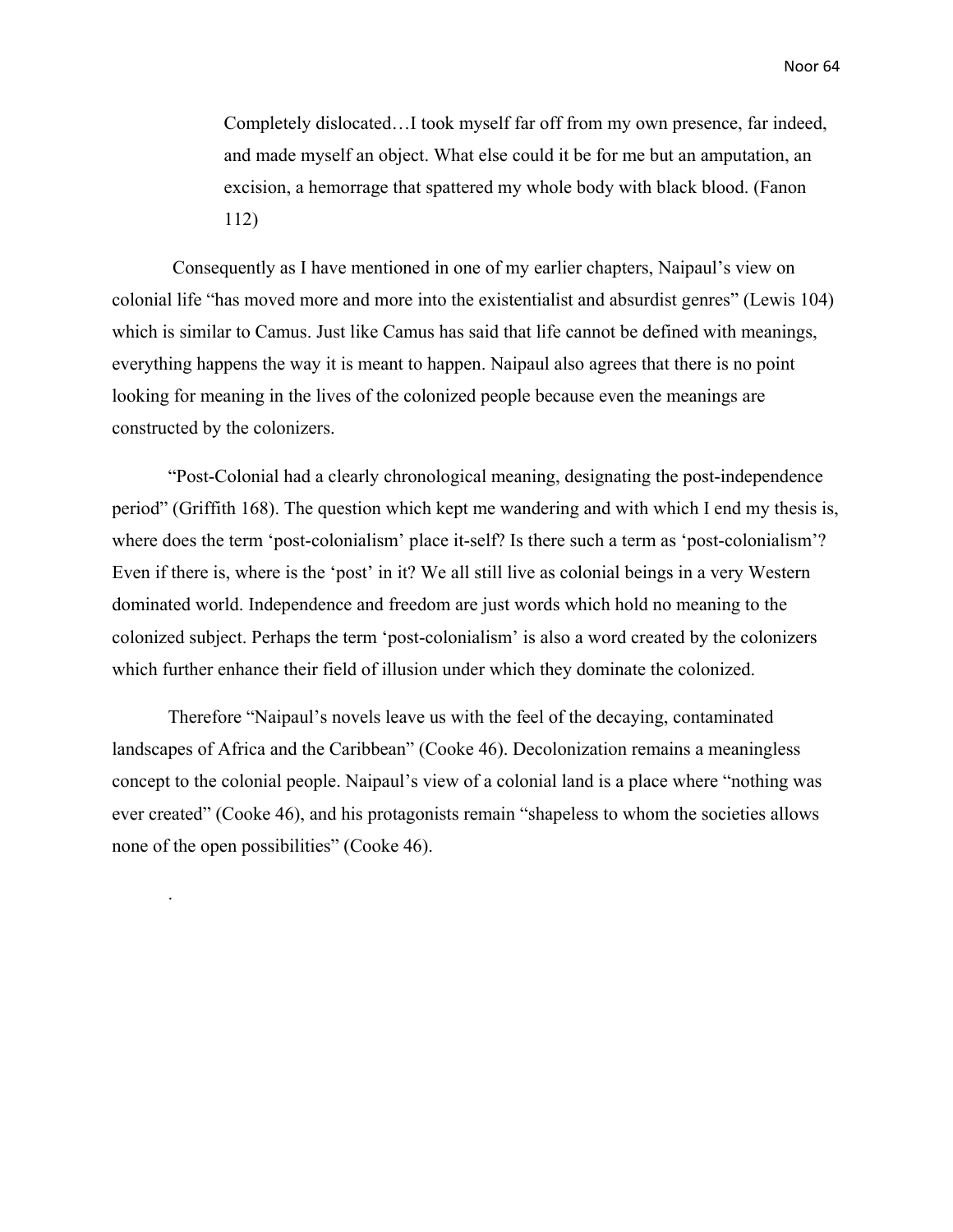> Completely dislocated…I took myself far off from my own presence, far indeed, and made myself an object. What else could it be for me but an amputation, an excision, a hemorrage that spattered my whole body with black blood. (Fanon 112)

Consequently as I have mentioned in one of my earlier chapters, Naipaul's view on colonial life "has moved more and more into the existentialist and absurdist genres" (Lewis 104) which is similar to Camus. Just like Camus has said that life cannot be defined with meanings, everything happens the way it is meant to happen. Naipaul also agrees that there is no point looking for meaning in the lives of the colonized people because even the meanings are constructed by the colonizers.

"Post-Colonial had a clearly chronological meaning, designating the post-independence period" (Griffith 168). The question which kept me wandering and with which I end my thesis is, where does the term 'post-colonialism' place it-self? Is there such a term as 'post-colonialism'? Even if there is, where is the 'post' in it? We all still live as colonial beings in a very Western dominated world. Independence and freedom are just words which hold no meaning to the colonized subject. Perhaps the term 'post-colonialism' is also a word created by the colonizers which further enhance their field of illusion under which they dominate the colonized.

Therefore "Naipaul's novels leave us with the feel of the decaying, contaminated landscapes of Africa and the Caribbean" (Cooke 46). Decolonization remains a meaningless concept to the colonial people. Naipaul's view of a colonial land is a place where "nothing was ever created" (Cooke 46), and his protagonists remain "shapeless to whom the societies allows none of the open possibilities" (Cooke 46).

.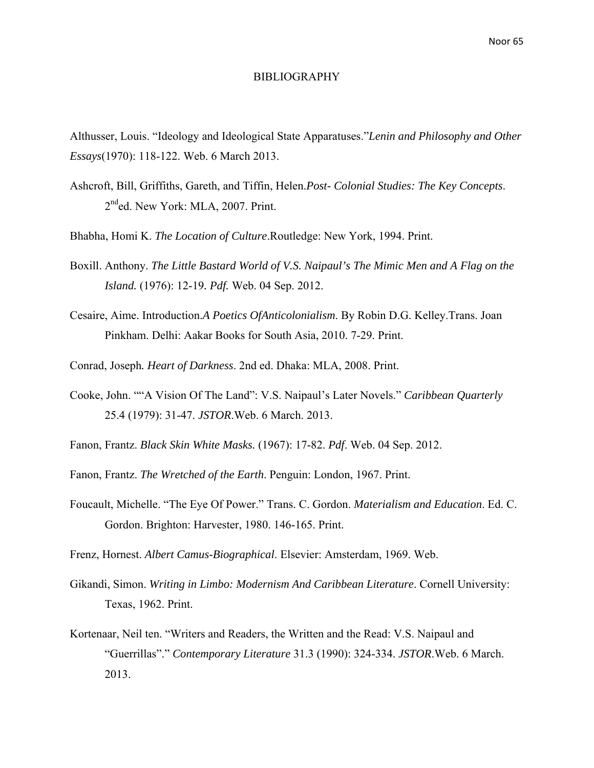# BIBLIOGRAPHY

Althusser, Louis. “Ideology and Ideological State Apparatuses.”*Lenin and Philosophy and Other Essays*(1970): 118-122. Web. 6 March 2013.

Ashcroft, Bill, Griffiths, Gareth, and Tiffin, Helen.*Post- Colonial Studies: The Key Concepts*. 2nded. New York: MLA, 2007. Print.

Bhabha, Homi K. *The Location of Culture*.Routledge: New York, 1994. Print.

Boxill. Anthony. *The Little Bastard World of V.S. Naipaul’s The Mimic Men and A Flag on the Island.* (1976): 12-19. *Pdf.* Web. 04 Sep. 2012.

Cesaire, Aime. Introduction.*A Poetics OfAnticolonialism*. By Robin D.G. Kelley.Trans. Joan Pinkham. Delhi: Aakar Books for South Asia, 2010. 7-29. Print.

Conrad, Joseph*.* *Heart of Darkness*. 2nd ed. Dhaka: MLA, 2008. Print.

Cooke, John. ““A Vision Of The Land”: V.S. Naipaul’s Later Novels.” *Caribbean Quarterly* 25.4 (1979): 31-47. *JSTOR*.Web. 6 March. 2013.

Fanon, Frantz. *Black Skin White Masks.* (1967): 17-82. *Pdf*. Web. 04 Sep. 2012.

Fanon, Frantz. *The Wretched of the Earth*. Penguin: London, 1967. Print.

Foucault, Michelle. “The Eye Of Power.” Trans. C. Gordon. *Materialism and Education*. Ed. C. Gordon. Brighton: Harvester, 1980. 146-165. Print.

Frenz, Hornest. *Albert Camus-Biographical*. Elsevier: Amsterdam, 1969. Web.

Gikandi, Simon. *Writing in Limbo: Modernism And Caribbean Literature*. Cornell University: Texas, 1962. Print.

Kortenaar, Neil ten. “Writers and Readers, the Written and the Read: V.S. Naipaul and “Guerrillas”.” *Contemporary Literature* 31.3 (1990): 324-334. *JSTOR*.Web. 6 March. 2013.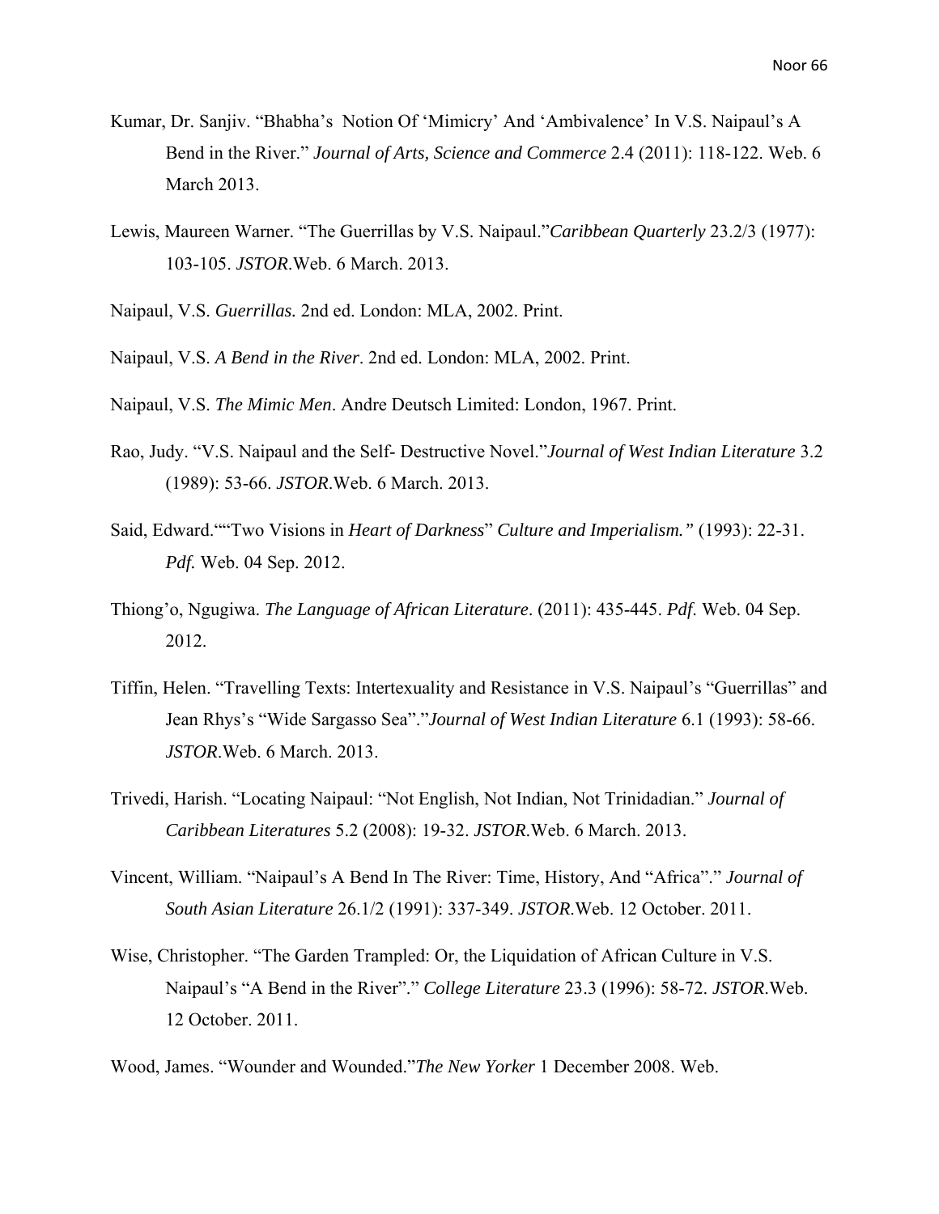Kumar, Dr. Sanjiv. "Bhabha's  Notion Of 'Mimicry' And 'Ambivalence' In V.S. Naipaul's A Bend in the River." *Journal of Arts, Science and Commerce* 2.4 (2011): 118-122. Web. 6 March 2013.

Lewis, Maureen Warner. "The Guerrillas by V.S. Naipaul."*Caribbean Quarterly* 23.2/3 (1977): 103-105. *JSTOR*.Web. 6 March. 2013.

Naipaul, V.S. *Guerrillas.* 2nd ed. London: MLA, 2002. Print.

Naipaul, V.S. *A Bend in the River*. 2nd ed. London: MLA, 2002. Print.

Naipaul, V.S. *The Mimic Men*. Andre Deutsch Limited: London, 1967. Print.

Rao, Judy. "V.S. Naipaul and the Self- Destructive Novel."*Journal of West Indian Literature* 3.2 (1989): 53-66. *JSTOR*.Web. 6 March. 2013.

Said, Edward.""Two Visions in *Heart of Darkness*" *Culture and Imperialism."* (1993): 22-31. *Pdf.* Web. 04 Sep. 2012.

Thiong'o, Ngugiwa. *The Language of African Literature*. (2011): 435-445. *Pdf.* Web. 04 Sep. 2012.

Tiffin, Helen. "Travelling Texts: Intertexuality and Resistance in V.S. Naipaul's "Guerrillas" and Jean Rhys's "Wide Sargasso Sea"."*Journal of West Indian Literature* 6.1 (1993): 58-66. *JSTOR*.Web. 6 March. 2013.

Trivedi, Harish. "Locating Naipaul: "Not English, Not Indian, Not Trinidadian." *Journal of Caribbean Literatures* 5.2 (2008): 19-32. *JSTOR*.Web. 6 March. 2013.

Vincent, William. "Naipaul's A Bend In The River: Time, History, And "Africa"." *Journal of South Asian Literature* 26.1/2 (1991): 337-349. *JSTOR*.Web. 12 October. 2011.

Wise, Christopher. "The Garden Trampled: Or, the Liquidation of African Culture in V.S. Naipaul's "A Bend in the River"." *College Literature* 23.3 (1996): 58-72. *JSTOR*.Web. 12 October. 2011.

Wood, James. "Wounder and Wounded."*The New Yorker* 1 December 2008. Web.